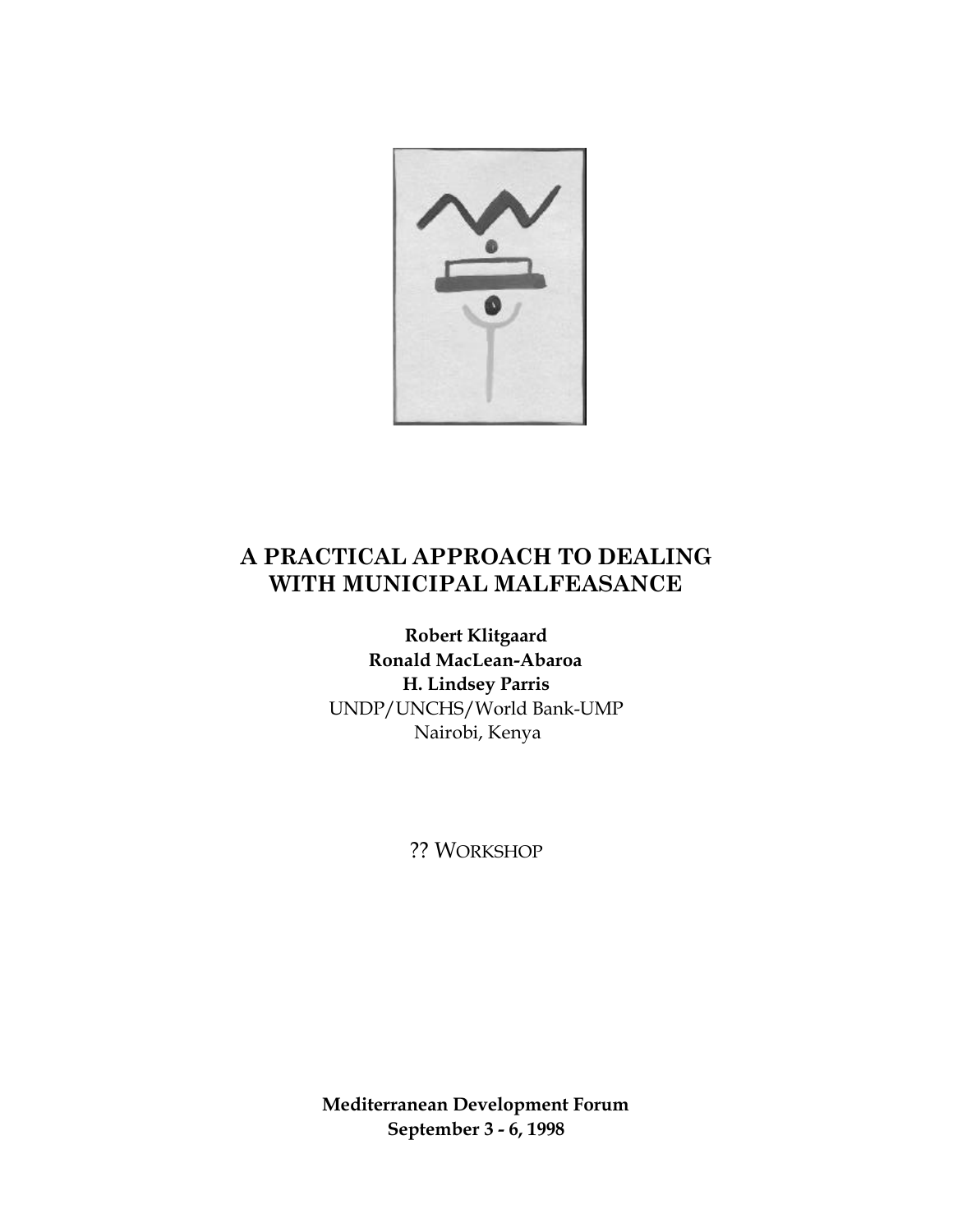# A PRACTICAL APPROACH TO DEALING WITH MUNICIPAL MALFEASANCE

**Robert Klitgaard**
**Ronald MacLean-Abaroa**
**H. Lindsey Parris**
UNDP/UNCHS/World Bank-UMP
Nairobi, Kenya

?? WORKSHOP

**Mediterranean Development Forum**
**September 3 - 6, 1998**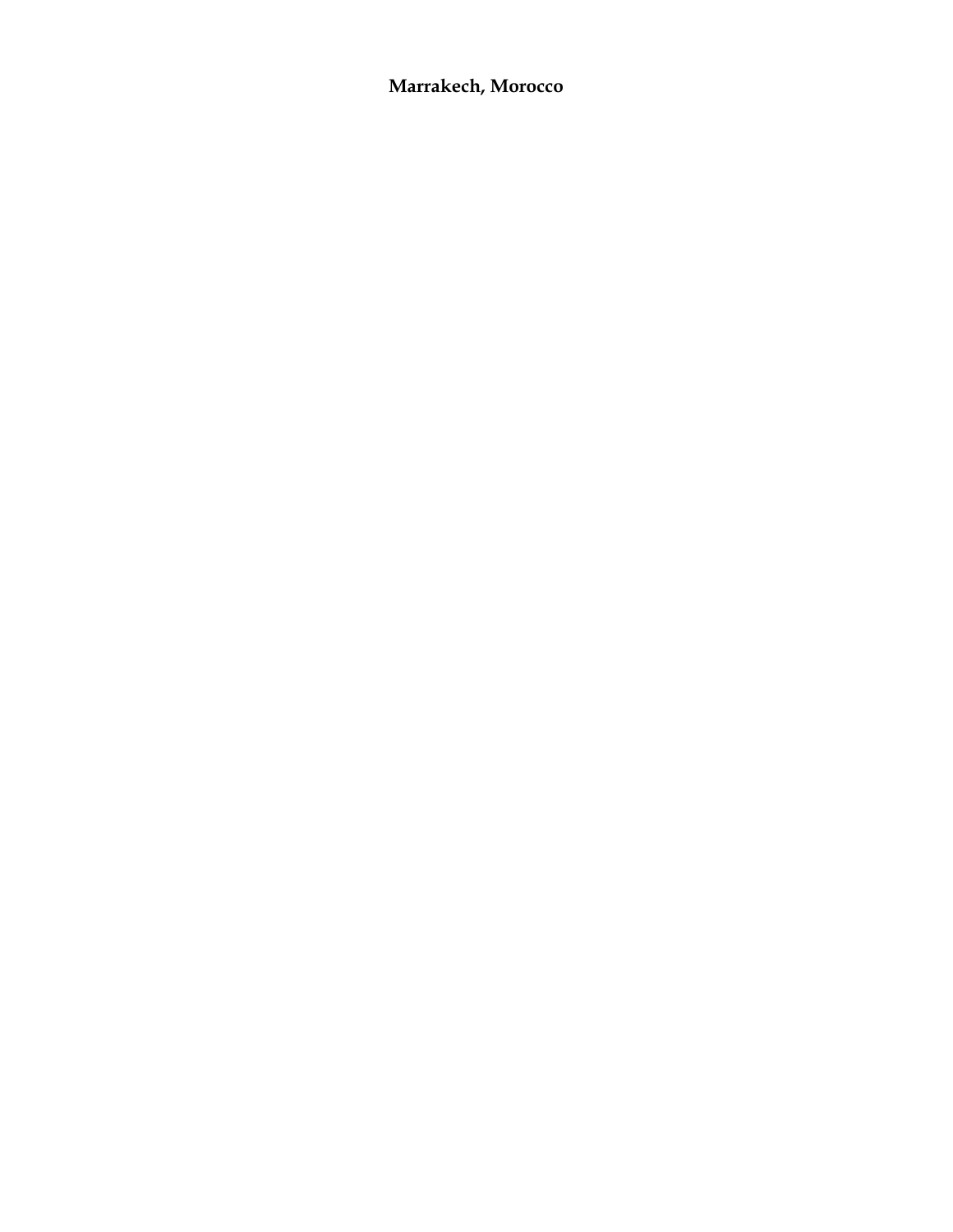**Marrakech, Morocco**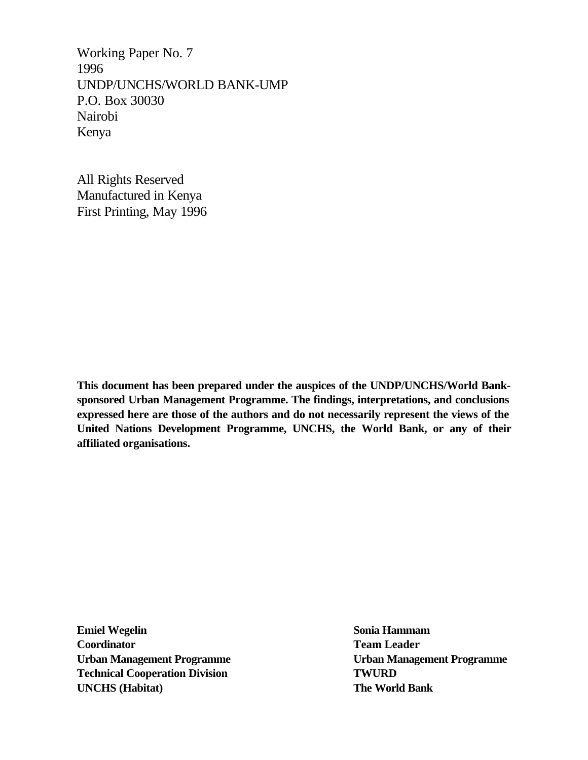Working Paper No. 7
1996
UNDP/UNCHS/WORLD BANK-UMP
P.O. Box 30030
Nairobi
Kenya

All Rights Reserved
Manufactured in Kenya
First Printing, May 1996

**This document has been prepared under the auspices of the UNDP/UNCHS/World Bank-sponsored Urban Management Programme. The findings, interpretations, and conclusions expressed here are those of the authors and do not necessarily represent the views of the United Nations Development Programme, UNCHS, the World Bank, or any of their affiliated organisations.**

**Emiel Wegelin**
**Coordinator**
**Urban Management Programme**
**Technical Cooperation Division**
**UNCHS (Habitat)**

**Sonia Hammam**
**Team Leader**
**Urban Management Programme**
**TWURD**
**The World Bank**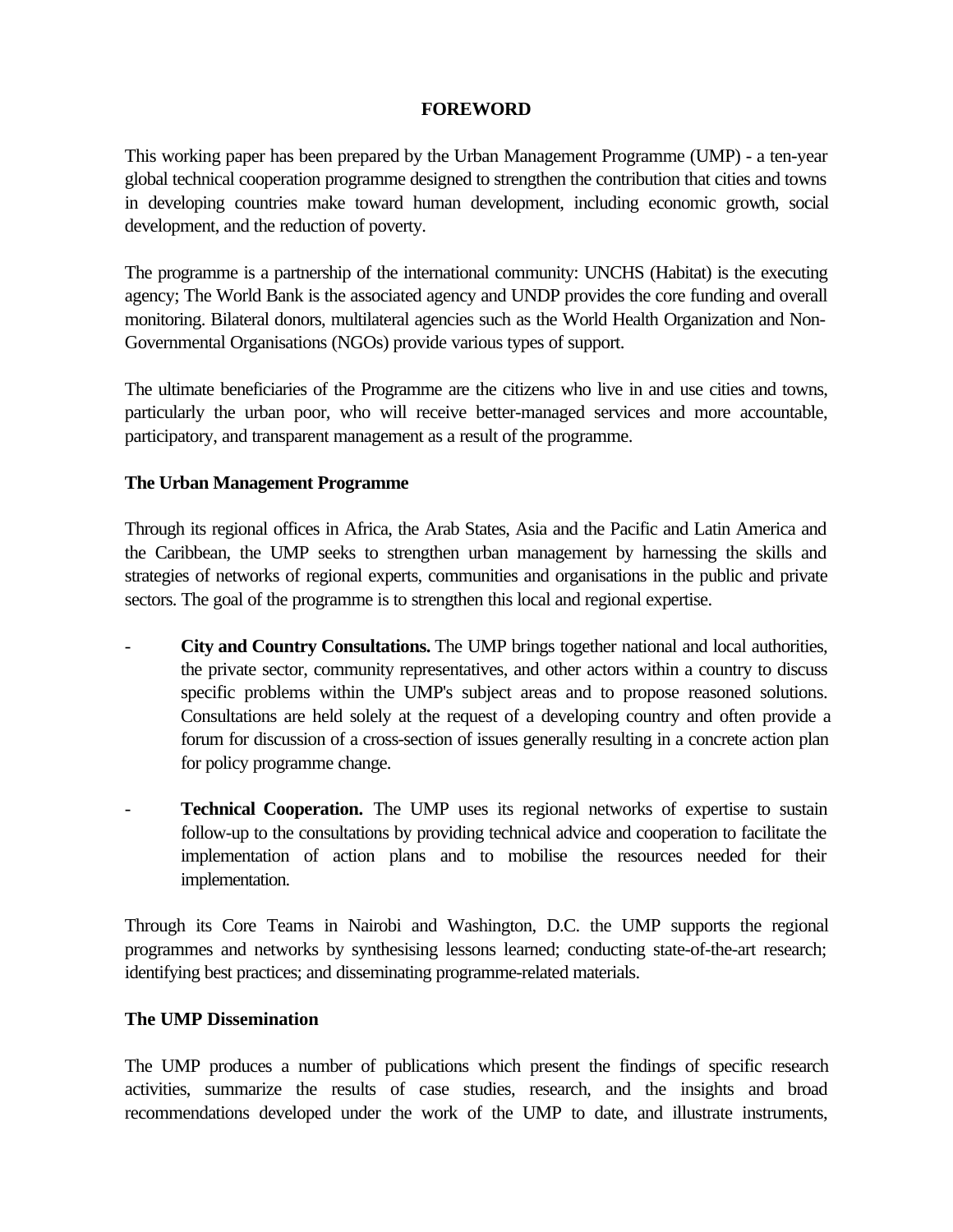# FOREWORD

This working paper has been prepared by the Urban Management Programme (UMP) - a ten-year global technical cooperation programme designed to strengthen the contribution that cities and towns in developing countries make toward human development, including economic growth, social development, and the reduction of poverty.

The programme is a partnership of the international community: UNCHS (Habitat) is the executing agency; The World Bank is the associated agency and UNDP provides the core funding and overall monitoring. Bilateral donors, multilateral agencies such as the World Health Organization and Non-Governmental Organisations (NGOs) provide various types of support.

The ultimate beneficiaries of the Programme are the citizens who live in and use cities and towns, particularly the urban poor, who will receive better-managed services and more accountable, participatory, and transparent management as a result of the programme.

## The Urban Management Programme

Through its regional offices in Africa, the Arab States, Asia and the Pacific and Latin America and the Caribbean, the UMP seeks to strengthen urban management by harnessing the skills and strategies of networks of regional experts, communities and organisations in the public and private sectors. The goal of the programme is to strengthen this local and regional expertise.

- **City and Country Consultations.** The UMP brings together national and local authorities, the private sector, community representatives, and other actors within a country to discuss specific problems within the UMP's subject areas and to propose reasoned solutions. Consultations are held solely at the request of a developing country and often provide a forum for discussion of a cross-section of issues generally resulting in a concrete action plan for policy programme change.

- **Technical Cooperation.** The UMP uses its regional networks of expertise to sustain follow-up to the consultations by providing technical advice and cooperation to facilitate the implementation of action plans and to mobilise the resources needed for their implementation.

Through its Core Teams in Nairobi and Washington, D.C. the UMP supports the regional programmes and networks by synthesising lessons learned; conducting state-of-the-art research; identifying best practices; and disseminating programme-related materials.

## The UMP Dissemination

The UMP produces a number of publications which present the findings of specific research activities, summarize the results of case studies, research, and the insights and broad recommendations developed under the work of the UMP to date, and illustrate instruments,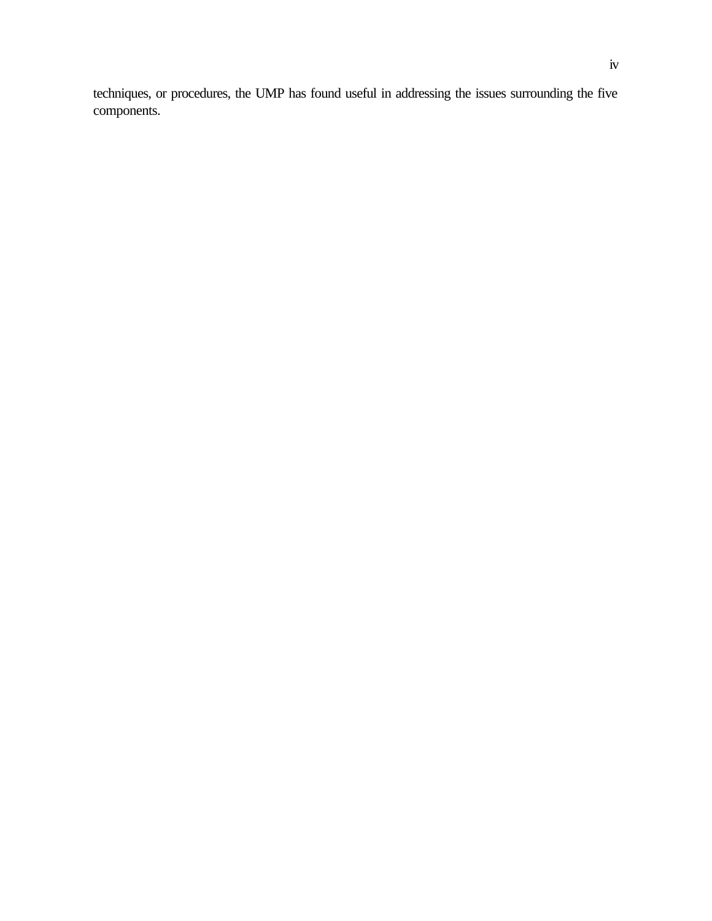techniques, or procedures, the UMP has found useful in addressing the issues surrounding the five components.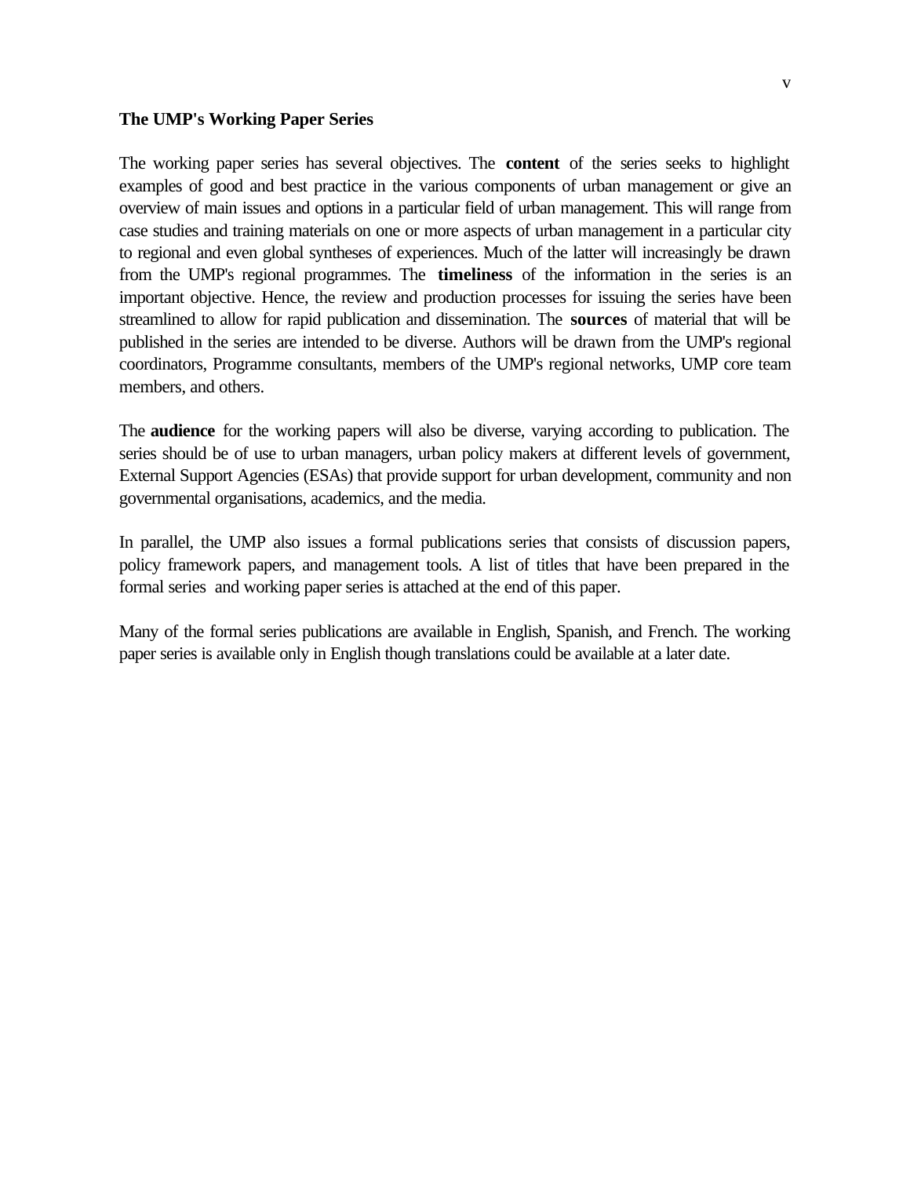## The UMP's Working Paper Series

The working paper series has several objectives. The **content** of the series seeks to highlight examples of good and best practice in the various components of urban management or give an overview of main issues and options in a particular field of urban management. This will range from case studies and training materials on one or more aspects of urban management in a particular city to regional and even global syntheses of experiences. Much of the latter will increasingly be drawn from the UMP's regional programmes. The **timeliness** of the information in the series is an important objective. Hence, the review and production processes for issuing the series have been streamlined to allow for rapid publication and dissemination. The **sources** of material that will be published in the series are intended to be diverse. Authors will be drawn from the UMP's regional coordinators, Programme consultants, members of the UMP's regional networks, UMP core team members, and others.

The **audience** for the working papers will also be diverse, varying according to publication. The series should be of use to urban managers, urban policy makers at different levels of government, External Support Agencies (ESAs) that provide support for urban development, community and non governmental organisations, academics, and the media.

In parallel, the UMP also issues a formal publications series that consists of discussion papers, policy framework papers, and management tools. A list of titles that have been prepared in the formal series and working paper series is attached at the end of this paper.

Many of the formal series publications are available in English, Spanish, and French. The working paper series is available only in English though translations could be available at a later date.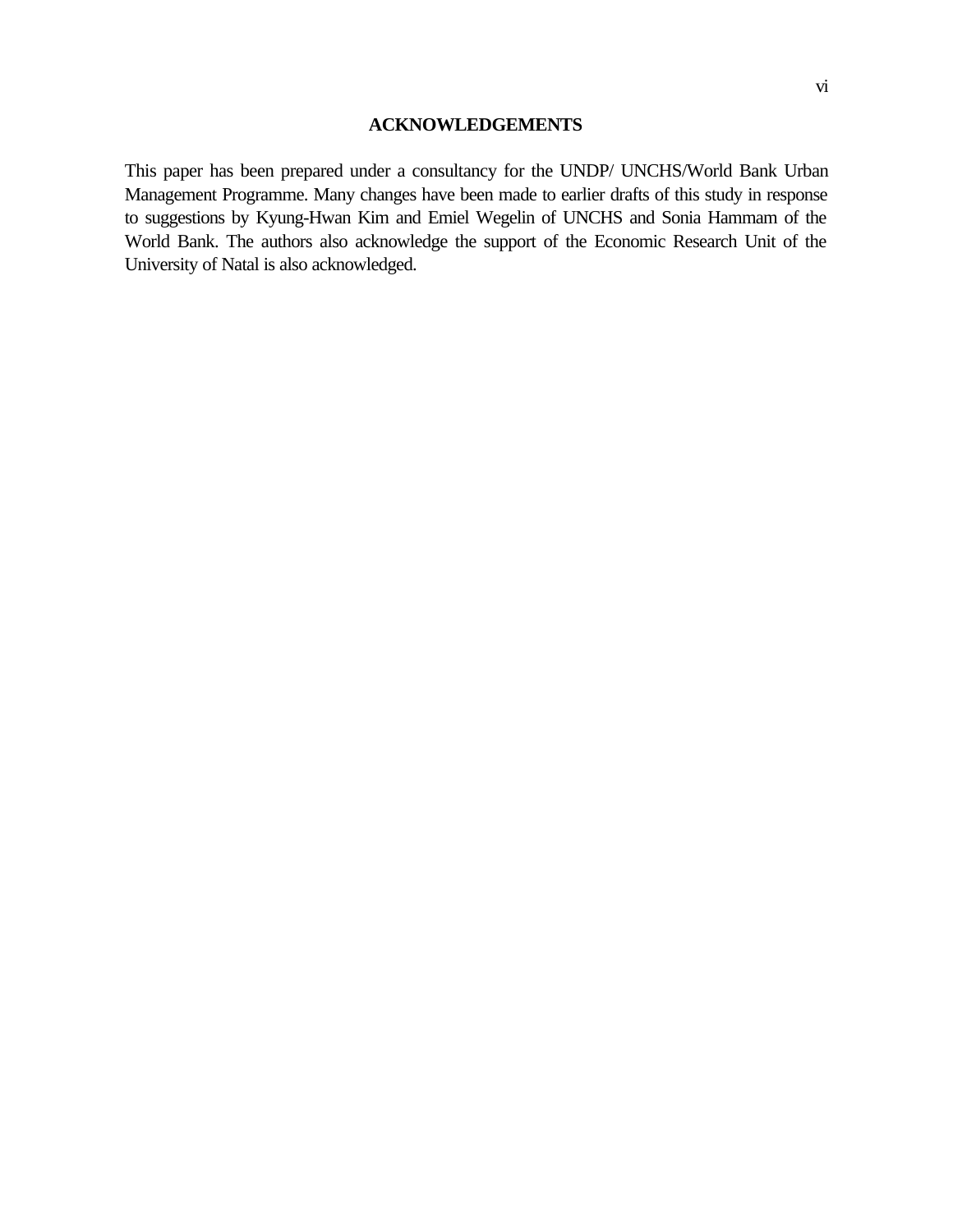## ACKNOWLEDGEMENTS

This paper has been prepared under a consultancy for the UNDP/ UNCHS/World Bank Urban Management Programme. Many changes have been made to earlier drafts of this study in response to suggestions by Kyung-Hwan Kim and Emiel Wegelin of UNCHS and Sonia Hammam of the World Bank. The authors also acknowledge the support of the Economic Research Unit of the University of Natal is also acknowledged.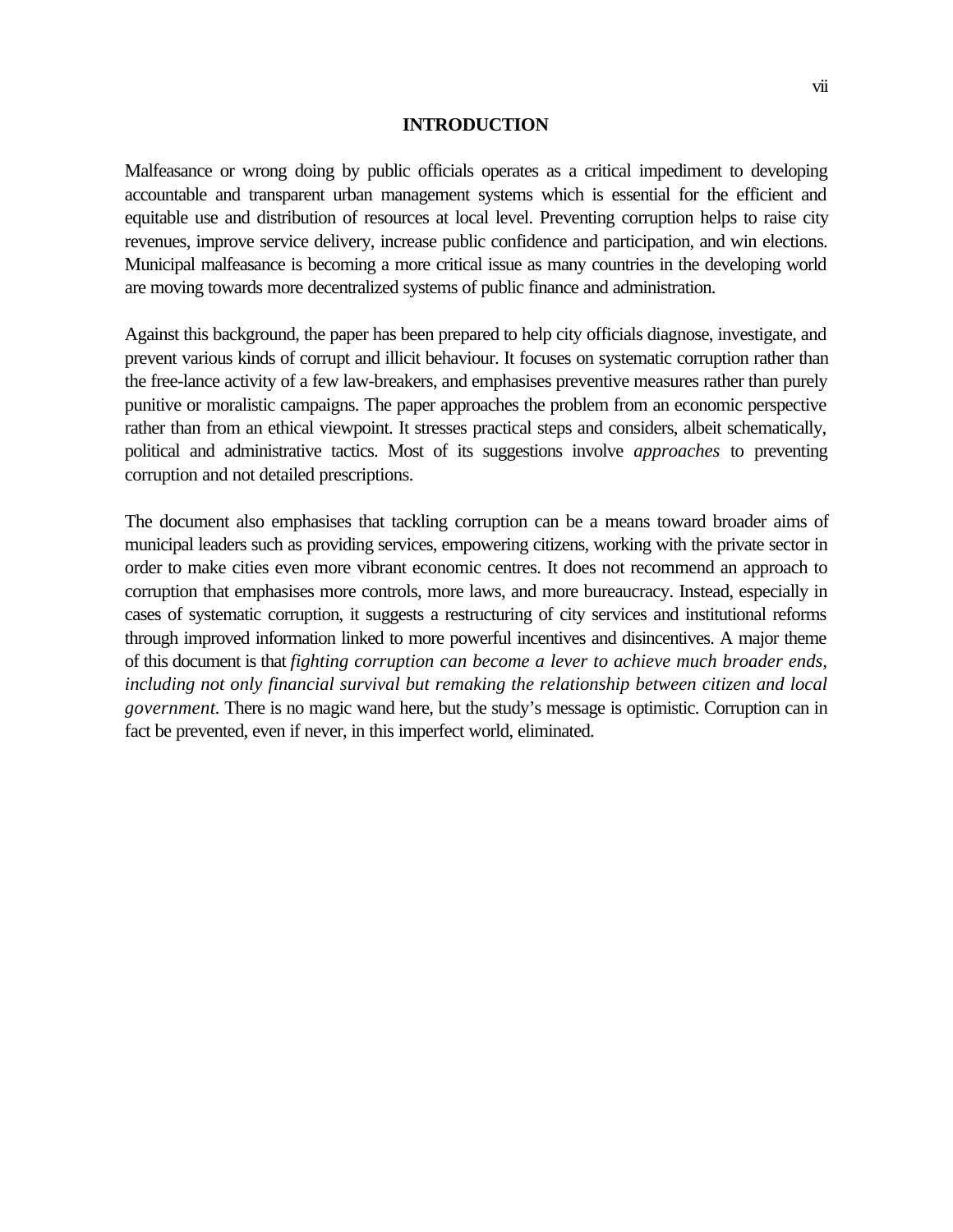# INTRODUCTION

Malfeasance or wrong doing by public officials operates as a critical impediment to developing accountable and transparent urban management systems which is essential for the efficient and equitable use and distribution of resources at local level. Preventing corruption helps to raise city revenues, improve service delivery, increase public confidence and participation, and win elections. Municipal malfeasance is becoming a more critical issue as many countries in the developing world are moving towards more decentralized systems of public finance and administration.

Against this background, the paper has been prepared to help city officials diagnose, investigate, and prevent various kinds of corrupt and illicit behaviour. It focuses on systematic corruption rather than the free-lance activity of a few law-breakers, and emphasises preventive measures rather than purely punitive or moralistic campaigns. The paper approaches the problem from an economic perspective rather than from an ethical viewpoint. It stresses practical steps and considers, albeit schematically, political and administrative tactics. Most of its suggestions involve *approaches* to preventing corruption and not detailed prescriptions.

The document also emphasises that tackling corruption can be a means toward broader aims of municipal leaders such as providing services, empowering citizens, working with the private sector in order to make cities even more vibrant economic centres. It does not recommend an approach to corruption that emphasises more controls, more laws, and more bureaucracy. Instead, especially in cases of systematic corruption, it suggests a restructuring of city services and institutional reforms through improved information linked to more powerful incentives and disincentives. A major theme of this document is that *fighting corruption can become a lever to achieve much broader ends, including not only financial survival but remaking the relationship between citizen and local government*. There is no magic wand here, but the study's message is optimistic. Corruption can in fact be prevented, even if never, in this imperfect world, eliminated.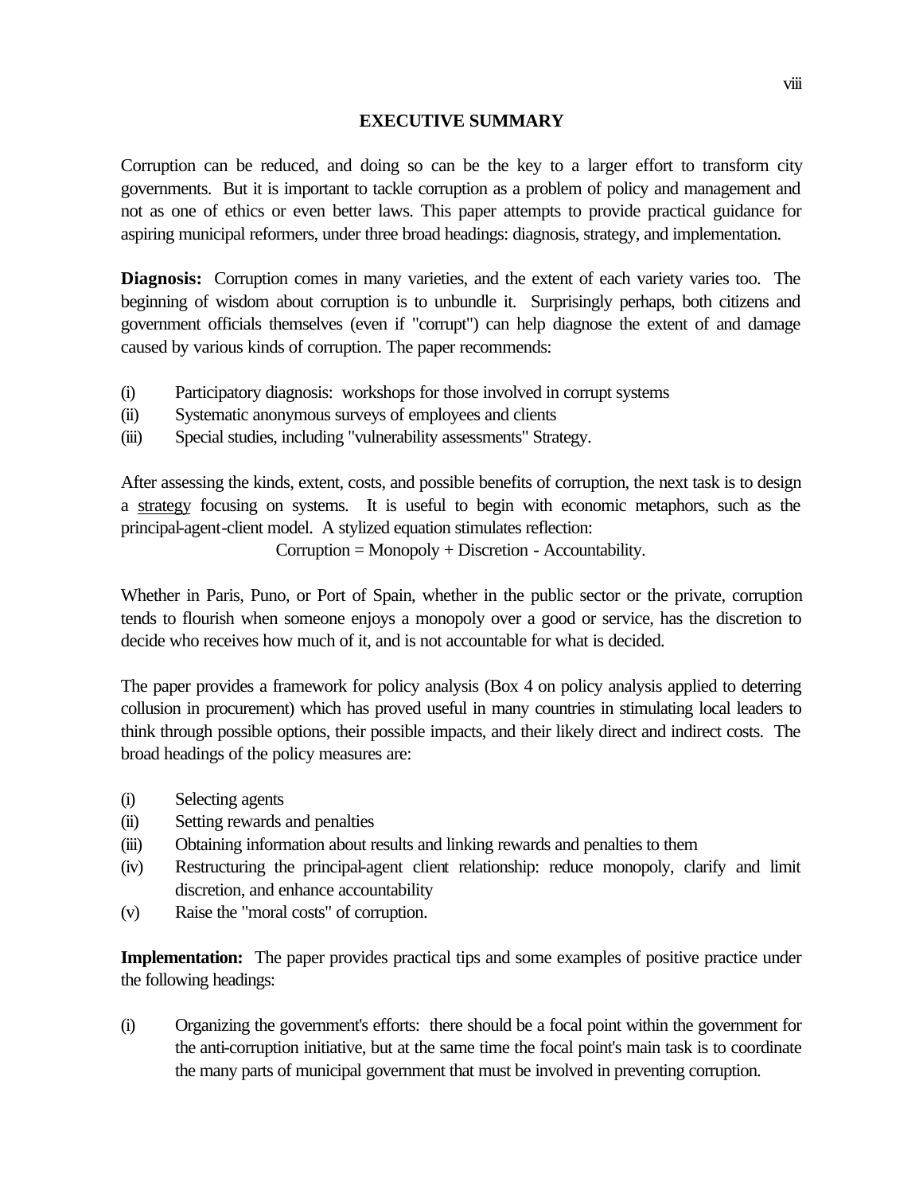## EXECUTIVE SUMMARY

Corruption can be reduced, and doing so can be the key to a larger effort to transform city governments. But it is important to tackle corruption as a problem of policy and management and not as one of ethics or even better laws. This paper attempts to provide practical guidance for aspiring municipal reformers, under three broad headings: diagnosis, strategy, and implementation.

**Diagnosis:** Corruption comes in many varieties, and the extent of each variety varies too. The beginning of wisdom about corruption is to unbundle it. Surprisingly perhaps, both citizens and government officials themselves (even if "corrupt") can help diagnose the extent of and damage caused by various kinds of corruption. The paper recommends:

(i) Participatory diagnosis: workshops for those involved in corrupt systems
(ii) Systematic anonymous surveys of employees and clients
(iii) Special studies, including "vulnerability assessments" Strategy.

After assessing the kinds, extent, costs, and possible benefits of corruption, the next task is to design a strategy focusing on systems. It is useful to begin with economic metaphors, such as the principal-agent-client model. A stylized equation stimulates reflection:

Corruption = Monopoly + Discretion - Accountability.

Whether in Paris, Puno, or Port of Spain, whether in the public sector or the private, corruption tends to flourish when someone enjoys a monopoly over a good or service, has the discretion to decide who receives how much of it, and is not accountable for what is decided.

The paper provides a framework for policy analysis (Box 4 on policy analysis applied to deterring collusion in procurement) which has proved useful in many countries in stimulating local leaders to think through possible options, their possible impacts, and their likely direct and indirect costs. The broad headings of the policy measures are:

(i) Selecting agents
(ii) Setting rewards and penalties
(iii) Obtaining information about results and linking rewards and penalties to them
(iv) Restructuring the principal-agent client relationship: reduce monopoly, clarify and limit discretion, and enhance accountability
(v) Raise the "moral costs" of corruption.

**Implementation:** The paper provides practical tips and some examples of positive practice under the following headings:

(i) Organizing the government's efforts: there should be a focal point within the government for the anti-corruption initiative, but at the same time the focal point's main task is to coordinate the many parts of municipal government that must be involved in preventing corruption.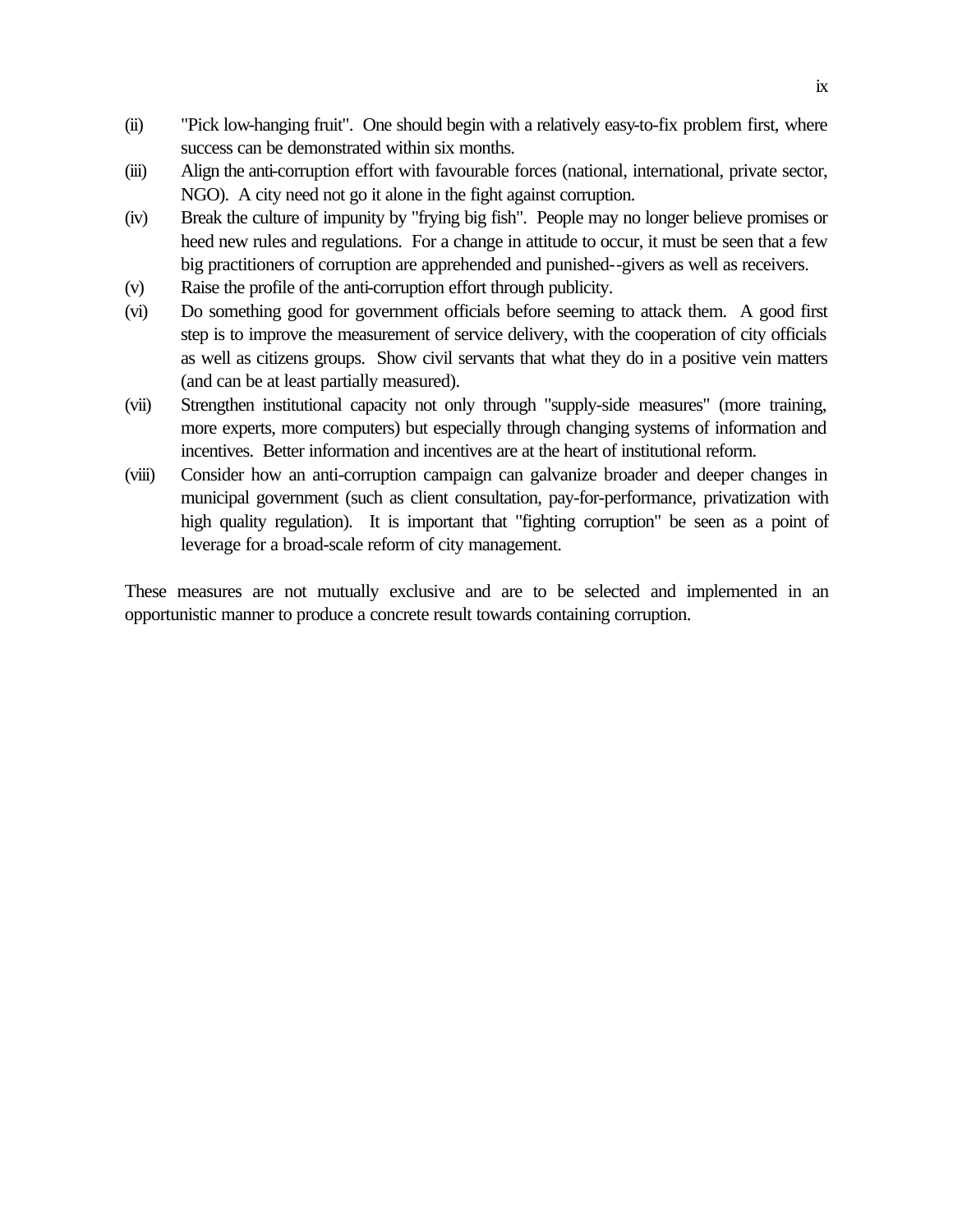(ii) "Pick low-hanging fruit". One should begin with a relatively easy-to-fix problem first, where success can be demonstrated within six months.

(iii) Align the anti-corruption effort with favourable forces (national, international, private sector, NGO). A city need not go it alone in the fight against corruption.

(iv) Break the culture of impunity by "frying big fish". People may no longer believe promises or heed new rules and regulations. For a change in attitude to occur, it must be seen that a few big practitioners of corruption are apprehended and punished--givers as well as receivers.

(v) Raise the profile of the anti-corruption effort through publicity.

(vi) Do something good for government officials before seeming to attack them. A good first step is to improve the measurement of service delivery, with the cooperation of city officials as well as citizens groups. Show civil servants that what they do in a positive vein matters (and can be at least partially measured).

(vii) Strengthen institutional capacity not only through "supply-side measures" (more training, more experts, more computers) but especially through changing systems of information and incentives. Better information and incentives are at the heart of institutional reform.

(viii) Consider how an anti-corruption campaign can galvanize broader and deeper changes in municipal government (such as client consultation, pay-for-performance, privatization with high quality regulation). It is important that "fighting corruption" be seen as a point of leverage for a broad-scale reform of city management.

These measures are not mutually exclusive and are to be selected and implemented in an opportunistic manner to produce a concrete result towards containing corruption.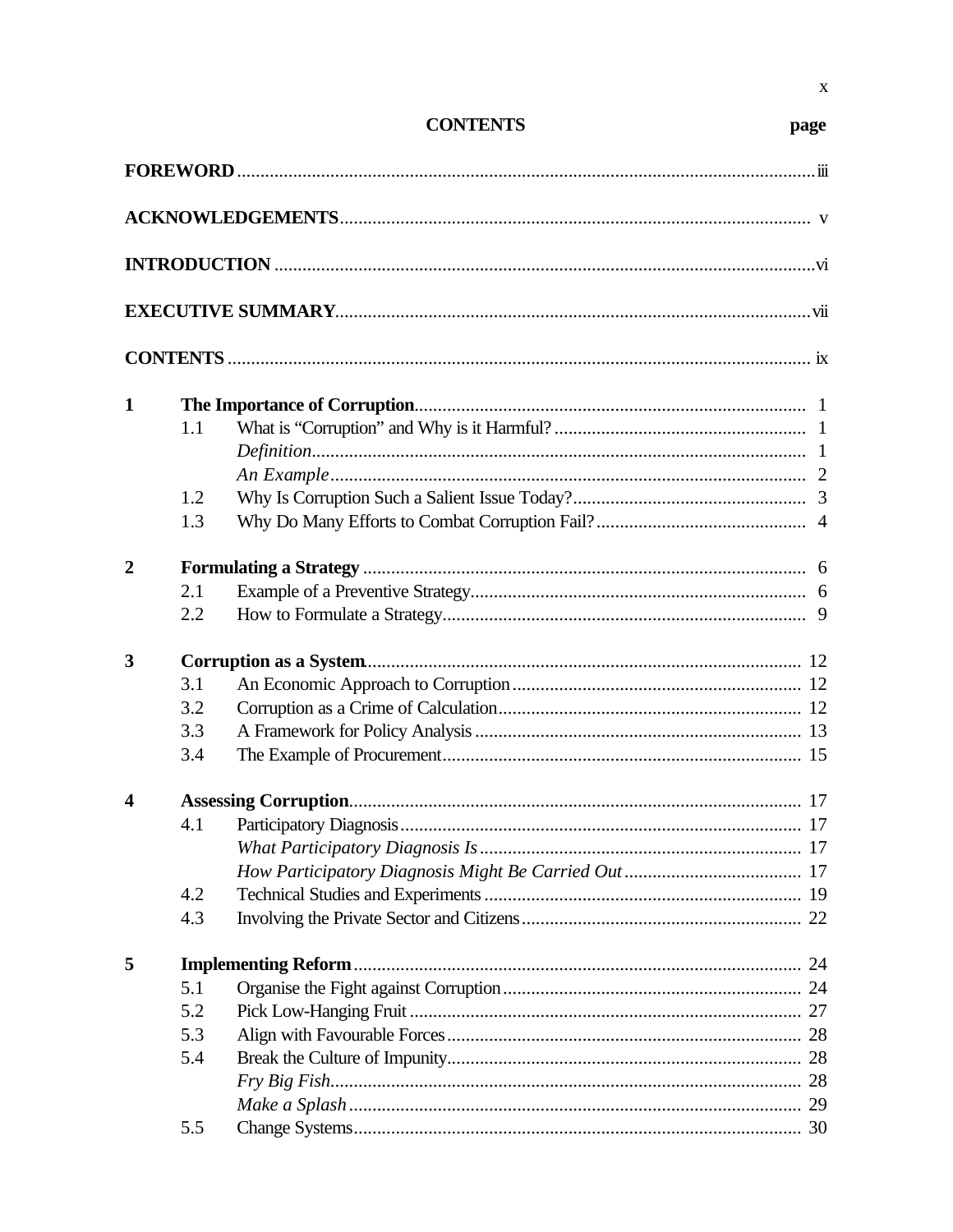# CONTENTS

| | | | page |
|---|---|---|---|
| **FOREWORD** | | | iii |
| **ACKNOWLEDGEMENTS** | | | v |
| **INTRODUCTION** | | | vi |
| **EXECUTIVE SUMMARY** | | | vii |
| **CONTENTS** | | | ix |
| **1** | **The Importance of Corruption** | | 1 |
| | 1.1 | What is "Corruption" and Why is it Harmful? | 1 |
| | | *Definition* | 1 |
| | | *An Example* | 2 |
| | 1.2 | Why Is Corruption Such a Salient Issue Today? | 3 |
| | 1.3 | Why Do Many Efforts to Combat Corruption Fail? | 4 |
| **2** | **Formulating a Strategy** | | 6 |
| | 2.1 | Example of a Preventive Strategy | 6 |
| | 2.2 | How to Formulate a Strategy | 9 |
| **3** | **Corruption as a System** | | 12 |
| | 3.1 | An Economic Approach to Corruption | 12 |
| | 3.2 | Corruption as a Crime of Calculation | 12 |
| | 3.3 | A Framework for Policy Analysis | 13 |
| | 3.4 | The Example of Procurement | 15 |
| **4** | **Assessing Corruption** | | 17 |
| | 4.1 | Participatory Diagnosis | 17 |
| | | *What Participatory Diagnosis Is* | 17 |
| | | *How Participatory Diagnosis Might Be Carried Out* | 17 |
| | 4.2 | Technical Studies and Experiments | 19 |
| | 4.3 | Involving the Private Sector and Citizens | 22 |
| **5** | **Implementing Reform** | | 24 |
| | 5.1 | Organise the Fight against Corruption | 24 |
| | 5.2 | Pick Low-Hanging Fruit | 27 |
| | 5.3 | Align with Favourable Forces | 28 |
| | 5.4 | Break the Culture of Impunity | 28 |
| | | *Fry Big Fish* | 28 |
| | | *Make a Splash* | 29 |
| | 5.5 | Change Systems | 30 |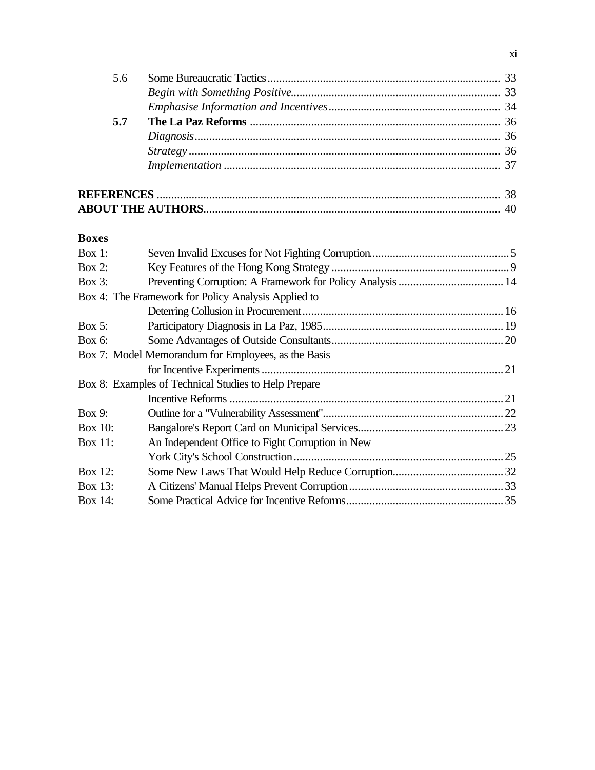| | | |
|---|---|---|
| 5.6 | Some Bureaucratic Tactics | 33 |
| | *Begin with Something Positive* | 33 |
| | *Emphasise Information and Incentives* | 34 |
| **5.7** | **The La Paz Reforms** | 36 |
| | *Diagnosis* | 36 |
| | *Strategy* | 36 |
| | *Implementation* | 37 |

**REFERENCES** ..... 38
**ABOUT THE AUTHORS** ..... 40

**Boxes**

| | | |
|---|---|---|
| Box 1: | Seven Invalid Excuses for Not Fighting Corruption | 5 |
| Box 2: | Key Features of the Hong Kong Strategy | 9 |
| Box 3: | Preventing Corruption: A Framework for Policy Analysis | 14 |
| Box 4: | The Framework for Policy Analysis Applied to Deterring Collusion in Procurement | 16 |
| Box 5: | Participatory Diagnosis in La Paz, 1985 | 19 |
| Box 6: | Some Advantages of Outside Consultants | 20 |
| Box 7: | Model Memorandum for Employees, as the Basis for Incentive Experiments | 21 |
| Box 8: | Examples of Technical Studies to Help Prepare Incentive Reforms | 21 |
| Box 9: | Outline for a "Vulnerability Assessment" | 22 |
| Box 10: | Bangalore's Report Card on Municipal Services | 23 |
| Box 11: | An Independent Office to Fight Corruption in New York City's School Construction | 25 |
| Box 12: | Some New Laws That Would Help Reduce Corruption | 32 |
| Box 13: | A Citizens' Manual Helps Prevent Corruption | 33 |
| Box 14: | Some Practical Advice for Incentive Reforms | 35 |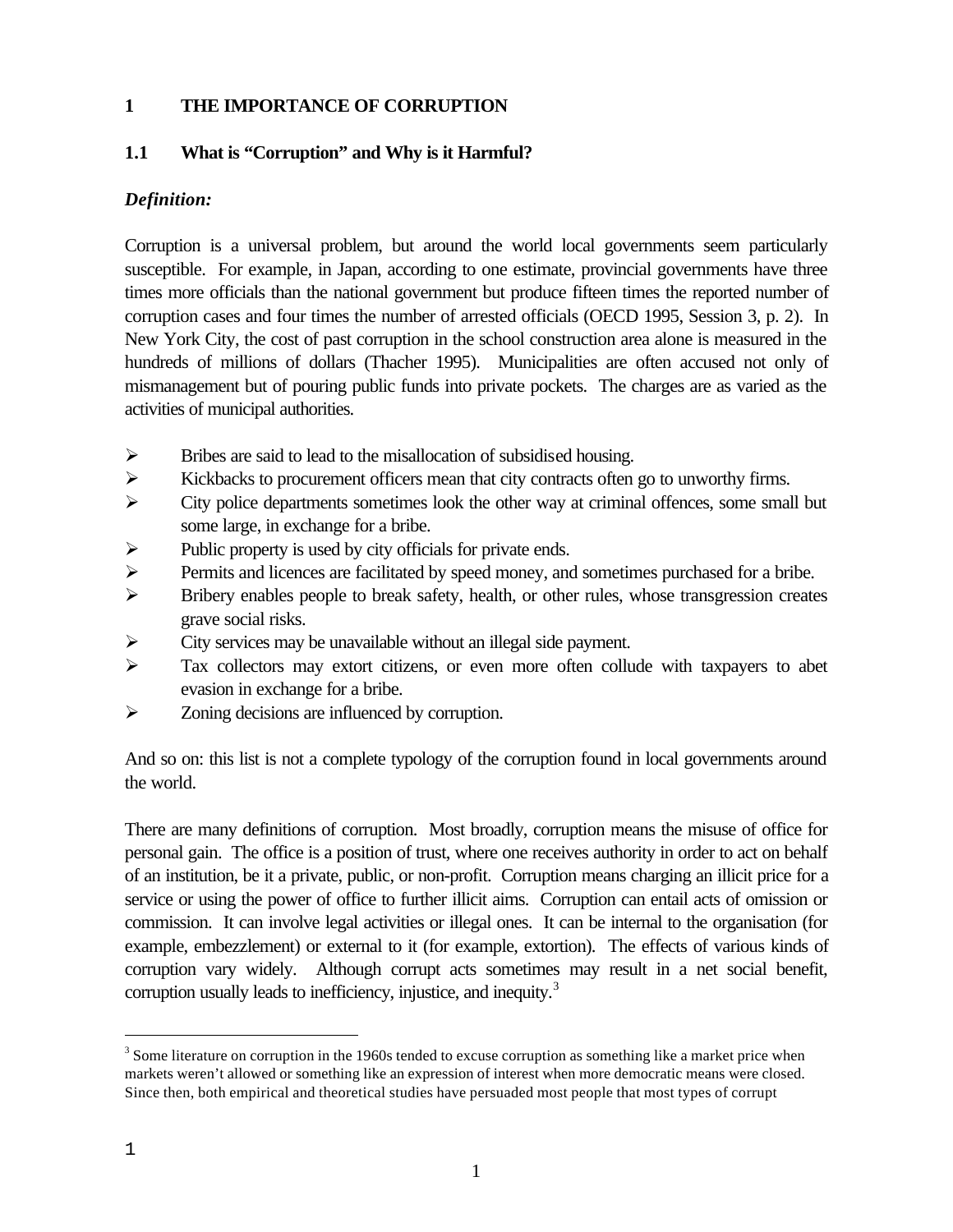# 1 THE IMPORTANCE OF CORRUPTION

## 1.1 What is "Corruption" and Why is it Harmful?

***Definition:***

Corruption is a universal problem, but around the world local governments seem particularly susceptible. For example, in Japan, according to one estimate, provincial governments have three times more officials than the national government but produce fifteen times the reported number of corruption cases and four times the number of arrested officials (OECD 1995, Session 3, p. 2). In New York City, the cost of past corruption in the school construction area alone is measured in the hundreds of millions of dollars (Thacher 1995). Municipalities are often accused not only of mismanagement but of pouring public funds into private pockets. The charges are as varied as the activities of municipal authorities.

- Bribes are said to lead to the misallocation of subsidised housing.
- Kickbacks to procurement officers mean that city contracts often go to unworthy firms.
- City police departments sometimes look the other way at criminal offences, some small but some large, in exchange for a bribe.
- Public property is used by city officials for private ends.
- Permits and licences are facilitated by speed money, and sometimes purchased for a bribe.
- Bribery enables people to break safety, health, or other rules, whose transgression creates grave social risks.
- City services may be unavailable without an illegal side payment.
- Tax collectors may extort citizens, or even more often collude with taxpayers to abet evasion in exchange for a bribe.
- Zoning decisions are influenced by corruption.

And so on: this list is not a complete typology of the corruption found in local governments around the world.

There are many definitions of corruption. Most broadly, corruption means the misuse of office for personal gain. The office is a position of trust, where one receives authority in order to act on behalf of an institution, be it a private, public, or non-profit. Corruption means charging an illicit price for a service or using the power of office to further illicit aims. Corruption can entail acts of omission or commission. It can involve legal activities or illegal ones. It can be internal to the organisation (for example, embezzlement) or external to it (for example, extortion). The effects of various kinds of corruption vary widely. Although corrupt acts sometimes may result in a net social benefit, corruption usually leads to inefficiency, injustice, and inequity.[3]

[3] Some literature on corruption in the 1960s tended to excuse corruption as something like a market price when markets weren't allowed or something like an expression of interest when more democratic means were closed. Since then, both empirical and theoretical studies have persuaded most people that most types of corrupt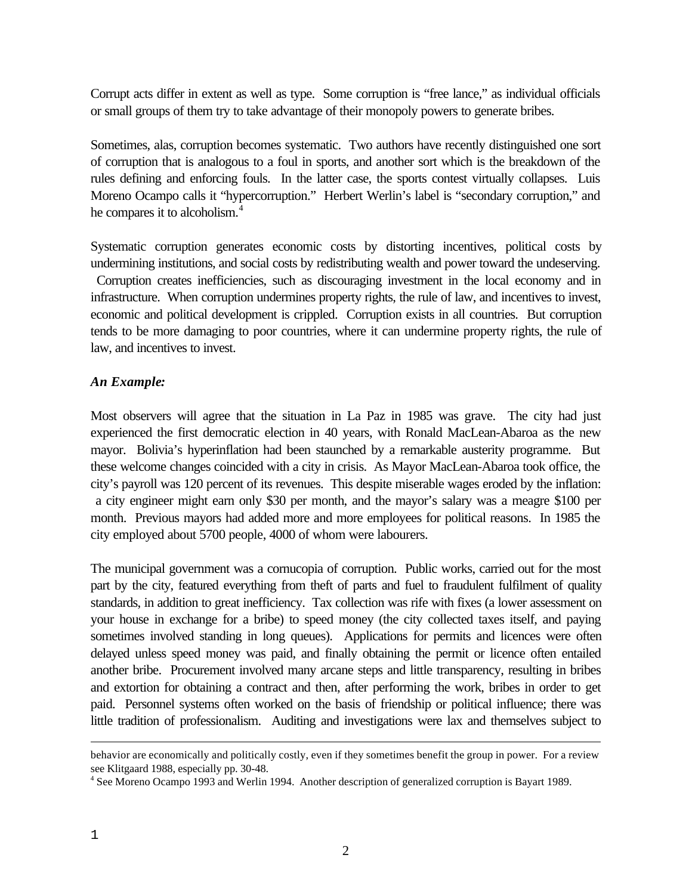Corrupt acts differ in extent as well as type. Some corruption is "free lance," as individual officials or small groups of them try to take advantage of their monopoly powers to generate bribes.

Sometimes, alas, corruption becomes systematic. Two authors have recently distinguished one sort of corruption that is analogous to a foul in sports, and another sort which is the breakdown of the rules defining and enforcing fouls. In the latter case, the sports contest virtually collapses. Luis Moreno Ocampo calls it "hypercorruption." Herbert Werlin's label is "secondary corruption," and he compares it to alcoholism.[4]

Systematic corruption generates economic costs by distorting incentives, political costs by undermining institutions, and social costs by redistributing wealth and power toward the undeserving. Corruption creates inefficiencies, such as discouraging investment in the local economy and in infrastructure. When corruption undermines property rights, the rule of law, and incentives to invest, economic and political development is crippled. Corruption exists in all countries. But corruption tends to be more damaging to poor countries, where it can undermine property rights, the rule of law, and incentives to invest.

***An Example:***

Most observers will agree that the situation in La Paz in 1985 was grave. The city had just experienced the first democratic election in 40 years, with Ronald MacLean-Abaroa as the new mayor. Bolivia's hyperinflation had been staunched by a remarkable austerity programme. But these welcome changes coincided with a city in crisis. As Mayor MacLean-Abaroa took office, the city's payroll was 120 percent of its revenues. This despite miserable wages eroded by the inflation: a city engineer might earn only $30 per month, and the mayor's salary was a meagre $100 per month. Previous mayors had added more and more employees for political reasons. In 1985 the city employed about 5700 people, 4000 of whom were labourers.

The municipal government was a cornucopia of corruption. Public works, carried out for the most part by the city, featured everything from theft of parts and fuel to fraudulent fulfilment of quality standards, in addition to great inefficiency. Tax collection was rife with fixes (a lower assessment on your house in exchange for a bribe) to speed money (the city collected taxes itself, and paying sometimes involved standing in long queues). Applications for permits and licences were often delayed unless speed money was paid, and finally obtaining the permit or licence often entailed another bribe. Procurement involved many arcane steps and little transparency, resulting in bribes and extortion for obtaining a contract and then, after performing the work, bribes in order to get paid. Personnel systems often worked on the basis of friendship or political influence; there was little tradition of professionalism. Auditing and investigations were lax and themselves subject to

---

behavior are economically and politically costly, even if they sometimes benefit the group in power. For a review see Klitgaard 1988, especially pp. 30-48.

[4] See Moreno Ocampo 1993 and Werlin 1994. Another description of generalized corruption is Bayart 1989.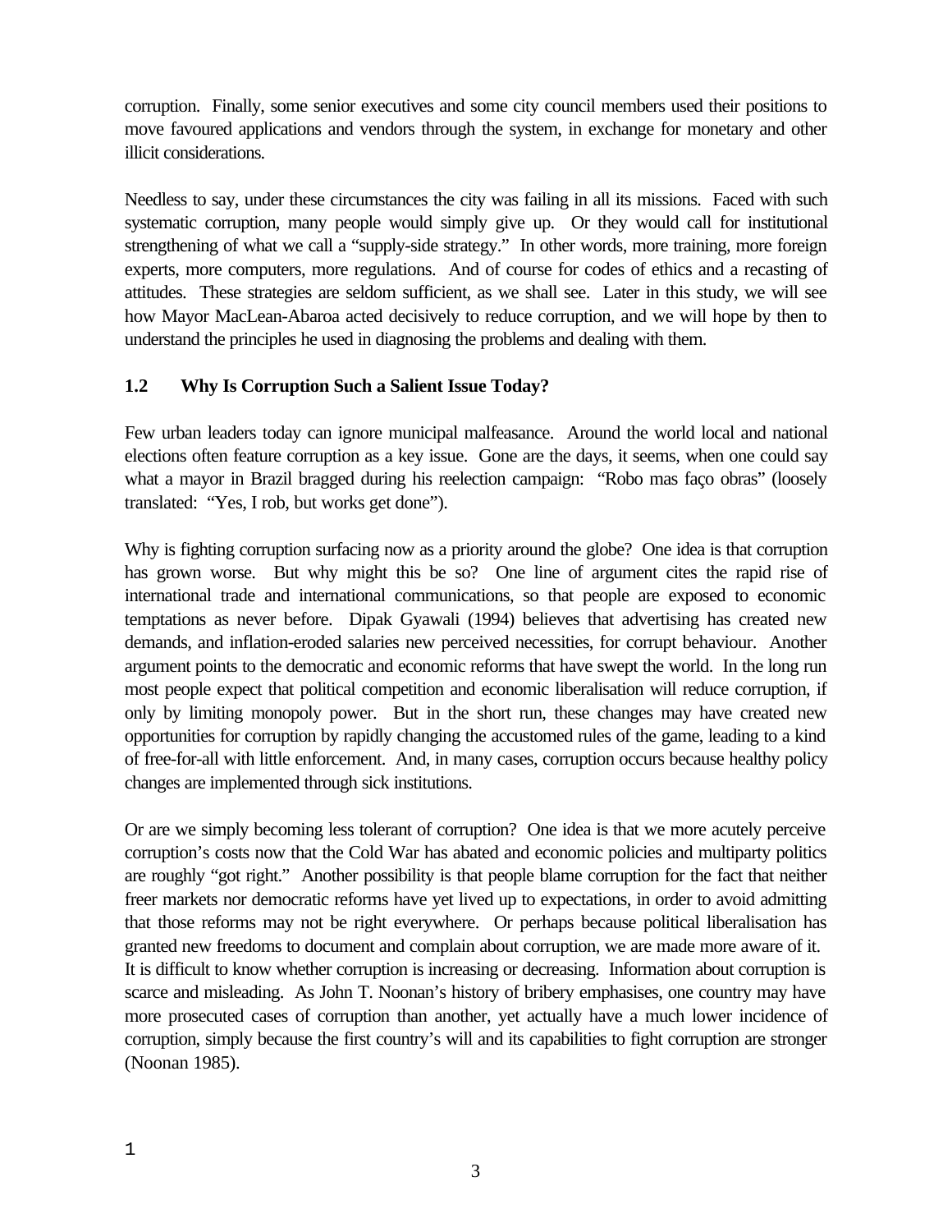corruption. Finally, some senior executives and some city council members used their positions to move favoured applications and vendors through the system, in exchange for monetary and other illicit considerations.

Needless to say, under these circumstances the city was failing in all its missions. Faced with such systematic corruption, many people would simply give up. Or they would call for institutional strengthening of what we call a "supply-side strategy." In other words, more training, more foreign experts, more computers, more regulations. And of course for codes of ethics and a recasting of attitudes. These strategies are seldom sufficient, as we shall see. Later in this study, we will see how Mayor MacLean-Abaroa acted decisively to reduce corruption, and we will hope by then to understand the principles he used in diagnosing the problems and dealing with them.

### 1.2 Why Is Corruption Such a Salient Issue Today?

Few urban leaders today can ignore municipal malfeasance. Around the world local and national elections often feature corruption as a key issue. Gone are the days, it seems, when one could say what a mayor in Brazil bragged during his reelection campaign: "Robo mas faço obras" (loosely translated: "Yes, I rob, but works get done").

Why is fighting corruption surfacing now as a priority around the globe? One idea is that corruption has grown worse. But why might this be so? One line of argument cites the rapid rise of international trade and international communications, so that people are exposed to economic temptations as never before. Dipak Gyawali (1994) believes that advertising has created new demands, and inflation-eroded salaries new perceived necessities, for corrupt behaviour. Another argument points to the democratic and economic reforms that have swept the world. In the long run most people expect that political competition and economic liberalisation will reduce corruption, if only by limiting monopoly power. But in the short run, these changes may have created new opportunities for corruption by rapidly changing the accustomed rules of the game, leading to a kind of free-for-all with little enforcement. And, in many cases, corruption occurs because healthy policy changes are implemented through sick institutions.

Or are we simply becoming less tolerant of corruption? One idea is that we more acutely perceive corruption's costs now that the Cold War has abated and economic policies and multiparty politics are roughly "got right." Another possibility is that people blame corruption for the fact that neither freer markets nor democratic reforms have yet lived up to expectations, in order to avoid admitting that those reforms may not be right everywhere. Or perhaps because political liberalisation has granted new freedoms to document and complain about corruption, we are made more aware of it. It is difficult to know whether corruption is increasing or decreasing. Information about corruption is scarce and misleading. As John T. Noonan's history of bribery emphasises, one country may have more prosecuted cases of corruption than another, yet actually have a much lower incidence of corruption, simply because the first country's will and its capabilities to fight corruption are stronger (Noonan 1985).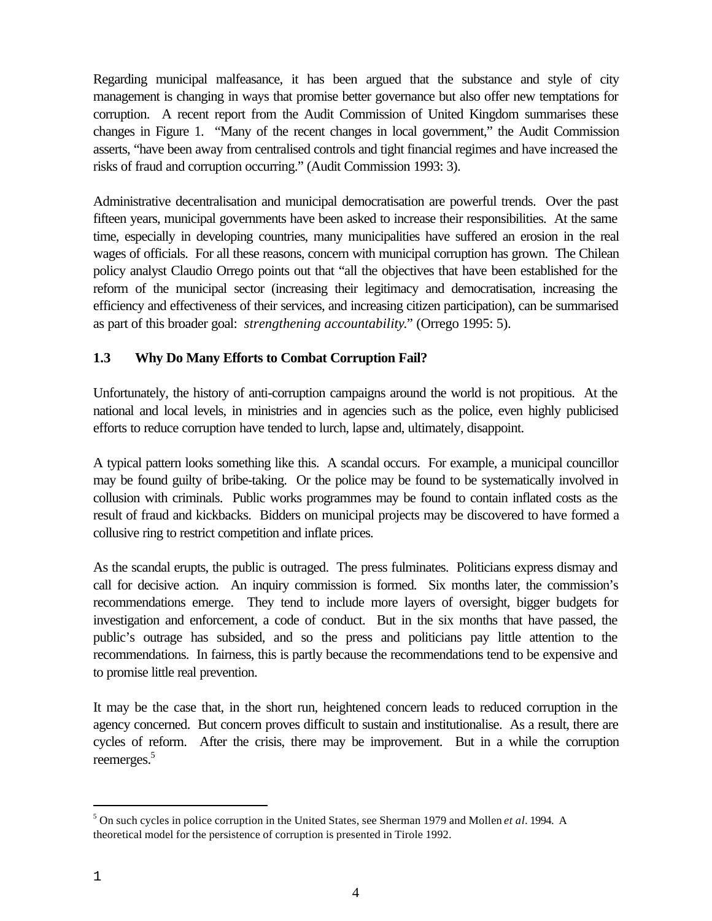Regarding municipal malfeasance, it has been argued that the substance and style of city management is changing in ways that promise better governance but also offer new temptations for corruption. A recent report from the Audit Commission of United Kingdom summarises these changes in Figure 1. "Many of the recent changes in local government," the Audit Commission asserts, "have been away from centralised controls and tight financial regimes and have increased the risks of fraud and corruption occurring." (Audit Commission 1993: 3).

Administrative decentralisation and municipal democratisation are powerful trends. Over the past fifteen years, municipal governments have been asked to increase their responsibilities. At the same time, especially in developing countries, many municipalities have suffered an erosion in the real wages of officials. For all these reasons, concern with municipal corruption has grown. The Chilean policy analyst Claudio Orrego points out that "all the objectives that have been established for the reform of the municipal sector (increasing their legitimacy and democratisation, increasing the efficiency and effectiveness of their services, and increasing citizen participation), can be summarised as part of this broader goal: *strengthening accountability*." (Orrego 1995: 5).

### 1.3 Why Do Many Efforts to Combat Corruption Fail?

Unfortunately, the history of anti-corruption campaigns around the world is not propitious. At the national and local levels, in ministries and in agencies such as the police, even highly publicised efforts to reduce corruption have tended to lurch, lapse and, ultimately, disappoint.

A typical pattern looks something like this. A scandal occurs. For example, a municipal councillor may be found guilty of bribe-taking. Or the police may be found to be systematically involved in collusion with criminals. Public works programmes may be found to contain inflated costs as the result of fraud and kickbacks. Bidders on municipal projects may be discovered to have formed a collusive ring to restrict competition and inflate prices.

As the scandal erupts, the public is outraged. The press fulminates. Politicians express dismay and call for decisive action. An inquiry commission is formed. Six months later, the commission's recommendations emerge. They tend to include more layers of oversight, bigger budgets for investigation and enforcement, a code of conduct. But in the six months that have passed, the public's outrage has subsided, and so the press and politicians pay little attention to the recommendations. In fairness, this is partly because the recommendations tend to be expensive and to promise little real prevention.

It may be the case that, in the short run, heightened concern leads to reduced corruption in the agency concerned. But concern proves difficult to sustain and institutionalise. As a result, there are cycles of reform. After the crisis, there may be improvement. But in a while the corruption reemerges.[5]

---

[5] On such cycles in police corruption in the United States, see Sherman 1979 and Mollen *et al*. 1994. A theoretical model for the persistence of corruption is presented in Tirole 1992.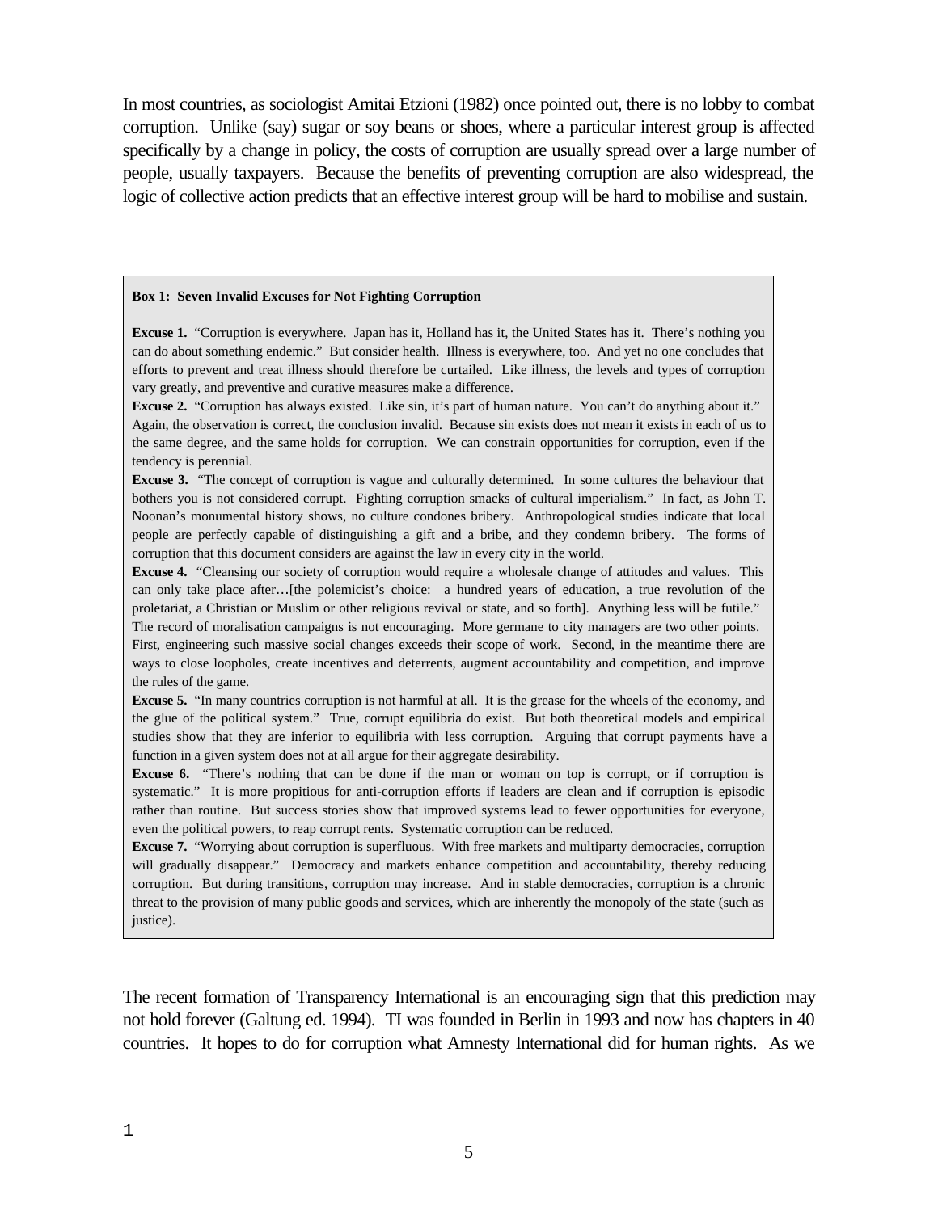In most countries, as sociologist Amitai Etzioni (1982) once pointed out, there is no lobby to combat corruption. Unlike (say) sugar or soy beans or shoes, where a particular interest group is affected specifically by a change in policy, the costs of corruption are usually spread over a large number of people, usually taxpayers. Because the benefits of preventing corruption are also widespread, the logic of collective action predicts that an effective interest group will be hard to mobilise and sustain.

> **Box 1: Seven Invalid Excuses for Not Fighting Corruption**
>
> **Excuse 1.** "Corruption is everywhere. Japan has it, Holland has it, the United States has it. There's nothing you can do about something endemic." But consider health. Illness is everywhere, too. And yet no one concludes that efforts to prevent and treat illness should therefore be curtailed. Like illness, the levels and types of corruption vary greatly, and preventive and curative measures make a difference.
>
> **Excuse 2.** "Corruption has always existed. Like sin, it's part of human nature. You can't do anything about it." Again, the observation is correct, the conclusion invalid. Because sin exists does not mean it exists in each of us to the same degree, and the same holds for corruption. We can constrain opportunities for corruption, even if the tendency is perennial.
>
> **Excuse 3.** "The concept of corruption is vague and culturally determined. In some cultures the behaviour that bothers you is not considered corrupt. Fighting corruption smacks of cultural imperialism." In fact, as John T. Noonan's monumental history shows, no culture condones bribery. Anthropological studies indicate that local people are perfectly capable of distinguishing a gift and a bribe, and they condemn bribery. The forms of corruption that this document considers are against the law in every city in the world.
>
> **Excuse 4.** "Cleansing our society of corruption would require a wholesale change of attitudes and values. This can only take place after…[the polemicist's choice: a hundred years of education, a true revolution of the proletariat, a Christian or Muslim or other religious revival or state, and so forth]. Anything less will be futile." The record of moralisation campaigns is not encouraging. More germane to city managers are two other points. First, engineering such massive social changes exceeds their scope of work. Second, in the meantime there are ways to close loopholes, create incentives and deterrents, augment accountability and competition, and improve the rules of the game.
>
> **Excuse 5.** "In many countries corruption is not harmful at all. It is the grease for the wheels of the economy, and the glue of the political system." True, corrupt equilibria do exist. But both theoretical models and empirical studies show that they are inferior to equilibria with less corruption. Arguing that corrupt payments have a function in a given system does not at all argue for their aggregate desirability.
>
> **Excuse 6.** "There's nothing that can be done if the man or woman on top is corrupt, or if corruption is systematic." It is more propitious for anti-corruption efforts if leaders are clean and if corruption is episodic rather than routine. But success stories show that improved systems lead to fewer opportunities for everyone, even the political powers, to reap corrupt rents. Systematic corruption can be reduced.
>
> **Excuse 7.** "Worrying about corruption is superfluous. With free markets and multiparty democracies, corruption will gradually disappear." Democracy and markets enhance competition and accountability, thereby reducing corruption. But during transitions, corruption may increase. And in stable democracies, corruption is a chronic threat to the provision of many public goods and services, which are inherently the monopoly of the state (such as justice).

The recent formation of Transparency International is an encouraging sign that this prediction may not hold forever (Galtung ed. 1994). TI was founded in Berlin in 1993 and now has chapters in 40 countries. It hopes to do for corruption what Amnesty International did for human rights. As we

1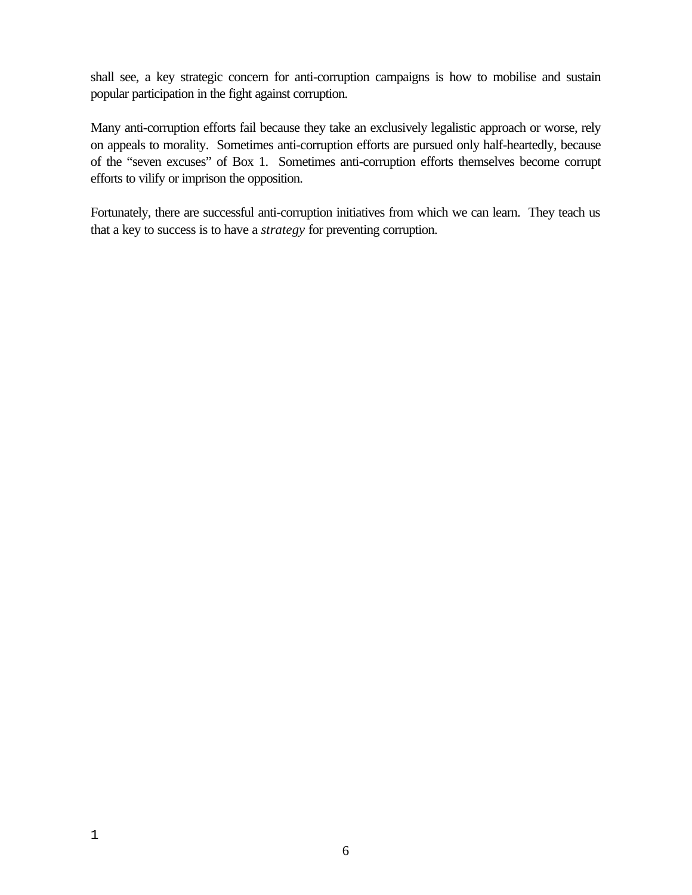shall see, a key strategic concern for anti-corruption campaigns is how to mobilise and sustain popular participation in the fight against corruption.

Many anti-corruption efforts fail because they take an exclusively legalistic approach or worse, rely on appeals to morality. Sometimes anti-corruption efforts are pursued only half-heartedly, because of the "seven excuses" of Box 1. Sometimes anti-corruption efforts themselves become corrupt efforts to vilify or imprison the opposition.

Fortunately, there are successful anti-corruption initiatives from which we can learn. They teach us that a key to success is to have a *strategy* for preventing corruption.

1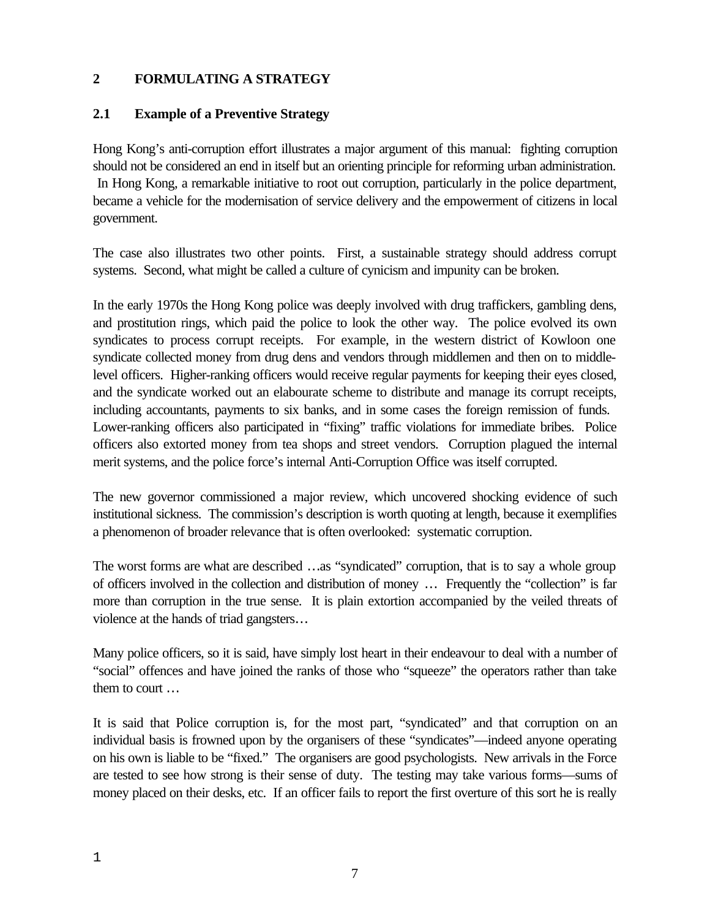## 2 FORMULATING A STRATEGY

### 2.1 Example of a Preventive Strategy

Hong Kong's anti-corruption effort illustrates a major argument of this manual: fighting corruption should not be considered an end in itself but an orienting principle for reforming urban administration. In Hong Kong, a remarkable initiative to root out corruption, particularly in the police department, became a vehicle for the modernisation of service delivery and the empowerment of citizens in local government.

The case also illustrates two other points. First, a sustainable strategy should address corrupt systems. Second, what might be called a culture of cynicism and impunity can be broken.

In the early 1970s the Hong Kong police was deeply involved with drug traffickers, gambling dens, and prostitution rings, which paid the police to look the other way. The police evolved its own syndicates to process corrupt receipts. For example, in the western district of Kowloon one syndicate collected money from drug dens and vendors through middlemen and then on to middle-level officers. Higher-ranking officers would receive regular payments for keeping their eyes closed, and the syndicate worked out an elabourate scheme to distribute and manage its corrupt receipts, including accountants, payments to six banks, and in some cases the foreign remission of funds. Lower-ranking officers also participated in "fixing" traffic violations for immediate bribes. Police officers also extorted money from tea shops and street vendors. Corruption plagued the internal merit systems, and the police force's internal Anti-Corruption Office was itself corrupted.

The new governor commissioned a major review, which uncovered shocking evidence of such institutional sickness. The commission's description is worth quoting at length, because it exemplifies a phenomenon of broader relevance that is often overlooked: systematic corruption.

The worst forms are what are described …as "syndicated" corruption, that is to say a whole group of officers involved in the collection and distribution of money … Frequently the "collection" is far more than corruption in the true sense. It is plain extortion accompanied by the veiled threats of violence at the hands of triad gangsters…

Many police officers, so it is said, have simply lost heart in their endeavour to deal with a number of "social" offences and have joined the ranks of those who "squeeze" the operators rather than take them to court …

It is said that Police corruption is, for the most part, "syndicated" and that corruption on an individual basis is frowned upon by the organisers of these "syndicates"—indeed anyone operating on his own is liable to be "fixed." The organisers are good psychologists. New arrivals in the Force are tested to see how strong is their sense of duty. The testing may take various forms—sums of money placed on their desks, etc. If an officer fails to report the first overture of this sort he is really

1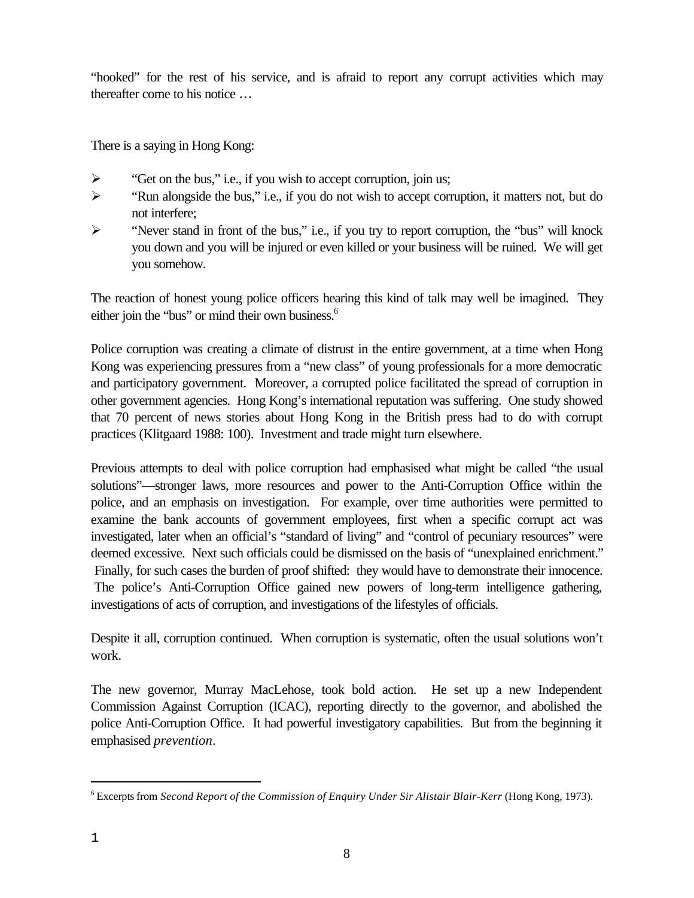"hooked" for the rest of his service, and is afraid to report any corrupt activities which may thereafter come to his notice …

There is a saying in Hong Kong:

- "Get on the bus," i.e., if you wish to accept corruption, join us;
- "Run alongside the bus," i.e., if you do not wish to accept corruption, it matters not, but do not interfere;
- "Never stand in front of the bus," i.e., if you try to report corruption, the "bus" will knock you down and you will be injured or even killed or your business will be ruined. We will get you somehow.

The reaction of honest young police officers hearing this kind of talk may well be imagined. They either join the "bus" or mind their own business.[6]

Police corruption was creating a climate of distrust in the entire government, at a time when Hong Kong was experiencing pressures from a "new class" of young professionals for a more democratic and participatory government. Moreover, a corrupted police facilitated the spread of corruption in other government agencies. Hong Kong's international reputation was suffering. One study showed that 70 percent of news stories about Hong Kong in the British press had to do with corrupt practices (Klitgaard 1988: 100). Investment and trade might turn elsewhere.

Previous attempts to deal with police corruption had emphasised what might be called "the usual solutions"—stronger laws, more resources and power to the Anti-Corruption Office within the police, and an emphasis on investigation. For example, over time authorities were permitted to examine the bank accounts of government employees, first when a specific corrupt act was investigated, later when an official's "standard of living" and "control of pecuniary resources" were deemed excessive. Next such officials could be dismissed on the basis of "unexplained enrichment." Finally, for such cases the burden of proof shifted: they would have to demonstrate their innocence. The police's Anti-Corruption Office gained new powers of long-term intelligence gathering, investigations of acts of corruption, and investigations of the lifestyles of officials.

Despite it all, corruption continued. When corruption is systematic, often the usual solutions won't work.

The new governor, Murray MacLehose, took bold action. He set up a new Independent Commission Against Corruption (ICAC), reporting directly to the governor, and abolished the police Anti-Corruption Office. It had powerful investigatory capabilities. But from the beginning it emphasised *prevention*.

---

[6] Excerpts from *Second Report of the Commission of Enquiry Under Sir Alistair Blair-Kerr* (Hong Kong, 1973).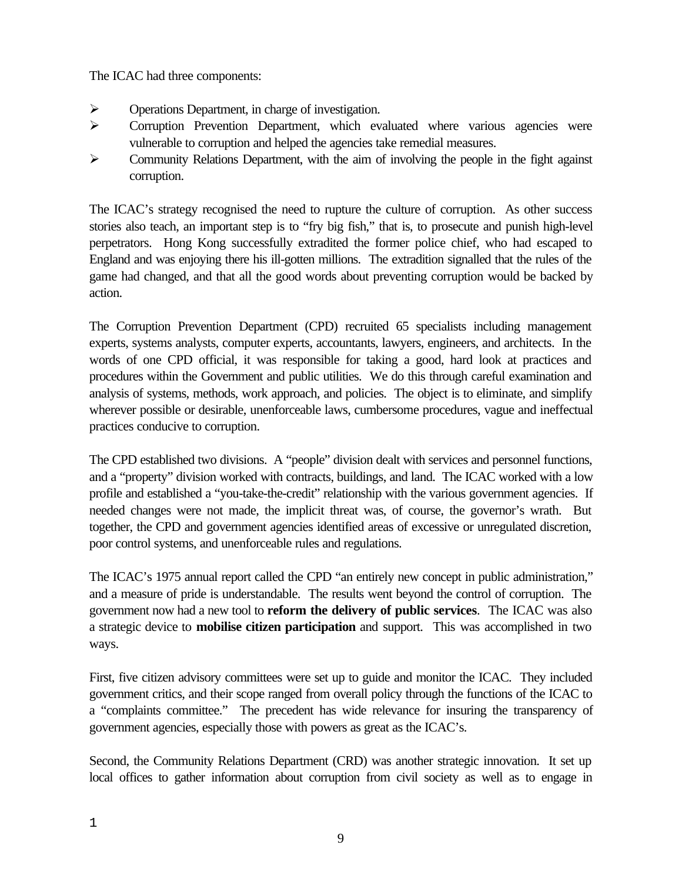The ICAC had three components:

- Operations Department, in charge of investigation.
- Corruption Prevention Department, which evaluated where various agencies were vulnerable to corruption and helped the agencies take remedial measures.
- Community Relations Department, with the aim of involving the people in the fight against corruption.

The ICAC's strategy recognised the need to rupture the culture of corruption. As other success stories also teach, an important step is to "fry big fish," that is, to prosecute and punish high-level perpetrators. Hong Kong successfully extradited the former police chief, who had escaped to England and was enjoying there his ill-gotten millions. The extradition signalled that the rules of the game had changed, and that all the good words about preventing corruption would be backed by action.

The Corruption Prevention Department (CPD) recruited 65 specialists including management experts, systems analysts, computer experts, accountants, lawyers, engineers, and architects. In the words of one CPD official, it was responsible for taking a good, hard look at practices and procedures within the Government and public utilities. We do this through careful examination and analysis of systems, methods, work approach, and policies. The object is to eliminate, and simplify wherever possible or desirable, unenforceable laws, cumbersome procedures, vague and ineffectual practices conducive to corruption.

The CPD established two divisions. A "people" division dealt with services and personnel functions, and a "property" division worked with contracts, buildings, and land. The ICAC worked with a low profile and established a "you-take-the-credit" relationship with the various government agencies. If needed changes were not made, the implicit threat was, of course, the governor's wrath. But together, the CPD and government agencies identified areas of excessive or unregulated discretion, poor control systems, and unenforceable rules and regulations.

The ICAC's 1975 annual report called the CPD "an entirely new concept in public administration," and a measure of pride is understandable. The results went beyond the control of corruption. The government now had a new tool to **reform the delivery of public services**. The ICAC was also a strategic device to **mobilise citizen participation** and support. This was accomplished in two ways.

First, five citizen advisory committees were set up to guide and monitor the ICAC. They included government critics, and their scope ranged from overall policy through the functions of the ICAC to a "complaints committee." The precedent has wide relevance for insuring the transparency of government agencies, especially those with powers as great as the ICAC's.

Second, the Community Relations Department (CRD) was another strategic innovation. It set up local offices to gather information about corruption from civil society as well as to engage in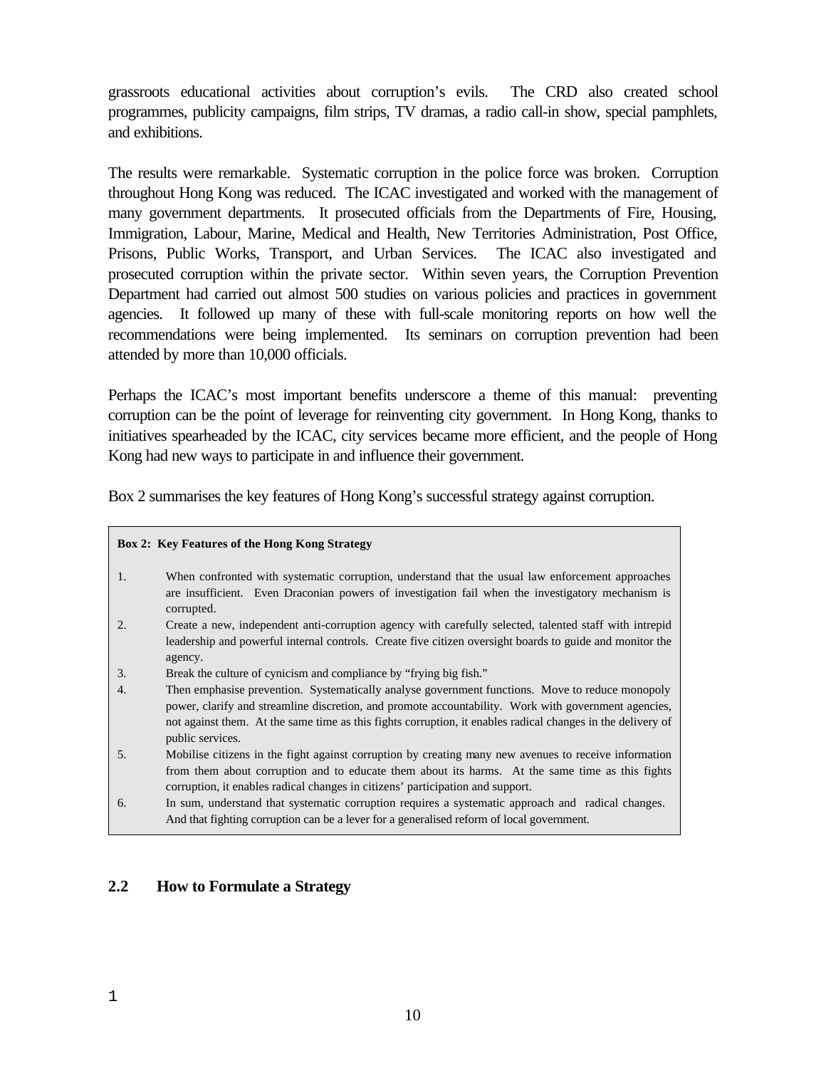grassroots educational activities about corruption's evils. The CRD also created school programmes, publicity campaigns, film strips, TV dramas, a radio call-in show, special pamphlets, and exhibitions.

The results were remarkable. Systematic corruption in the police force was broken. Corruption throughout Hong Kong was reduced. The ICAC investigated and worked with the management of many government departments. It prosecuted officials from the Departments of Fire, Housing, Immigration, Labour, Marine, Medical and Health, New Territories Administration, Post Office, Prisons, Public Works, Transport, and Urban Services. The ICAC also investigated and prosecuted corruption within the private sector. Within seven years, the Corruption Prevention Department had carried out almost 500 studies on various policies and practices in government agencies. It followed up many of these with full-scale monitoring reports on how well the recommendations were being implemented. Its seminars on corruption prevention had been attended by more than 10,000 officials.

Perhaps the ICAC's most important benefits underscore a theme of this manual: preventing corruption can be the point of leverage for reinventing city government. In Hong Kong, thanks to initiatives spearheaded by the ICAC, city services became more efficient, and the people of Hong Kong had new ways to participate in and influence their government.

Box 2 summarises the key features of Hong Kong's successful strategy against corruption.

**Box 2: Key Features of the Hong Kong Strategy**

1. When confronted with systematic corruption, understand that the usual law enforcement approaches are insufficient. Even Draconian powers of investigation fail when the investigatory mechanism is corrupted.
2. Create a new, independent anti-corruption agency with carefully selected, talented staff with intrepid leadership and powerful internal controls. Create five citizen oversight boards to guide and monitor the agency.
3. Break the culture of cynicism and compliance by "frying big fish."
4. Then emphasise prevention. Systematically analyse government functions. Move to reduce monopoly power, clarify and streamline discretion, and promote accountability. Work with government agencies, not against them. At the same time as this fights corruption, it enables radical changes in the delivery of public services.
5. Mobilise citizens in the fight against corruption by creating many new avenues to receive information from them about corruption and to educate them about its harms. At the same time as this fights corruption, it enables radical changes in citizens' participation and support.
6. In sum, understand that systematic corruption requires a systematic approach and radical changes. And that fighting corruption can be a lever for a generalised reform of local government.

## 2.2 How to Formulate a Strategy

1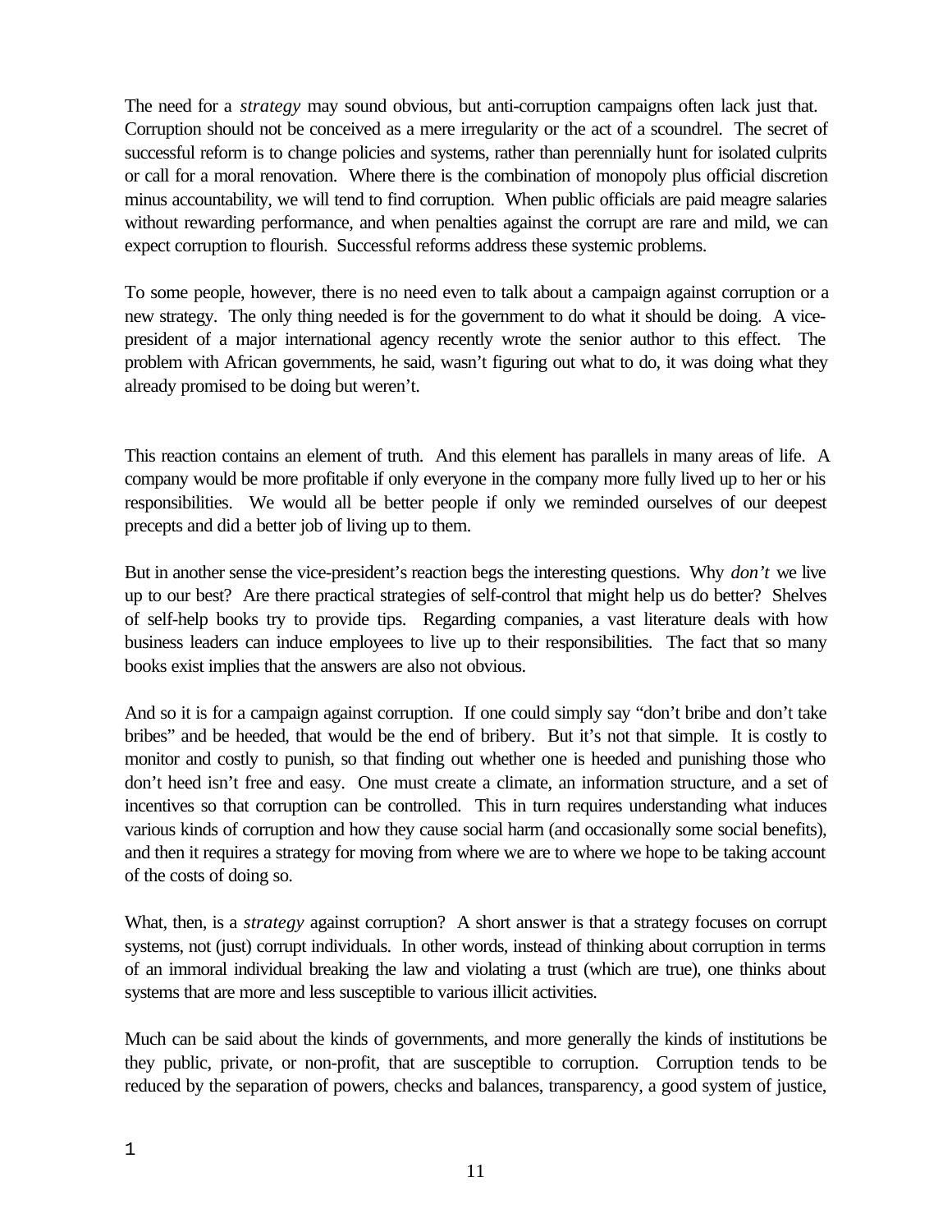The need for a *strategy* may sound obvious, but anti-corruption campaigns often lack just that. Corruption should not be conceived as a mere irregularity or the act of a scoundrel. The secret of successful reform is to change policies and systems, rather than perennially hunt for isolated culprits or call for a moral renovation. Where there is the combination of monopoly plus official discretion minus accountability, we will tend to find corruption. When public officials are paid meagre salaries without rewarding performance, and when penalties against the corrupt are rare and mild, we can expect corruption to flourish. Successful reforms address these systemic problems.

To some people, however, there is no need even to talk about a campaign against corruption or a new strategy. The only thing needed is for the government to do what it should be doing. A vice-president of a major international agency recently wrote the senior author to this effect. The problem with African governments, he said, wasn't figuring out what to do, it was doing what they already promised to be doing but weren't.

This reaction contains an element of truth. And this element has parallels in many areas of life. A company would be more profitable if only everyone in the company more fully lived up to her or his responsibilities. We would all be better people if only we reminded ourselves of our deepest precepts and did a better job of living up to them.

But in another sense the vice-president's reaction begs the interesting questions. Why *don't* we live up to our best? Are there practical strategies of self-control that might help us do better? Shelves of self-help books try to provide tips. Regarding companies, a vast literature deals with how business leaders can induce employees to live up to their responsibilities. The fact that so many books exist implies that the answers are also not obvious.

And so it is for a campaign against corruption. If one could simply say "don't bribe and don't take bribes" and be heeded, that would be the end of bribery. But it's not that simple. It is costly to monitor and costly to punish, so that finding out whether one is heeded and punishing those who don't heed isn't free and easy. One must create a climate, an information structure, and a set of incentives so that corruption can be controlled. This in turn requires understanding what induces various kinds of corruption and how they cause social harm (and occasionally some social benefits), and then it requires a strategy for moving from where we are to where we hope to be taking account of the costs of doing so.

What, then, is a *strategy* against corruption? A short answer is that a strategy focuses on corrupt systems, not (just) corrupt individuals. In other words, instead of thinking about corruption in terms of an immoral individual breaking the law and violating a trust (which are true), one thinks about systems that are more and less susceptible to various illicit activities.

Much can be said about the kinds of governments, and more generally the kinds of institutions be they public, private, or non-profit, that are susceptible to corruption. Corruption tends to be reduced by the separation of powers, checks and balances, transparency, a good system of justice,

1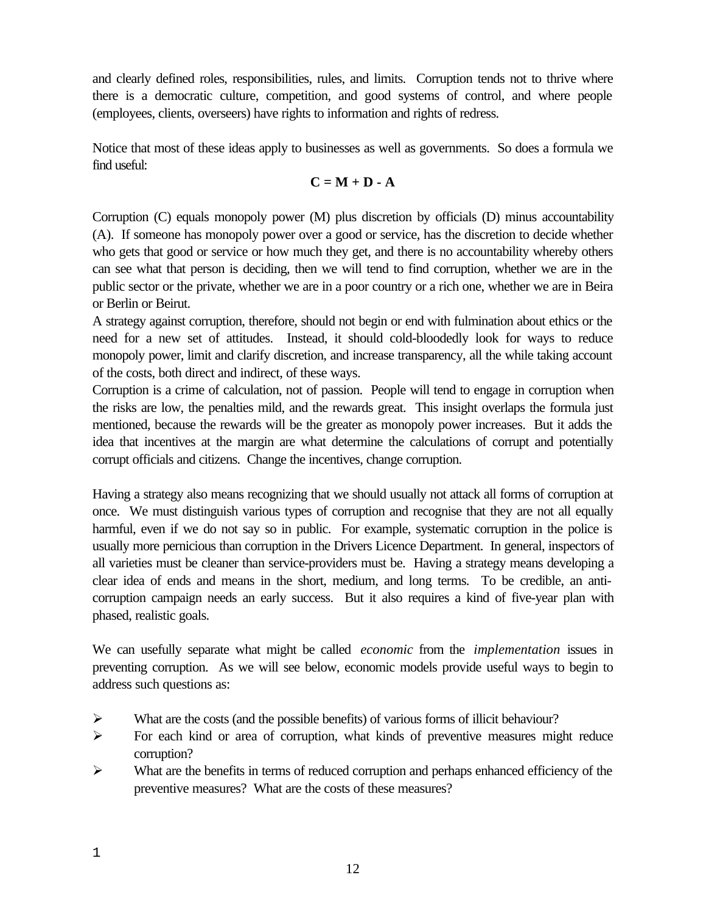and clearly defined roles, responsibilities, rules, and limits. Corruption tends not to thrive where there is a democratic culture, competition, and good systems of control, and where people (employees, clients, overseers) have rights to information and rights of redress.

Notice that most of these ideas apply to businesses as well as governments. So does a formula we find useful:

$$\mathbf{C = M + D - A}$$

Corruption (C) equals monopoly power (M) plus discretion by officials (D) minus accountability (A). If someone has monopoly power over a good or service, has the discretion to decide whether who gets that good or service or how much they get, and there is no accountability whereby others can see what that person is deciding, then we will tend to find corruption, whether we are in the public sector or the private, whether we are in a poor country or a rich one, whether we are in Beira or Berlin or Beirut.

A strategy against corruption, therefore, should not begin or end with fulmination about ethics or the need for a new set of attitudes. Instead, it should cold-bloodedly look for ways to reduce monopoly power, limit and clarify discretion, and increase transparency, all the while taking account of the costs, both direct and indirect, of these ways.

Corruption is a crime of calculation, not of passion. People will tend to engage in corruption when the risks are low, the penalties mild, and the rewards great. This insight overlaps the formula just mentioned, because the rewards will be the greater as monopoly power increases. But it adds the idea that incentives at the margin are what determine the calculations of corrupt and potentially corrupt officials and citizens. Change the incentives, change corruption.

Having a strategy also means recognizing that we should usually not attack all forms of corruption at once. We must distinguish various types of corruption and recognise that they are not all equally harmful, even if we do not say so in public. For example, systematic corruption in the police is usually more pernicious than corruption in the Drivers Licence Department. In general, inspectors of all varieties must be cleaner than service-providers must be. Having a strategy means developing a clear idea of ends and means in the short, medium, and long terms. To be credible, an anti-corruption campaign needs an early success. But it also requires a kind of five-year plan with phased, realistic goals.

We can usefully separate what might be called *economic* from the *implementation* issues in preventing corruption. As we will see below, economic models provide useful ways to begin to address such questions as:

- What are the costs (and the possible benefits) of various forms of illicit behaviour?
- For each kind or area of corruption, what kinds of preventive measures might reduce corruption?
- What are the benefits in terms of reduced corruption and perhaps enhanced efficiency of the preventive measures? What are the costs of these measures?

1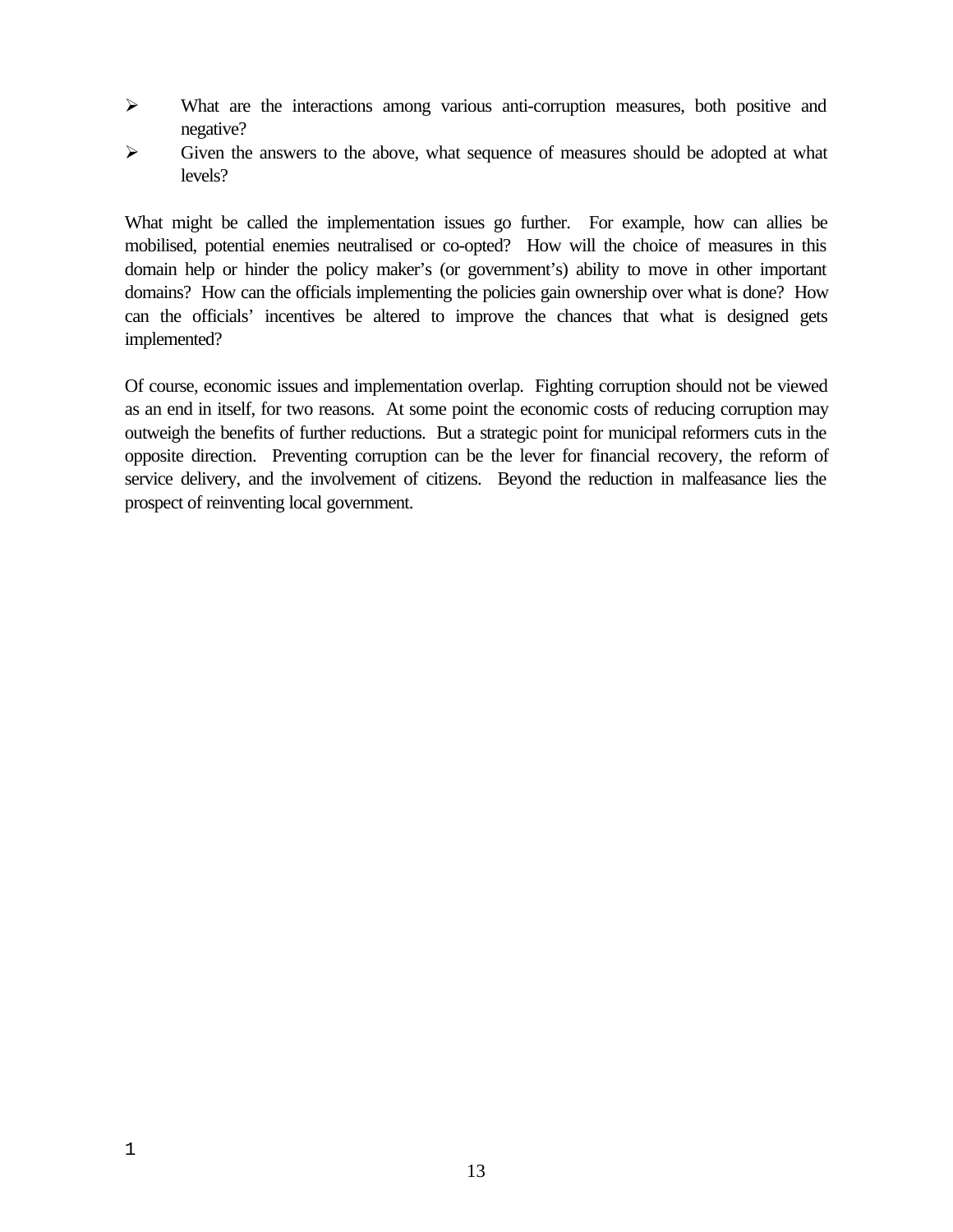- What are the interactions among various anti-corruption measures, both positive and negative?
- Given the answers to the above, what sequence of measures should be adopted at what levels?

What might be called the implementation issues go further. For example, how can allies be mobilised, potential enemies neutralised or co-opted? How will the choice of measures in this domain help or hinder the policy maker's (or government's) ability to move in other important domains? How can the officials implementing the policies gain ownership over what is done? How can the officials' incentives be altered to improve the chances that what is designed gets implemented?

Of course, economic issues and implementation overlap. Fighting corruption should not be viewed as an end in itself, for two reasons. At some point the economic costs of reducing corruption may outweigh the benefits of further reductions. But a strategic point for municipal reformers cuts in the opposite direction. Preventing corruption can be the lever for financial recovery, the reform of service delivery, and the involvement of citizens. Beyond the reduction in malfeasance lies the prospect of reinventing local government.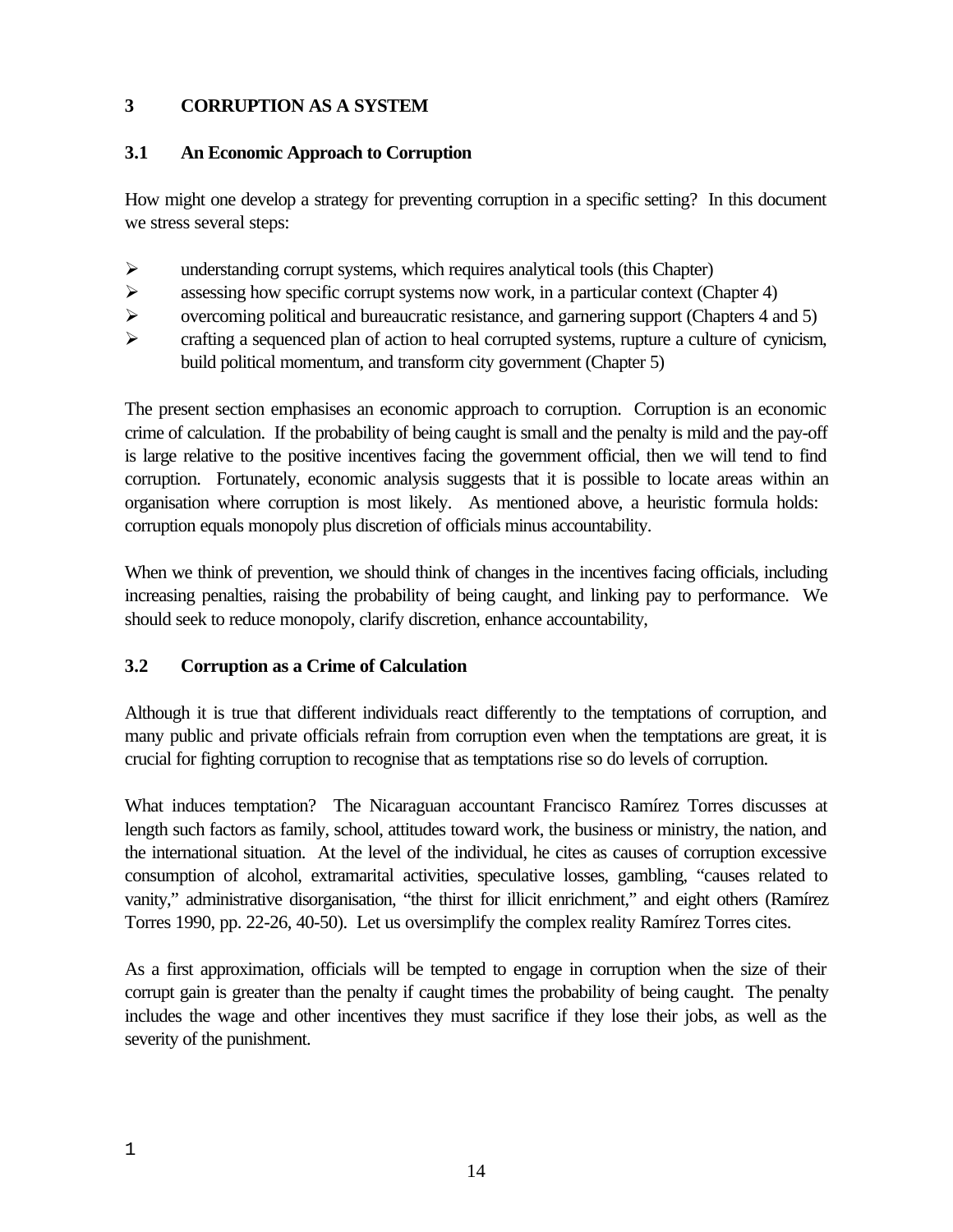## 3 CORRUPTION AS A SYSTEM

### 3.1 An Economic Approach to Corruption

How might one develop a strategy for preventing corruption in a specific setting? In this document we stress several steps:

- understanding corrupt systems, which requires analytical tools (this Chapter)
- assessing how specific corrupt systems now work, in a particular context (Chapter 4)
- overcoming political and bureaucratic resistance, and garnering support (Chapters 4 and 5)
- crafting a sequenced plan of action to heal corrupted systems, rupture a culture of cynicism, build political momentum, and transform city government (Chapter 5)

The present section emphasises an economic approach to corruption. Corruption is an economic crime of calculation. If the probability of being caught is small and the penalty is mild and the pay-off is large relative to the positive incentives facing the government official, then we will tend to find corruption. Fortunately, economic analysis suggests that it is possible to locate areas within an organisation where corruption is most likely. As mentioned above, a heuristic formula holds: corruption equals monopoly plus discretion of officials minus accountability.

When we think of prevention, we should think of changes in the incentives facing officials, including increasing penalties, raising the probability of being caught, and linking pay to performance. We should seek to reduce monopoly, clarify discretion, enhance accountability,

### 3.2 Corruption as a Crime of Calculation

Although it is true that different individuals react differently to the temptations of corruption, and many public and private officials refrain from corruption even when the temptations are great, it is crucial for fighting corruption to recognise that as temptations rise so do levels of corruption.

What induces temptation? The Nicaraguan accountant Francisco Ramírez Torres discusses at length such factors as family, school, attitudes toward work, the business or ministry, the nation, and the international situation. At the level of the individual, he cites as causes of corruption excessive consumption of alcohol, extramarital activities, speculative losses, gambling, "causes related to vanity," administrative disorganisation, "the thirst for illicit enrichment," and eight others (Ramírez Torres 1990, pp. 22-26, 40-50). Let us oversimplify the complex reality Ramírez Torres cites.

As a first approximation, officials will be tempted to engage in corruption when the size of their corrupt gain is greater than the penalty if caught times the probability of being caught. The penalty includes the wage and other incentives they must sacrifice if they lose their jobs, as well as the severity of the punishment.

1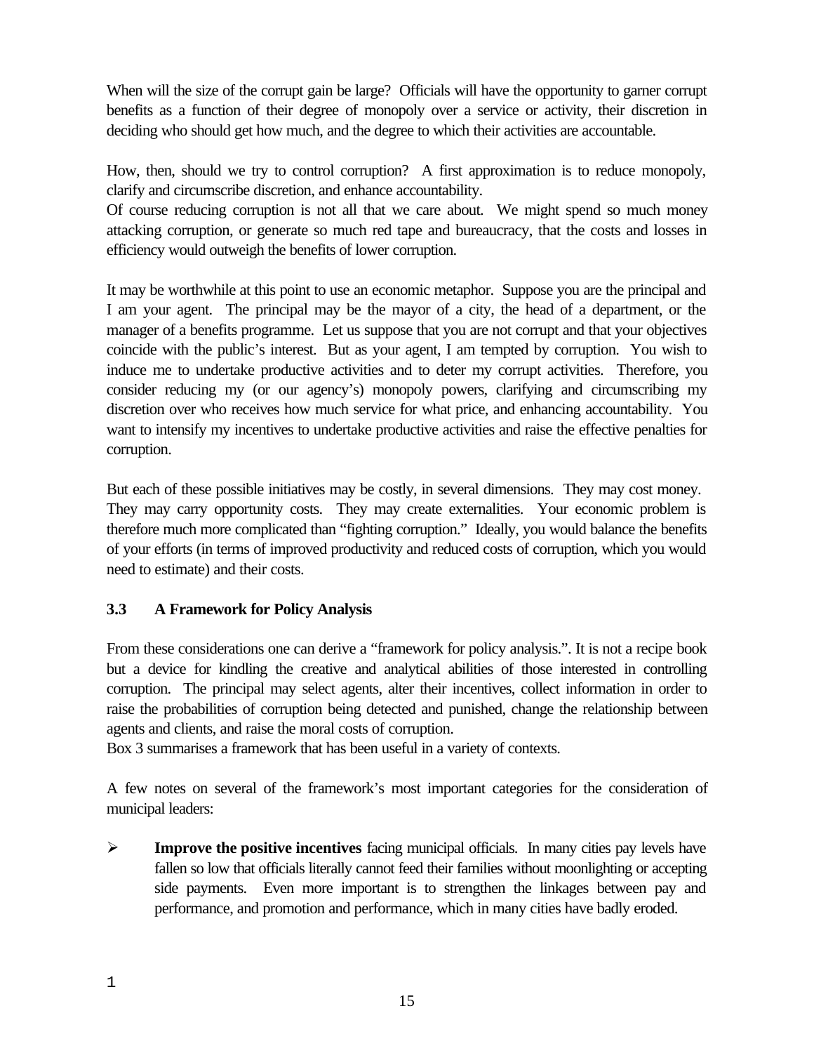When will the size of the corrupt gain be large? Officials will have the opportunity to garner corrupt benefits as a function of their degree of monopoly over a service or activity, their discretion in deciding who should get how much, and the degree to which their activities are accountable.

How, then, should we try to control corruption? A first approximation is to reduce monopoly, clarify and circumscribe discretion, and enhance accountability.
Of course reducing corruption is not all that we care about. We might spend so much money attacking corruption, or generate so much red tape and bureaucracy, that the costs and losses in efficiency would outweigh the benefits of lower corruption.

It may be worthwhile at this point to use an economic metaphor. Suppose you are the principal and I am your agent. The principal may be the mayor of a city, the head of a department, or the manager of a benefits programme. Let us suppose that you are not corrupt and that your objectives coincide with the public's interest. But as your agent, I am tempted by corruption. You wish to induce me to undertake productive activities and to deter my corrupt activities. Therefore, you consider reducing my (or our agency's) monopoly powers, clarifying and circumscribing my discretion over who receives how much service for what price, and enhancing accountability. You want to intensify my incentives to undertake productive activities and raise the effective penalties for corruption.

But each of these possible initiatives may be costly, in several dimensions. They may cost money. They may carry opportunity costs. They may create externalities. Your economic problem is therefore much more complicated than "fighting corruption." Ideally, you would balance the benefits of your efforts (in terms of improved productivity and reduced costs of corruption, which you would need to estimate) and their costs.

### 3.3 A Framework for Policy Analysis

From these considerations one can derive a "framework for policy analysis.". It is not a recipe book but a device for kindling the creative and analytical abilities of those interested in controlling corruption. The principal may select agents, alter their incentives, collect information in order to raise the probabilities of corruption being detected and punished, change the relationship between agents and clients, and raise the moral costs of corruption.
Box 3 summarises a framework that has been useful in a variety of contexts.

A few notes on several of the framework's most important categories for the consideration of municipal leaders:

- **Improve the positive incentives** facing municipal officials. In many cities pay levels have fallen so low that officials literally cannot feed their families without moonlighting or accepting side payments. Even more important is to strengthen the linkages between pay and performance, and promotion and performance, which in many cities have badly eroded.

1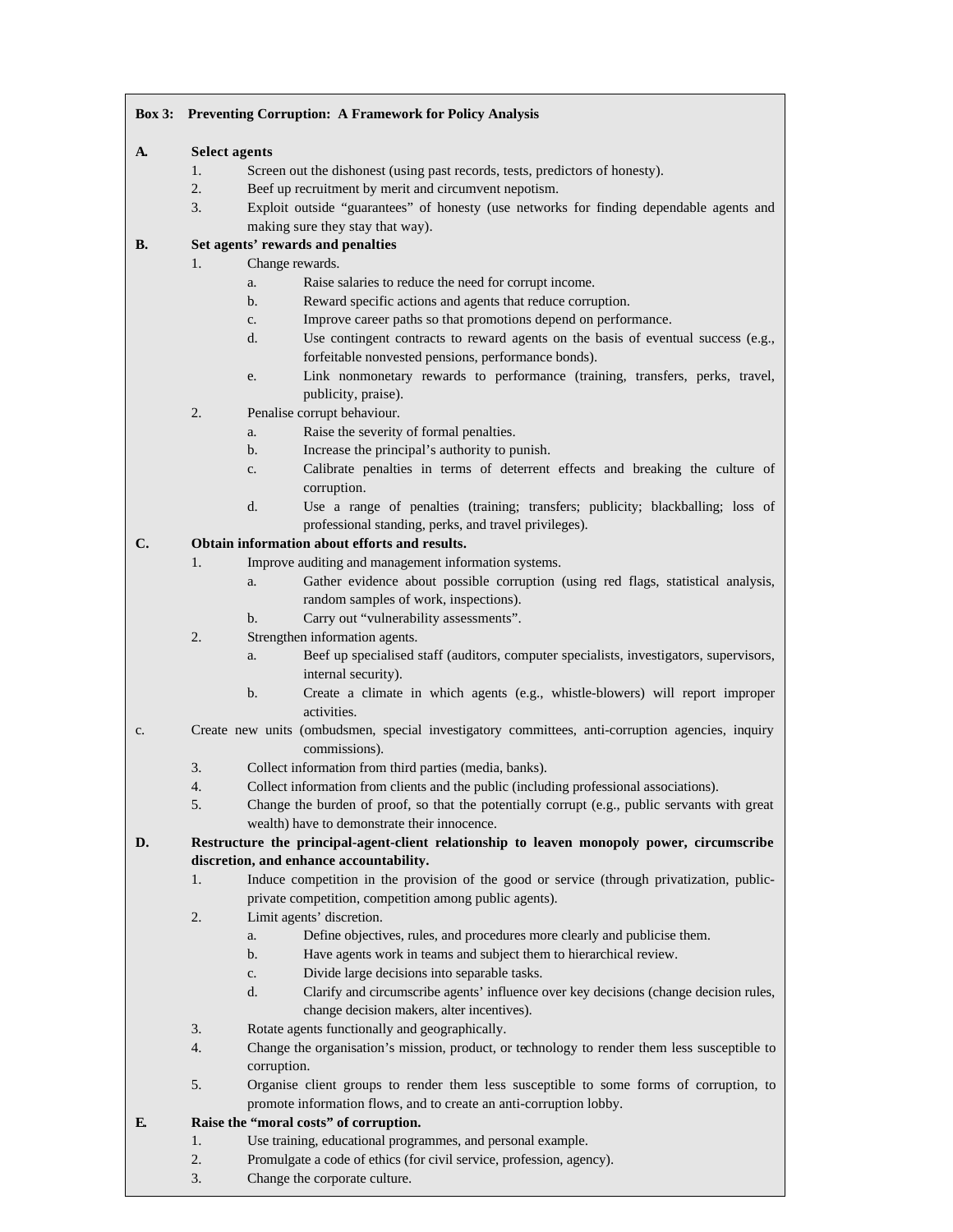**Box 3: Preventing Corruption: A Framework for Policy Analysis**

**A. Select agents**

1. Screen out the dishonest (using past records, tests, predictors of honesty).
2. Beef up recruitment by merit and circumvent nepotism.
3. Exploit outside "guarantees" of honesty (use networks for finding dependable agents and making sure they stay that way).

**B. Set agents' rewards and penalties**

1. Change rewards.
   a. Raise salaries to reduce the need for corrupt income.
   b. Reward specific actions and agents that reduce corruption.
   c. Improve career paths so that promotions depend on performance.
   d. Use contingent contracts to reward agents on the basis of eventual success (e.g., forfeitable nonvested pensions, performance bonds).
   e. Link nonmonetary rewards to performance (training, transfers, perks, travel, publicity, praise).
2. Penalise corrupt behaviour.
   a. Raise the severity of formal penalties.
   b. Increase the principal's authority to punish.
   c. Calibrate penalties in terms of deterrent effects and breaking the culture of corruption.
   d. Use a range of penalties (training; transfers; publicity; blackballing; loss of professional standing, perks, and travel privileges).

**C. Obtain information about efforts and results.**

1. Improve auditing and management information systems.
   a. Gather evidence about possible corruption (using red flags, statistical analysis, random samples of work, inspections).
   b. Carry out "vulnerability assessments".
2. Strengthen information agents.
   a. Beef up specialised staff (auditors, computer specialists, investigators, supervisors, internal security).
   b. Create a climate in which agents (e.g., whistle-blowers) will report improper activities.

c. Create new units (ombudsmen, special investigatory committees, anti-corruption agencies, inquiry commissions).

3. Collect information from third parties (media, banks).
4. Collect information from clients and the public (including professional associations).
5. Change the burden of proof, so that the potentially corrupt (e.g., public servants with great wealth) have to demonstrate their innocence.

**D. Restructure the principal-agent-client relationship to leaven monopoly power, circumscribe discretion, and enhance accountability.**

1. Induce competition in the provision of the good or service (through privatization, public-private competition, competition among public agents).
2. Limit agents' discretion.
   a. Define objectives, rules, and procedures more clearly and publicise them.
   b. Have agents work in teams and subject them to hierarchical review.
   c. Divide large decisions into separable tasks.
   d. Clarify and circumscribe agents' influence over key decisions (change decision rules, change decision makers, alter incentives).
3. Rotate agents functionally and geographically.
4. Change the organisation's mission, product, or technology to render them less susceptible to corruption.
5. Organise client groups to render them less susceptible to some forms of corruption, to promote information flows, and to create an anti-corruption lobby.

**E. Raise the "moral costs" of corruption.**

1. Use training, educational programmes, and personal example.
2. Promulgate a code of ethics (for civil service, profession, agency).
3. Change the corporate culture.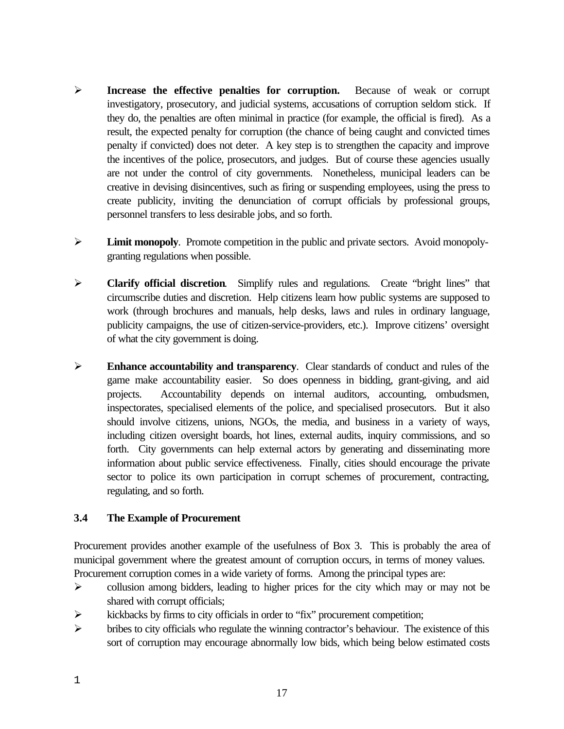- **Increase the effective penalties for corruption.** Because of weak or corrupt investigatory, prosecutory, and judicial systems, accusations of corruption seldom stick. If they do, the penalties are often minimal in practice (for example, the official is fired). As a result, the expected penalty for corruption (the chance of being caught and convicted times penalty if convicted) does not deter. A key step is to strengthen the capacity and improve the incentives of the police, prosecutors, and judges. But of course these agencies usually are not under the control of city governments. Nonetheless, municipal leaders can be creative in devising disincentives, such as firing or suspending employees, using the press to create publicity, inviting the denunciation of corrupt officials by professional groups, personnel transfers to less desirable jobs, and so forth.

- **Limit monopoly**. Promote competition in the public and private sectors. Avoid monopoly-granting regulations when possible.

- **Clarify official discretion**. Simplify rules and regulations. Create "bright lines" that circumscribe duties and discretion. Help citizens learn how public systems are supposed to work (through brochures and manuals, help desks, laws and rules in ordinary language, publicity campaigns, the use of citizen-service-providers, etc.). Improve citizens' oversight of what the city government is doing.

- **Enhance accountability and transparency**. Clear standards of conduct and rules of the game make accountability easier. So does openness in bidding, grant-giving, and aid projects. Accountability depends on internal auditors, accounting, ombudsmen, inspectorates, specialised elements of the police, and specialised prosecutors. But it also should involve citizens, unions, NGOs, the media, and business in a variety of ways, including citizen oversight boards, hot lines, external audits, inquiry commissions, and so forth. City governments can help external actors by generating and disseminating more information about public service effectiveness. Finally, cities should encourage the private sector to police its own participation in corrupt schemes of procurement, contracting, regulating, and so forth.

### 3.4 The Example of Procurement

Procurement provides another example of the usefulness of Box 3. This is probably the area of municipal government where the greatest amount of corruption occurs, in terms of money values. Procurement corruption comes in a wide variety of forms. Among the principal types are:

- collusion among bidders, leading to higher prices for the city which may or may not be shared with corrupt officials;
- kickbacks by firms to city officials in order to "fix" procurement competition;
- bribes to city officials who regulate the winning contractor's behaviour. The existence of this sort of corruption may encourage abnormally low bids, which being below estimated costs

1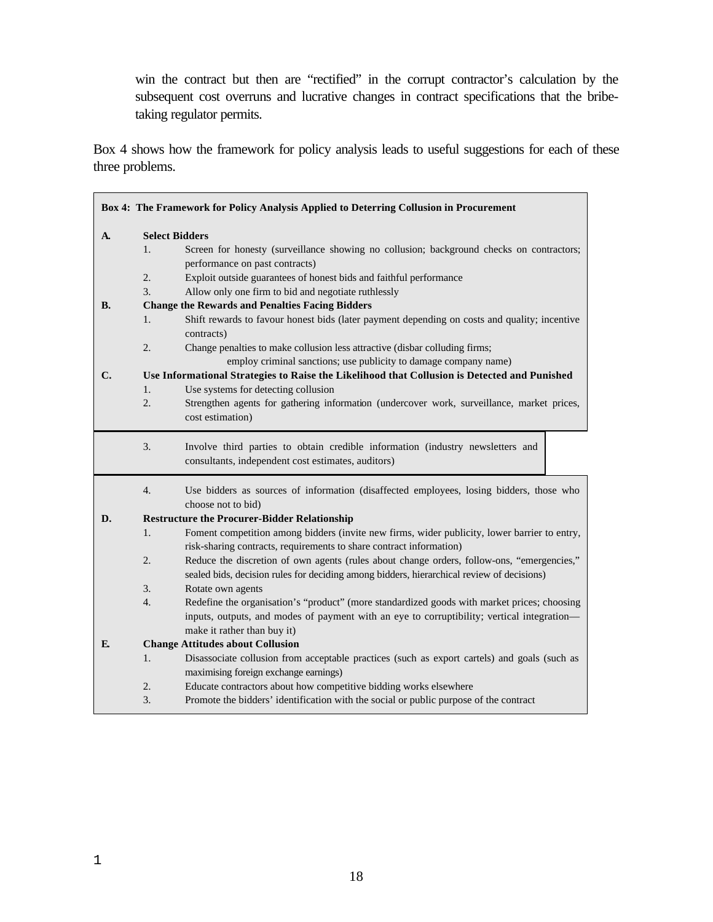win the contract but then are "rectified" in the corrupt contractor's calculation by the subsequent cost overruns and lucrative changes in contract specifications that the bribe-taking regulator permits.

Box 4 shows how the framework for policy analysis leads to useful suggestions for each of these three problems.

**Box 4: The Framework for Policy Analysis Applied to Deterring Collusion in Procurement**

**A. Select Bidders**

1. Screen for honesty (surveillance showing no collusion; background checks on contractors; performance on past contracts)
2. Exploit outside guarantees of honest bids and faithful performance
3. Allow only one firm to bid and negotiate ruthlessly

**B. Change the Rewards and Penalties Facing Bidders**

1. Shift rewards to favour honest bids (later payment depending on costs and quality; incentive contracts)
2. Change penalties to make collusion less attractive (disbar colluding firms; employ criminal sanctions; use publicity to damage company name)

**C. Use Informational Strategies to Raise the Likelihood that Collusion is Detected and Punished**

1. Use systems for detecting collusion
2. Strengthen agents for gathering information (undercover work, surveillance, market prices, cost estimation)
3. Involve third parties to obtain credible information (industry newsletters and consultants, independent cost estimates, auditors)
4. Use bidders as sources of information (disaffected employees, losing bidders, those who choose not to bid)

**D. Restructure the Procurer-Bidder Relationship**

1. Foment competition among bidders (invite new firms, wider publicity, lower barrier to entry, risk-sharing contracts, requirements to share contract information)
2. Reduce the discretion of own agents (rules about change orders, follow-ons, "emergencies," sealed bids, decision rules for deciding among bidders, hierarchical review of decisions)
3. Rotate own agents
4. Redefine the organisation's "product" (more standardized goods with market prices; choosing inputs, outputs, and modes of payment with an eye to corruptibility; vertical integration—make it rather than buy it)

**E. Change Attitudes about Collusion**

1. Disassociate collusion from acceptable practices (such as export cartels) and goals (such as maximising foreign exchange earnings)
2. Educate contractors about how competitive bidding works elsewhere
3. Promote the bidders' identification with the social or public purpose of the contract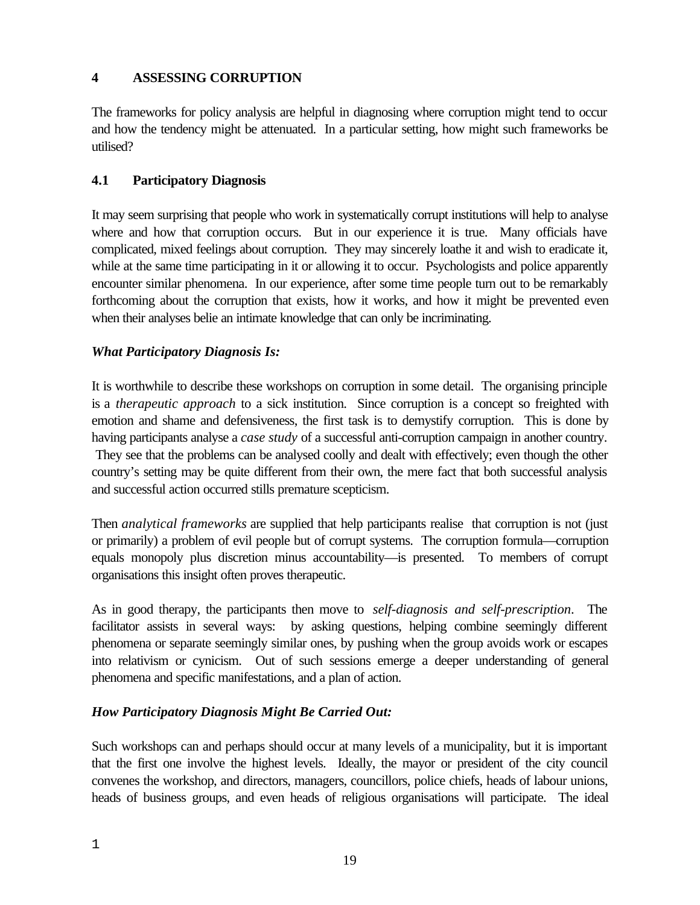## 4 ASSESSING CORRUPTION

The frameworks for policy analysis are helpful in diagnosing where corruption might tend to occur and how the tendency might be attenuated. In a particular setting, how might such frameworks be utilised?

### 4.1 Participatory Diagnosis

It may seem surprising that people who work in systematically corrupt institutions will help to analyse where and how that corruption occurs. But in our experience it is true. Many officials have complicated, mixed feelings about corruption. They may sincerely loathe it and wish to eradicate it, while at the same time participating in it or allowing it to occur. Psychologists and police apparently encounter similar phenomena. In our experience, after some time people turn out to be remarkably forthcoming about the corruption that exists, how it works, and how it might be prevented even when their analyses belie an intimate knowledge that can only be incriminating.

***What Participatory Diagnosis Is:***

It is worthwhile to describe these workshops on corruption in some detail. The organising principle is a *therapeutic approach* to a sick institution. Since corruption is a concept so freighted with emotion and shame and defensiveness, the first task is to demystify corruption. This is done by having participants analyse a *case study* of a successful anti-corruption campaign in another country. They see that the problems can be analysed coolly and dealt with effectively; even though the other country's setting may be quite different from their own, the mere fact that both successful analysis and successful action occurred stills premature scepticism.

Then *analytical frameworks* are supplied that help participants realise that corruption is not (just or primarily) a problem of evil people but of corrupt systems. The corruption formula—corruption equals monopoly plus discretion minus accountability—is presented. To members of corrupt organisations this insight often proves therapeutic.

As in good therapy, the participants then move to *self-diagnosis and self-prescription*. The facilitator assists in several ways: by asking questions, helping combine seemingly different phenomena or separate seemingly similar ones, by pushing when the group avoids work or escapes into relativism or cynicism. Out of such sessions emerge a deeper understanding of general phenomena and specific manifestations, and a plan of action.

***How Participatory Diagnosis Might Be Carried Out:***

Such workshops can and perhaps should occur at many levels of a municipality, but it is important that the first one involve the highest levels. Ideally, the mayor or president of the city council convenes the workshop, and directors, managers, councillors, police chiefs, heads of labour unions, heads of business groups, and even heads of religious organisations will participate. The ideal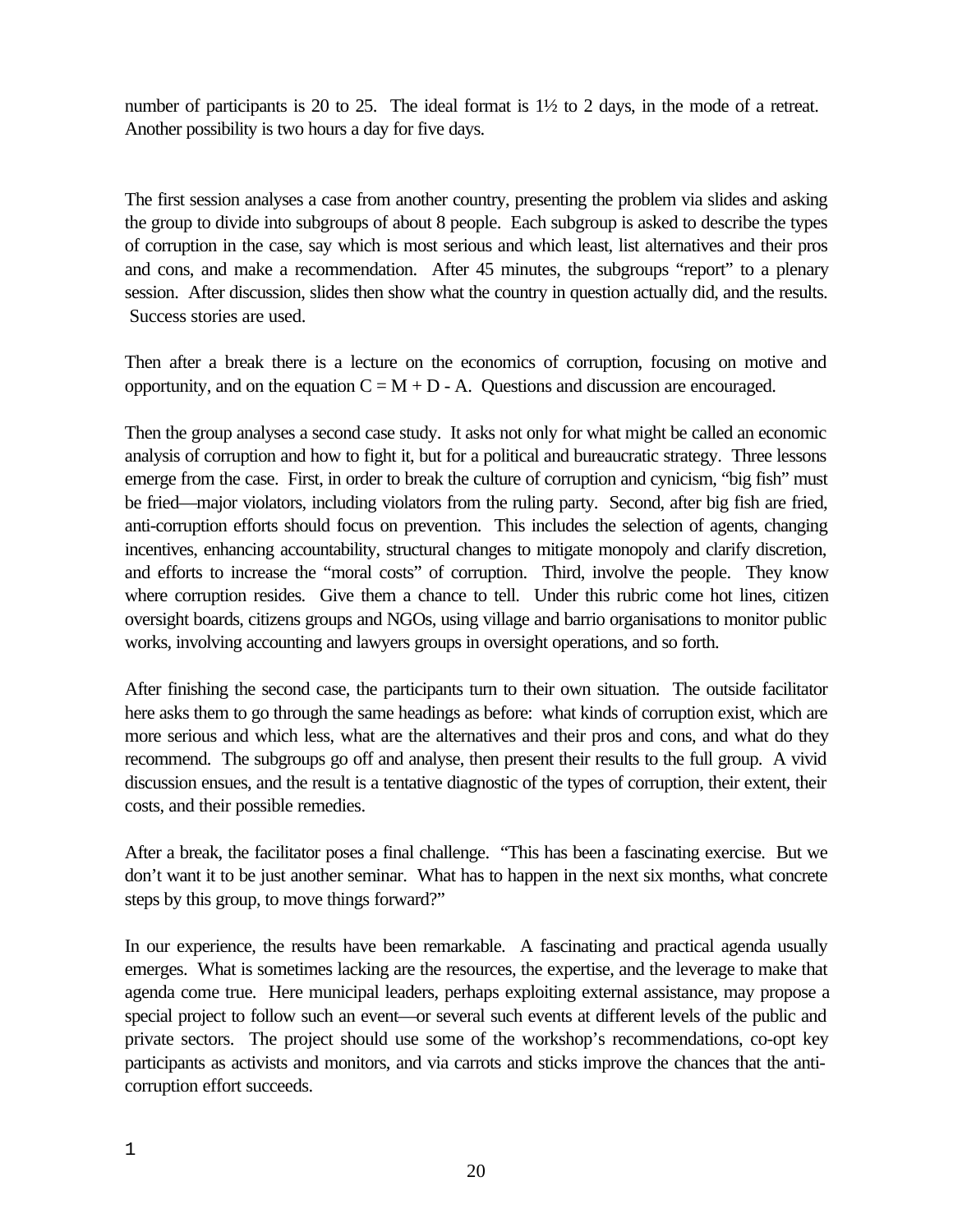number of participants is 20 to 25. The ideal format is 1½ to 2 days, in the mode of a retreat. Another possibility is two hours a day for five days.

The first session analyses a case from another country, presenting the problem via slides and asking the group to divide into subgroups of about 8 people. Each subgroup is asked to describe the types of corruption in the case, say which is most serious and which least, list alternatives and their pros and cons, and make a recommendation. After 45 minutes, the subgroups "report" to a plenary session. After discussion, slides then show what the country in question actually did, and the results. Success stories are used.

Then after a break there is a lecture on the economics of corruption, focusing on motive and opportunity, and on the equation $C = M + D - A$. Questions and discussion are encouraged.

Then the group analyses a second case study. It asks not only for what might be called an economic analysis of corruption and how to fight it, but for a political and bureaucratic strategy. Three lessons emerge from the case. First, in order to break the culture of corruption and cynicism, "big fish" must be fried—major violators, including violators from the ruling party. Second, after big fish are fried, anti-corruption efforts should focus on prevention. This includes the selection of agents, changing incentives, enhancing accountability, structural changes to mitigate monopoly and clarify discretion, and efforts to increase the "moral costs" of corruption. Third, involve the people. They know where corruption resides. Give them a chance to tell. Under this rubric come hot lines, citizen oversight boards, citizens groups and NGOs, using village and barrio organisations to monitor public works, involving accounting and lawyers groups in oversight operations, and so forth.

After finishing the second case, the participants turn to their own situation. The outside facilitator here asks them to go through the same headings as before: what kinds of corruption exist, which are more serious and which less, what are the alternatives and their pros and cons, and what do they recommend. The subgroups go off and analyse, then present their results to the full group. A vivid discussion ensues, and the result is a tentative diagnostic of the types of corruption, their extent, their costs, and their possible remedies.

After a break, the facilitator poses a final challenge. "This has been a fascinating exercise. But we don't want it to be just another seminar. What has to happen in the next six months, what concrete steps by this group, to move things forward?"

In our experience, the results have been remarkable. A fascinating and practical agenda usually emerges. What is sometimes lacking are the resources, the expertise, and the leverage to make that agenda come true. Here municipal leaders, perhaps exploiting external assistance, may propose a special project to follow such an event—or several such events at different levels of the public and private sectors. The project should use some of the workshop's recommendations, co-opt key participants as activists and monitors, and via carrots and sticks improve the chances that the anti-corruption effort succeeds.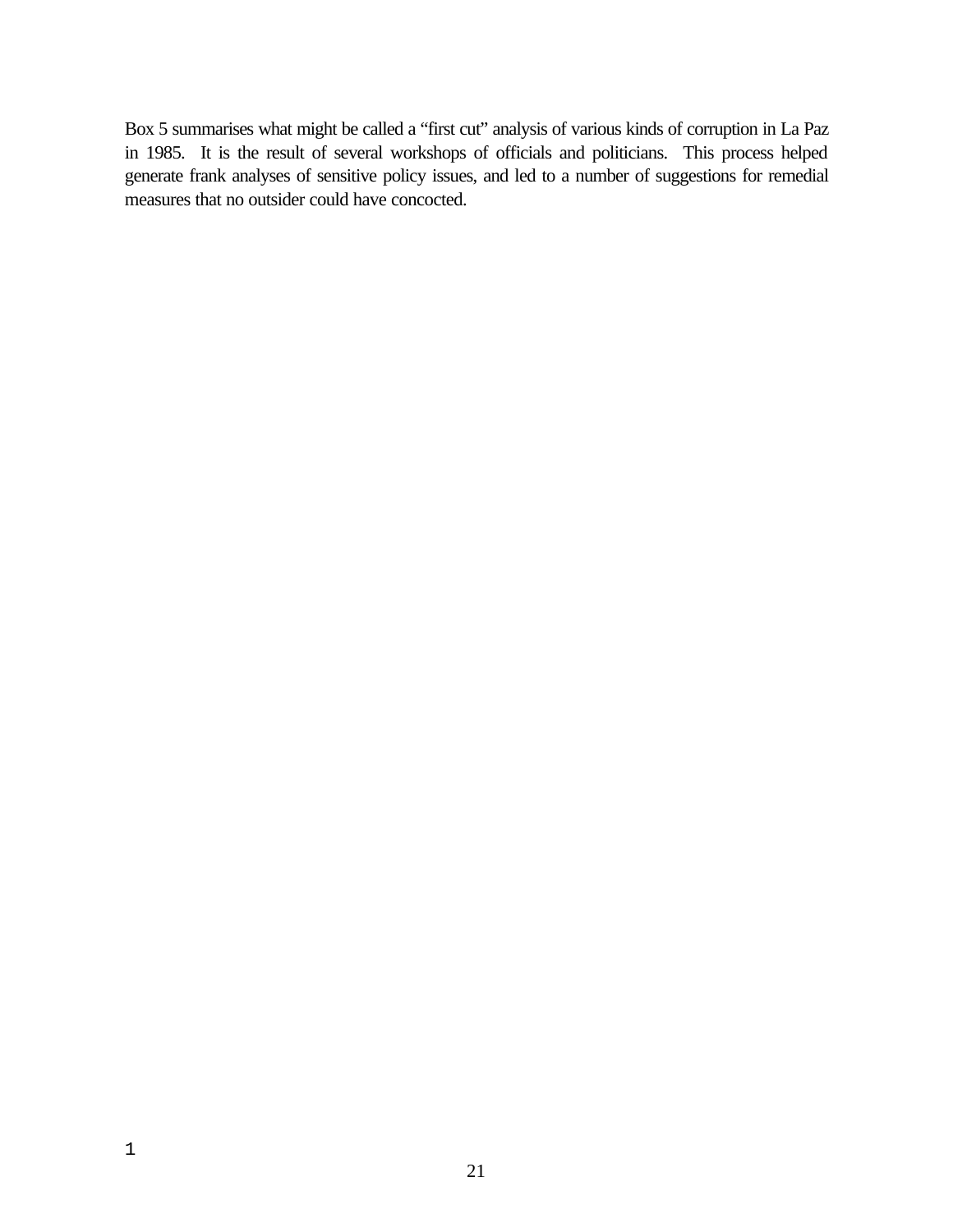Box 5 summarises what might be called a "first cut" analysis of various kinds of corruption in La Paz in 1985. It is the result of several workshops of officials and politicians. This process helped generate frank analyses of sensitive policy issues, and led to a number of suggestions for remedial measures that no outsider could have concocted.

1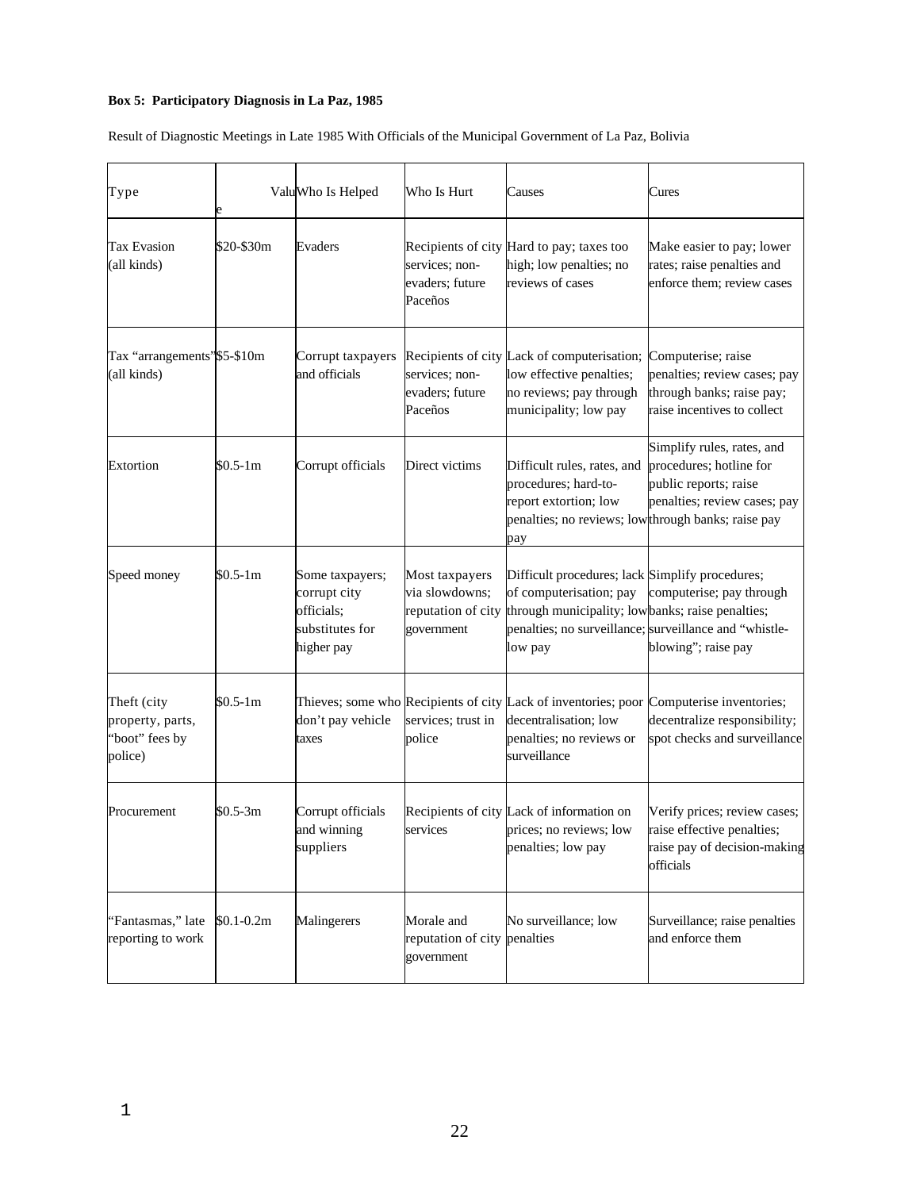**Box 5: Participatory Diagnosis in La Paz, 1985**

Result of Diagnostic Meetings in Late 1985 With Officials of the Municipal Government of La Paz, Bolivia

| Type | Value | Who Is Helped | Who Is Hurt | Causes | Cures |
|---|---|---|---|---|---|
| Tax Evasion (all kinds) | \$20-\$30m | Evaders | Recipients of city services; non-evaders; future Paceños | Hard to pay; taxes too high; low penalties; no reviews of cases | Make easier to pay; lower rates; raise penalties and enforce them; review cases |
| Tax "arrangements" (all kinds) | \$5-\$10m | Corrupt taxpayers and officials | Recipients of city services; non-evaders; future Paceños | Lack of computerisation; low effective penalties; no reviews; pay through municipality; low pay | Computerise; raise penalties; review cases; pay through banks; raise pay; raise incentives to collect |
| Extortion | \$0.5-1m | Corrupt officials | Direct victims | Difficult rules, rates, and procedures; hard-to-report extortion; low penalties; no reviews; low pay | Simplify rules, rates, and procedures; hotline for public reports; raise penalties; review cases; pay through banks; raise pay |
| Speed money | \$0.5-1m | Some taxpayers; corrupt city officials; substitutes for higher pay | Most taxpayers via slowdowns; reputation of city government | Difficult procedures; lack of computerisation; pay through municipality; low penalties; no surveillance; low pay | Simplify procedures; computerise; pay through banks; raise penalties; surveillance and "whistle-blowing"; raise pay |
| Theft (city property, parts, "boot" fees by police) | \$0.5-1m | Thieves; some who don't pay vehicle taxes | Recipients of city services; trust in police | Lack of inventories; poor decentralisation; low penalties; no reviews or surveillance | Computerise inventories; decentralize responsibility; spot checks and surveillance |
| Procurement | \$0.5-3m | Corrupt officials and winning suppliers | Recipients of city services | Lack of information on prices; no reviews; low penalties; low pay | Verify prices; review cases; raise effective penalties; raise pay of decision-making officials |
| "Fantasmas," late reporting to work | \$0.1-0.2m | Malingerers | Morale and reputation of city government | No surveillance; low penalties | Surveillance; raise penalties and enforce them |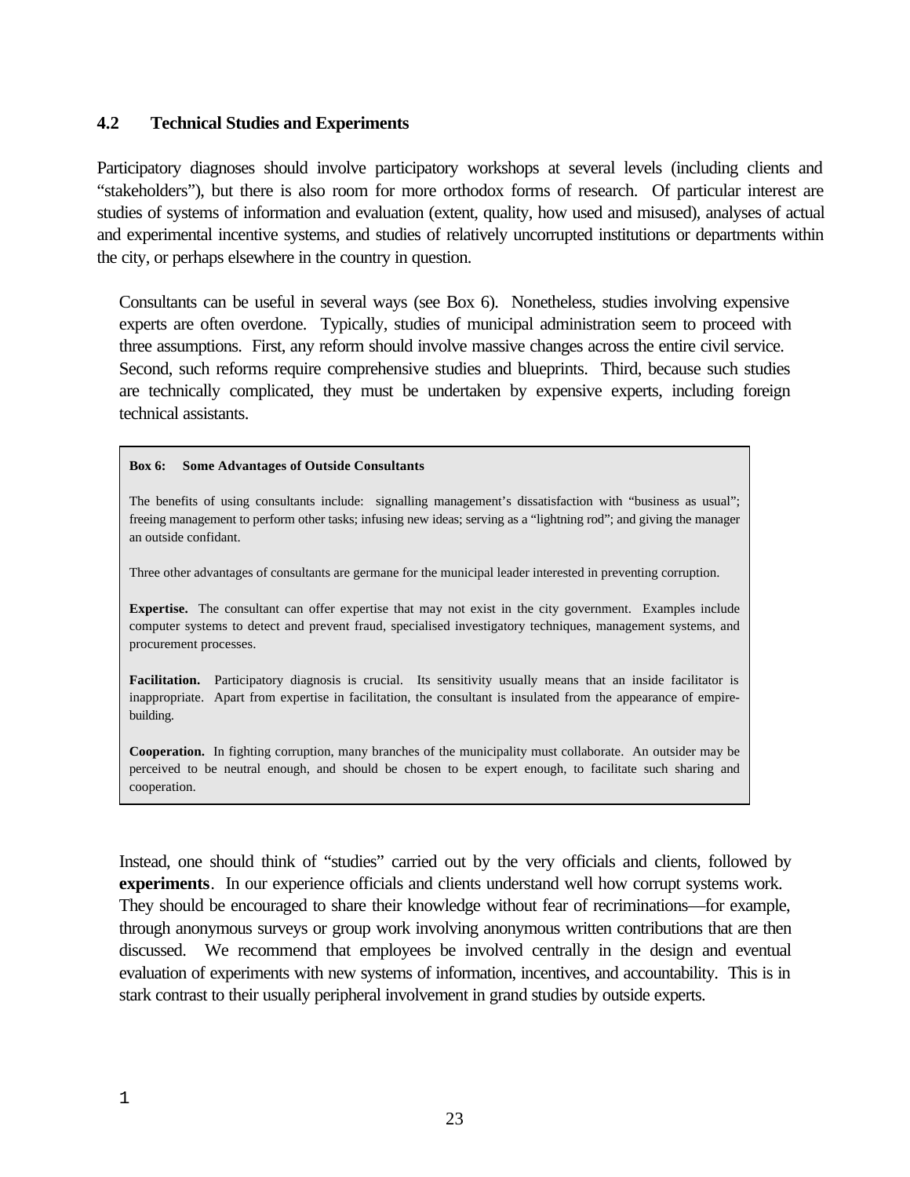### 4.2 Technical Studies and Experiments

Participatory diagnoses should involve participatory workshops at several levels (including clients and "stakeholders"), but there is also room for more orthodox forms of research. Of particular interest are studies of systems of information and evaluation (extent, quality, how used and misused), analyses of actual and experimental incentive systems, and studies of relatively uncorrupted institutions or departments within the city, or perhaps elsewhere in the country in question.

Consultants can be useful in several ways (see Box 6). Nonetheless, studies involving expensive experts are often overdone. Typically, studies of municipal administration seem to proceed with three assumptions. First, any reform should involve massive changes across the entire civil service. Second, such reforms require comprehensive studies and blueprints. Third, because such studies are technically complicated, they must be undertaken by expensive experts, including foreign technical assistants.

> **Box 6: Some Advantages of Outside Consultants**
>
> The benefits of using consultants include: signalling management's dissatisfaction with "business as usual"; freeing management to perform other tasks; infusing new ideas; serving as a "lightning rod"; and giving the manager an outside confidant.
>
> Three other advantages of consultants are germane for the municipal leader interested in preventing corruption.
>
> **Expertise.** The consultant can offer expertise that may not exist in the city government. Examples include computer systems to detect and prevent fraud, specialised investigatory techniques, management systems, and procurement processes.
>
> **Facilitation.** Participatory diagnosis is crucial. Its sensitivity usually means that an inside facilitator is inappropriate. Apart from expertise in facilitation, the consultant is insulated from the appearance of empire-building.
>
> **Cooperation.** In fighting corruption, many branches of the municipality must collaborate. An outsider may be perceived to be neutral enough, and should be chosen to be expert enough, to facilitate such sharing and cooperation.

Instead, one should think of "studies" carried out by the very officials and clients, followed by **experiments**. In our experience officials and clients understand well how corrupt systems work. They should be encouraged to share their knowledge without fear of recriminations—for example, through anonymous surveys or group work involving anonymous written contributions that are then discussed. We recommend that employees be involved centrally in the design and eventual evaluation of experiments with new systems of information, incentives, and accountability. This is in stark contrast to their usually peripheral involvement in grand studies by outside experts.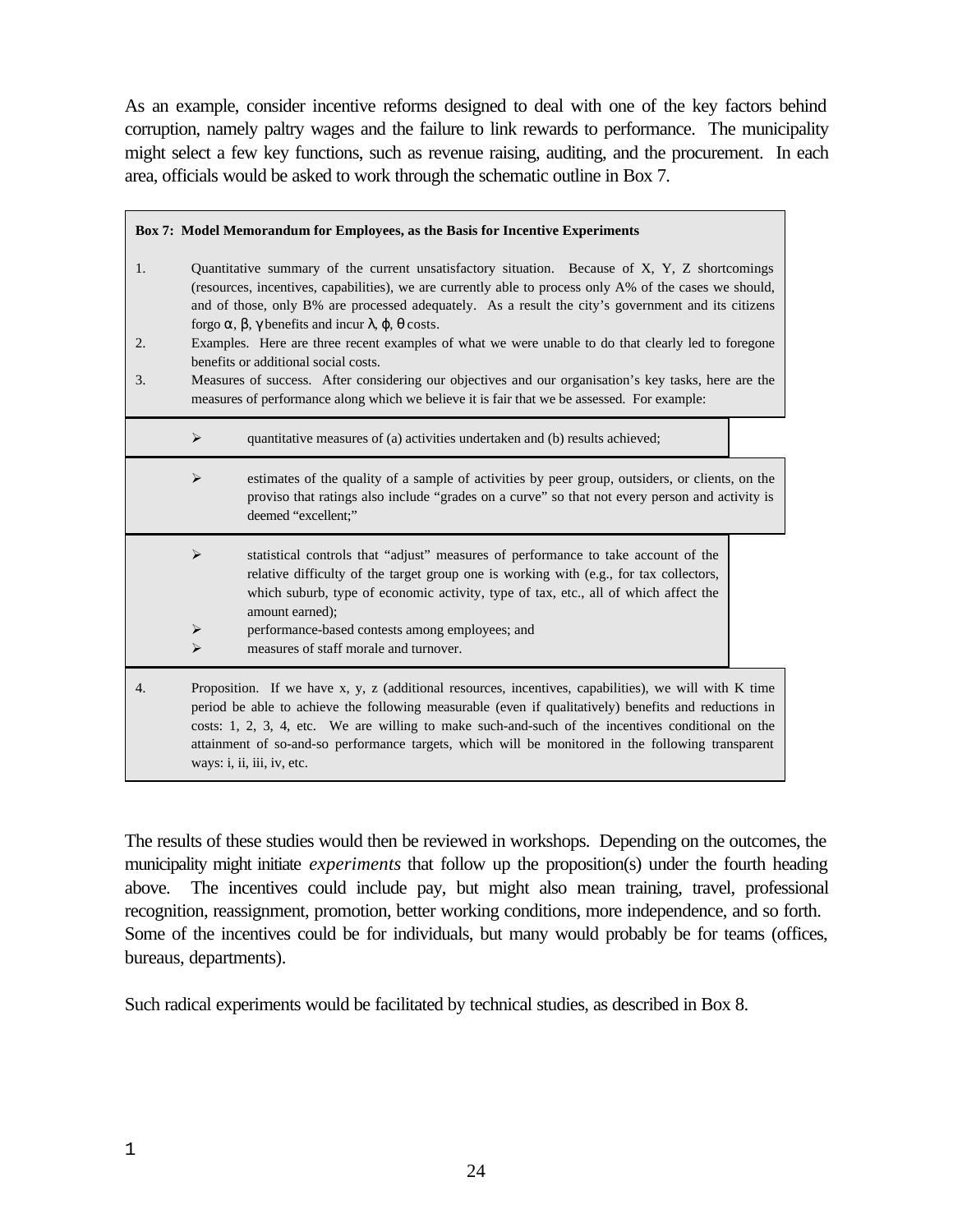As an example, consider incentive reforms designed to deal with one of the key factors behind corruption, namely paltry wages and the failure to link rewards to performance. The municipality might select a few key functions, such as revenue raising, auditing, and the procurement. In each area, officials would be asked to work through the schematic outline in Box 7.

**Box 7: Model Memorandum for Employees, as the Basis for Incentive Experiments**

1. Quantitative summary of the current unsatisfactory situation. Because of X, Y, Z shortcomings (resources, incentives, capabilities), we are currently able to process only A% of the cases we should, and of those, only B% are processed adequately. As a result the city's government and its citizens forgo $\alpha$, $\beta$, $\gamma$ benefits and incur $\lambda$, $\varphi$, $\theta$ costs.
2. Examples. Here are three recent examples of what we were unable to do that clearly led to foregone benefits or additional social costs.
3. Measures of success. After considering our objectives and our organisation's key tasks, here are the measures of performance along which we believe it is fair that we be assessed. For example:
   - quantitative measures of (a) activities undertaken and (b) results achieved;
   - estimates of the quality of a sample of activities by peer group, outsiders, or clients, on the proviso that ratings also include "grades on a curve" so that not every person and activity is deemed "excellent;"
   - statistical controls that "adjust" measures of performance to take account of the relative difficulty of the target group one is working with (e.g., for tax collectors, which suburb, type of economic activity, type of tax, etc., all of which affect the amount earned);
   - performance-based contests among employees; and
   - measures of staff morale and turnover.
4. Proposition. If we have x, y, z (additional resources, incentives, capabilities), we will with K time period be able to achieve the following measurable (even if qualitatively) benefits and reductions in costs: 1, 2, 3, 4, etc. We are willing to make such-and-such of the incentives conditional on the attainment of so-and-so performance targets, which will be monitored in the following transparent ways: i, ii, iii, iv, etc.

The results of these studies would then be reviewed in workshops. Depending on the outcomes, the municipality might initiate *experiments* that follow up the proposition(s) under the fourth heading above. The incentives could include pay, but might also mean training, travel, professional recognition, reassignment, promotion, better working conditions, more independence, and so forth. Some of the incentives could be for individuals, but many would probably be for teams (offices, bureaus, departments).

Such radical experiments would be facilitated by technical studies, as described in Box 8.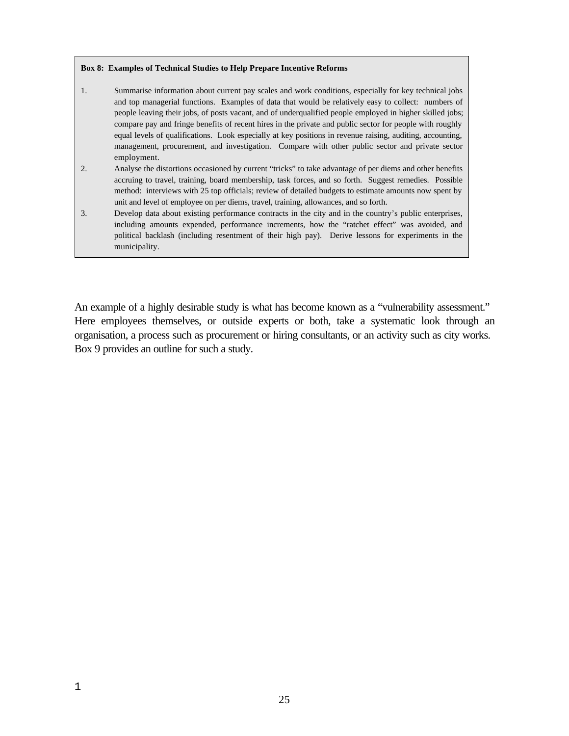**Box 8: Examples of Technical Studies to Help Prepare Incentive Reforms**

1. Summarise information about current pay scales and work conditions, especially for key technical jobs and top managerial functions. Examples of data that would be relatively easy to collect: numbers of people leaving their jobs, of posts vacant, and of underqualified people employed in higher skilled jobs; compare pay and fringe benefits of recent hires in the private and public sector for people with roughly equal levels of qualifications. Look especially at key positions in revenue raising, auditing, accounting, management, procurement, and investigation. Compare with other public sector and private sector employment.
2. Analyse the distortions occasioned by current "tricks" to take advantage of per diems and other benefits accruing to travel, training, board membership, task forces, and so forth. Suggest remedies. Possible method: interviews with 25 top officials; review of detailed budgets to estimate amounts now spent by unit and level of employee on per diems, travel, training, allowances, and so forth.
3. Develop data about existing performance contracts in the city and in the country's public enterprises, including amounts expended, performance increments, how the "ratchet effect" was avoided, and political backlash (including resentment of their high pay). Derive lessons for experiments in the municipality.

An example of a highly desirable study is what has become known as a "vulnerability assessment." Here employees themselves, or outside experts or both, take a systematic look through an organisation, a process such as procurement or hiring consultants, or an activity such as city works. Box 9 provides an outline for such a study.

1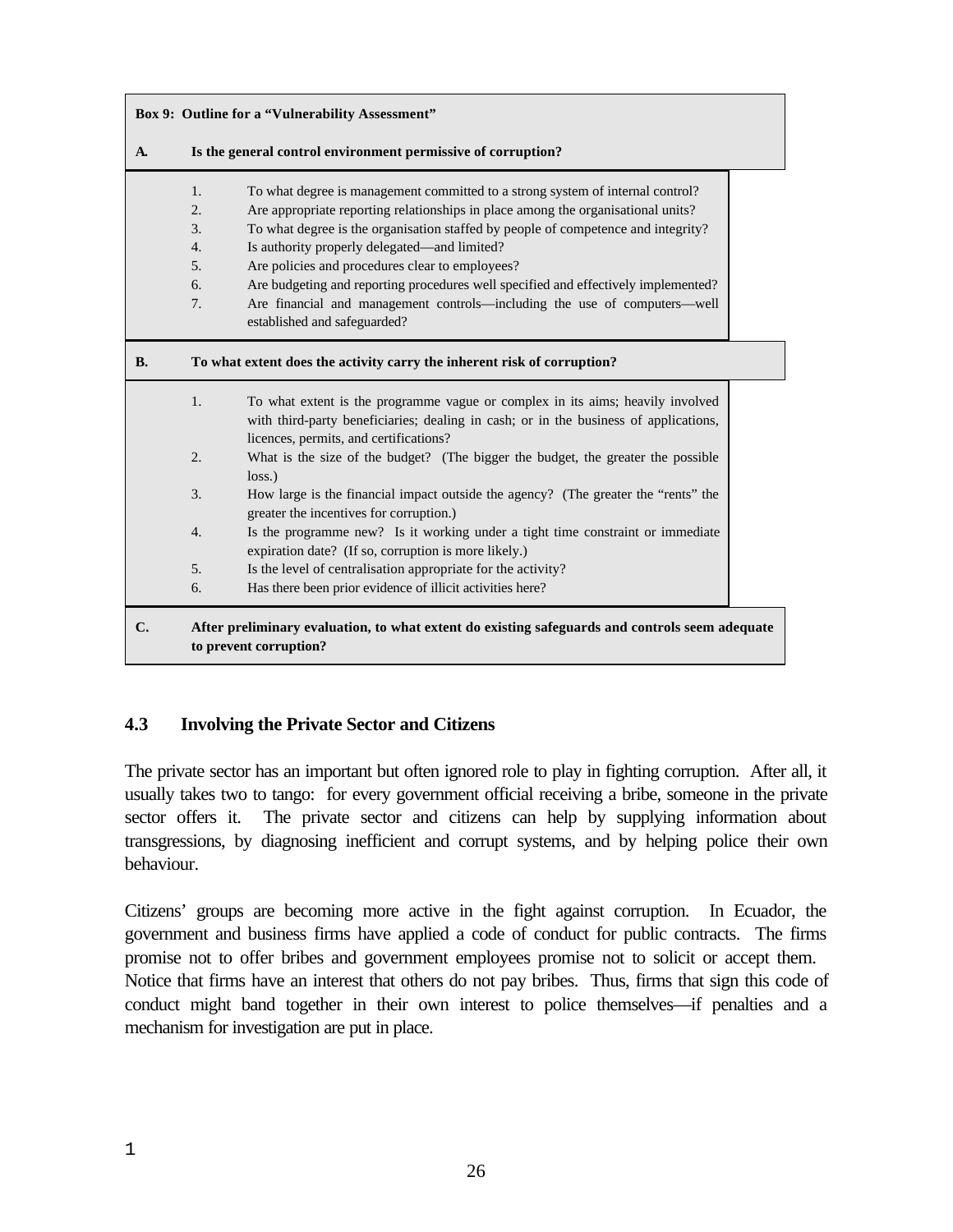**Box 9: Outline for a "Vulnerability Assessment"**

**A. Is the general control environment permissive of corruption?**

1. To what degree is management committed to a strong system of internal control?
2. Are appropriate reporting relationships in place among the organisational units?
3. To what degree is the organisation staffed by people of competence and integrity?
4. Is authority properly delegated—and limited?
5. Are policies and procedures clear to employees?
6. Are budgeting and reporting procedures well specified and effectively implemented?
7. Are financial and management controls—including the use of computers—well established and safeguarded?

**B. To what extent does the activity carry the inherent risk of corruption?**

1. To what extent is the programme vague or complex in its aims; heavily involved with third-party beneficiaries; dealing in cash; or in the business of applications, licences, permits, and certifications?
2. What is the size of the budget? (The bigger the budget, the greater the possible loss.)
3. How large is the financial impact outside the agency? (The greater the "rents" the greater the incentives for corruption.)
4. Is the programme new? Is it working under a tight time constraint or immediate expiration date? (If so, corruption is more likely.)
5. Is the level of centralisation appropriate for the activity?
6. Has there been prior evidence of illicit activities here?

**C. After preliminary evaluation, to what extent do existing safeguards and controls seem adequate to prevent corruption?**

### 4.3 Involving the Private Sector and Citizens

The private sector has an important but often ignored role to play in fighting corruption. After all, it usually takes two to tango: for every government official receiving a bribe, someone in the private sector offers it. The private sector and citizens can help by supplying information about transgressions, by diagnosing inefficient and corrupt systems, and by helping police their own behaviour.

Citizens' groups are becoming more active in the fight against corruption. In Ecuador, the government and business firms have applied a code of conduct for public contracts. The firms promise not to offer bribes and government employees promise not to solicit or accept them. Notice that firms have an interest that others do not pay bribes. Thus, firms that sign this code of conduct might band together in their own interest to police themselves—if penalties and a mechanism for investigation are put in place.

1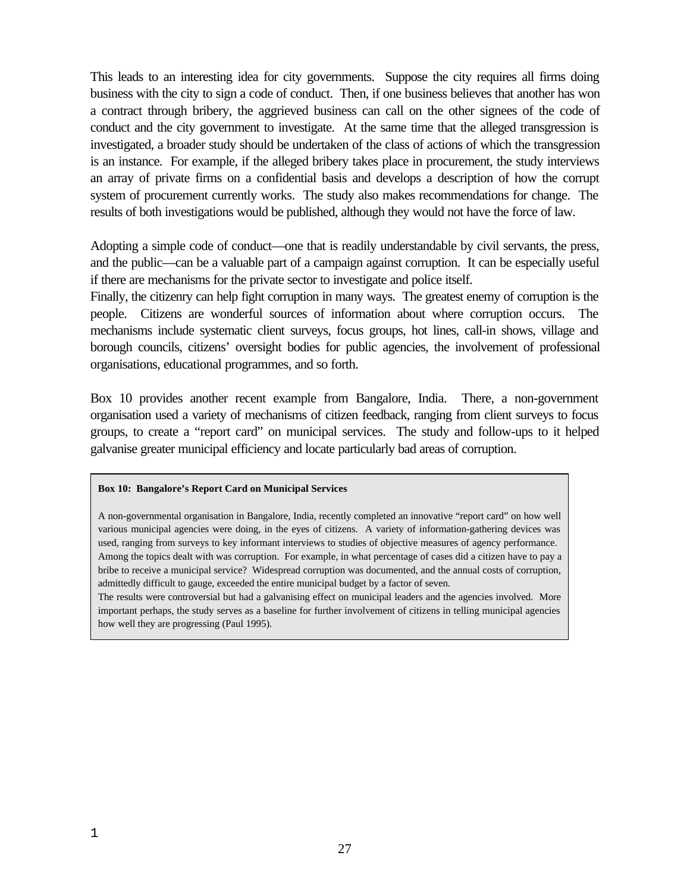This leads to an interesting idea for city governments. Suppose the city requires all firms doing business with the city to sign a code of conduct. Then, if one business believes that another has won a contract through bribery, the aggrieved business can call on the other signees of the code of conduct and the city government to investigate. At the same time that the alleged transgression is investigated, a broader study should be undertaken of the class of actions of which the transgression is an instance. For example, if the alleged bribery takes place in procurement, the study interviews an array of private firms on a confidential basis and develops a description of how the corrupt system of procurement currently works. The study also makes recommendations for change. The results of both investigations would be published, although they would not have the force of law.

Adopting a simple code of conduct—one that is readily understandable by civil servants, the press, and the public—can be a valuable part of a campaign against corruption. It can be especially useful if there are mechanisms for the private sector to investigate and police itself.

Finally, the citizenry can help fight corruption in many ways. The greatest enemy of corruption is the people. Citizens are wonderful sources of information about where corruption occurs. The mechanisms include systematic client surveys, focus groups, hot lines, call-in shows, village and borough councils, citizens' oversight bodies for public agencies, the involvement of professional organisations, educational programmes, and so forth.

Box 10 provides another recent example from Bangalore, India. There, a non-government organisation used a variety of mechanisms of citizen feedback, ranging from client surveys to focus groups, to create a "report card" on municipal services. The study and follow-ups to it helped galvanise greater municipal efficiency and locate particularly bad areas of corruption.

**Box 10: Bangalore's Report Card on Municipal Services**

A non-governmental organisation in Bangalore, India, recently completed an innovative "report card" on how well various municipal agencies were doing, in the eyes of citizens. A variety of information-gathering devices was used, ranging from surveys to key informant interviews to studies of objective measures of agency performance. Among the topics dealt with was corruption. For example, in what percentage of cases did a citizen have to pay a bribe to receive a municipal service? Widespread corruption was documented, and the annual costs of corruption, admittedly difficult to gauge, exceeded the entire municipal budget by a factor of seven.

The results were controversial but had a galvanising effect on municipal leaders and the agencies involved. More important perhaps, the study serves as a baseline for further involvement of citizens in telling municipal agencies how well they are progressing (Paul 1995).

1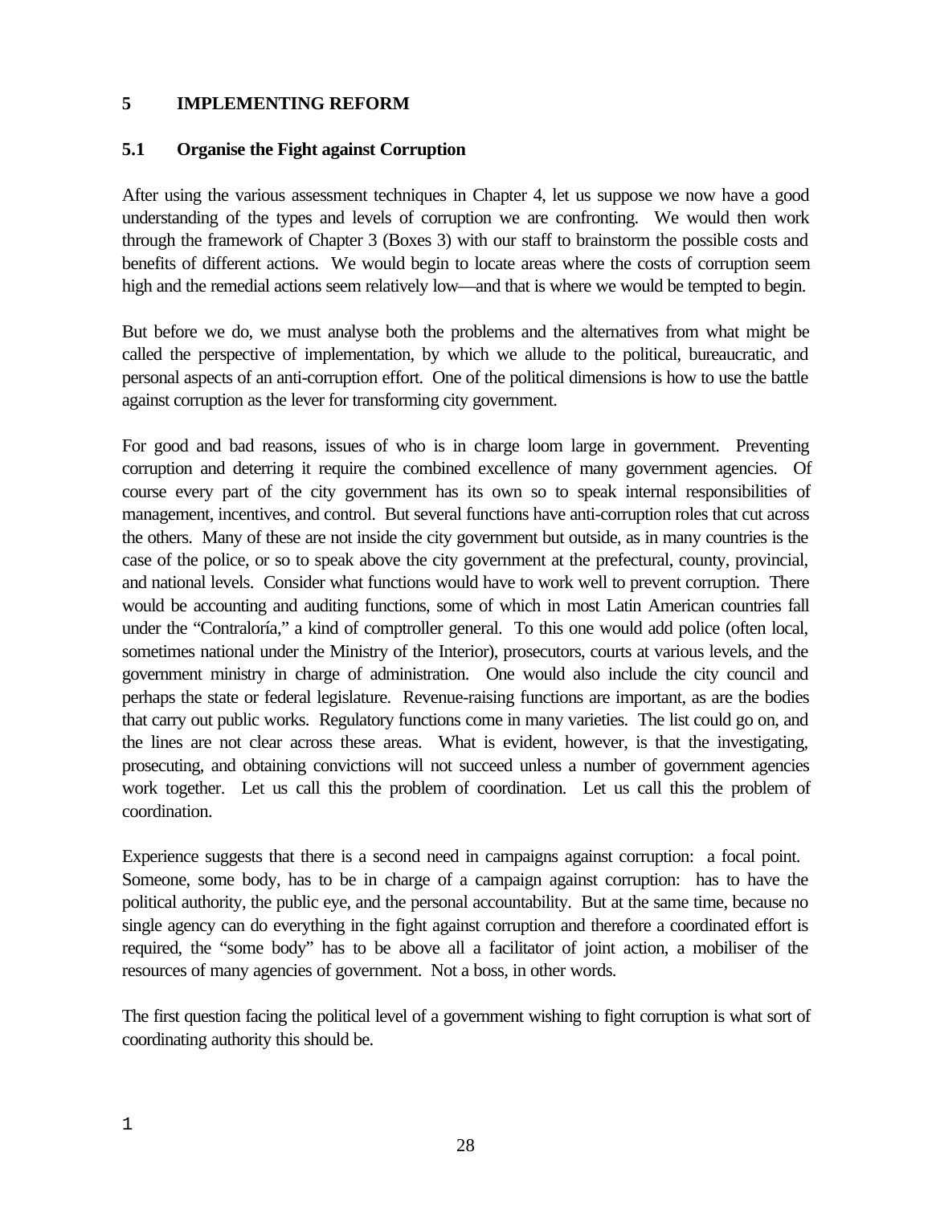## 5 IMPLEMENTING REFORM

### 5.1 Organise the Fight against Corruption

After using the various assessment techniques in Chapter 4, let us suppose we now have a good understanding of the types and levels of corruption we are confronting. We would then work through the framework of Chapter 3 (Boxes 3) with our staff to brainstorm the possible costs and benefits of different actions. We would begin to locate areas where the costs of corruption seem high and the remedial actions seem relatively low—and that is where we would be tempted to begin.

But before we do, we must analyse both the problems and the alternatives from what might be called the perspective of implementation, by which we allude to the political, bureaucratic, and personal aspects of an anti-corruption effort. One of the political dimensions is how to use the battle against corruption as the lever for transforming city government.

For good and bad reasons, issues of who is in charge loom large in government. Preventing corruption and deterring it require the combined excellence of many government agencies. Of course every part of the city government has its own so to speak internal responsibilities of management, incentives, and control. But several functions have anti-corruption roles that cut across the others. Many of these are not inside the city government but outside, as in many countries is the case of the police, or so to speak above the city government at the prefectural, county, provincial, and national levels. Consider what functions would have to work well to prevent corruption. There would be accounting and auditing functions, some of which in most Latin American countries fall under the "Contraloría," a kind of comptroller general. To this one would add police (often local, sometimes national under the Ministry of the Interior), prosecutors, courts at various levels, and the government ministry in charge of administration. One would also include the city council and perhaps the state or federal legislature. Revenue-raising functions are important, as are the bodies that carry out public works. Regulatory functions come in many varieties. The list could go on, and the lines are not clear across these areas. What is evident, however, is that the investigating, prosecuting, and obtaining convictions will not succeed unless a number of government agencies work together. Let us call this the problem of coordination. Let us call this the problem of coordination.

Experience suggests that there is a second need in campaigns against corruption: a focal point. Someone, some body, has to be in charge of a campaign against corruption: has to have the political authority, the public eye, and the personal accountability. But at the same time, because no single agency can do everything in the fight against corruption and therefore a coordinated effort is required, the "some body" has to be above all a facilitator of joint action, a mobiliser of the resources of many agencies of government. Not a boss, in other words.

The first question facing the political level of a government wishing to fight corruption is what sort of coordinating authority this should be.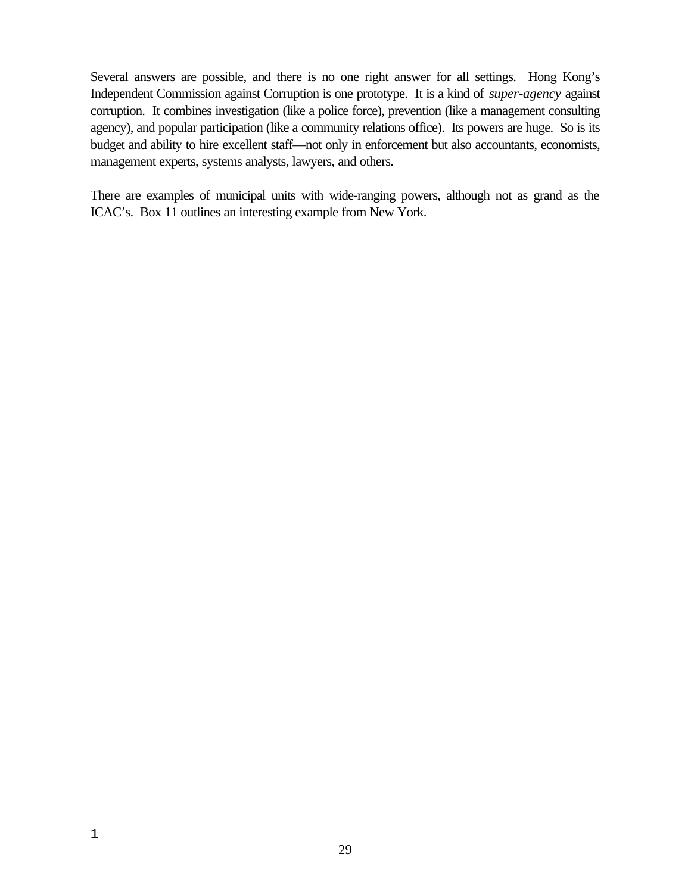Several answers are possible, and there is no one right answer for all settings. Hong Kong's Independent Commission against Corruption is one prototype. It is a kind of *super-agency* against corruption. It combines investigation (like a police force), prevention (like a management consulting agency), and popular participation (like a community relations office). Its powers are huge. So is its budget and ability to hire excellent staff—not only in enforcement but also accountants, economists, management experts, systems analysts, lawyers, and others.

There are examples of municipal units with wide-ranging powers, although not as grand as the ICAC's. Box 11 outlines an interesting example from New York.

1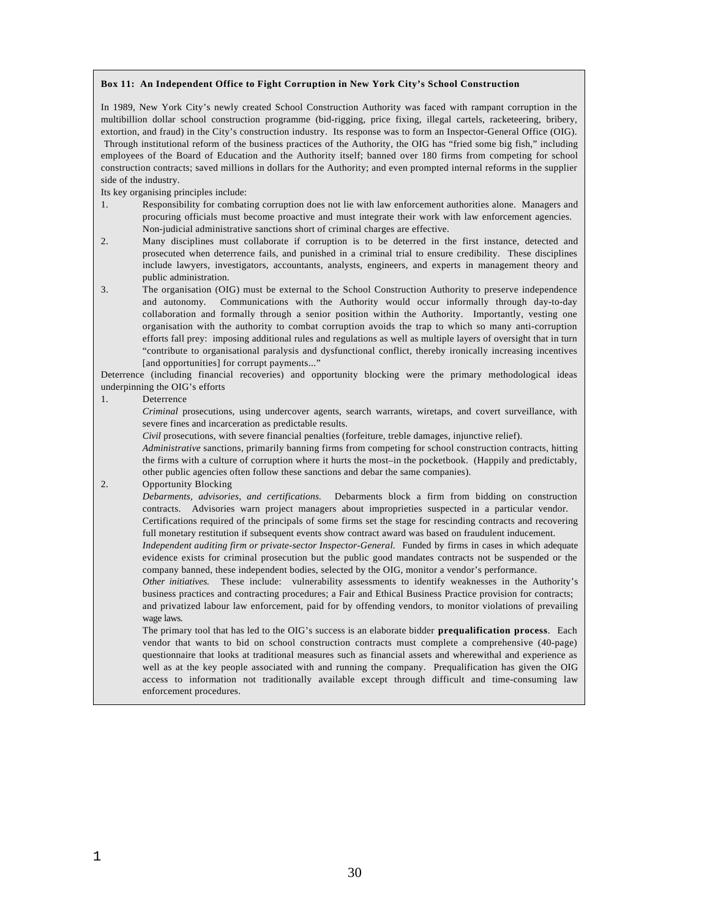**Box 11: An Independent Office to Fight Corruption in New York City's School Construction**

In 1989, New York City's newly created School Construction Authority was faced with rampant corruption in the multibillion dollar school construction programme (bid-rigging, price fixing, illegal cartels, racketeering, bribery, extortion, and fraud) in the City's construction industry. Its response was to form an Inspector-General Office (OIG). Through institutional reform of the business practices of the Authority, the OIG has "fried some big fish," including employees of the Board of Education and the Authority itself; banned over 180 firms from competing for school construction contracts; saved millions in dollars for the Authority; and even prompted internal reforms in the supplier side of the industry.

Its key organising principles include:

1. Responsibility for combating corruption does not lie with law enforcement authorities alone. Managers and procuring officials must become proactive and must integrate their work with law enforcement agencies. Non-judicial administrative sanctions short of criminal charges are effective.
2. Many disciplines must collaborate if corruption is to be deterred in the first instance, detected and prosecuted when deterrence fails, and punished in a criminal trial to ensure credibility. These disciplines include lawyers, investigators, accountants, analysts, engineers, and experts in management theory and public administration.
3. The organisation (OIG) must be external to the School Construction Authority to preserve independence and autonomy. Communications with the Authority would occur informally through day-to-day collaboration and formally through a senior position within the Authority. Importantly, vesting one organisation with the authority to combat corruption avoids the trap to which so many anti-corruption efforts fall prey: imposing additional rules and regulations as well as multiple layers of oversight that in turn "contribute to organisational paralysis and dysfunctional conflict, thereby ironically increasing incentives [and opportunities] for corrupt payments..."

Deterrence (including financial recoveries) and opportunity blocking were the primary methodological ideas underpinning the OIG's efforts

1. Deterrence

   *Criminal* prosecutions, using undercover agents, search warrants, wiretaps, and covert surveillance, with severe fines and incarceration as predictable results.

   *Civil* prosecutions, with severe financial penalties (forfeiture, treble damages, injunctive relief).

   *Administrative* sanctions, primarily banning firms from competing for school construction contracts, hitting the firms with a culture of corruption where it hurts the most–in the pocketbook. (Happily and predictably, other public agencies often follow these sanctions and debar the same companies).

2. Opportunity Blocking

   *Debarments, advisories, and certifications.* Debarments block a firm from bidding on construction contracts. Advisories warn project managers about improprieties suspected in a particular vendor. Certifications required of the principals of some firms set the stage for rescinding contracts and recovering full monetary restitution if subsequent events show contract award was based on fraudulent inducement.

   *Independent auditing firm or private-sector Inspector-General.* Funded by firms in cases in which adequate evidence exists for criminal prosecution but the public good mandates contracts not be suspended or the company banned, these independent bodies, selected by the OIG, monitor a vendor's performance.

   *Other initiatives.* These include: vulnerability assessments to identify weaknesses in the Authority's business practices and contracting procedures; a Fair and Ethical Business Practice provision for contracts; and privatized labour law enforcement, paid for by offending vendors, to monitor violations of prevailing wage laws.

   The primary tool that has led to the OIG's success is an elaborate bidder **prequalification process**. Each vendor that wants to bid on school construction contracts must complete a comprehensive (40-page) questionnaire that looks at traditional measures such as financial assets and wherewithal and experience as well as at the key people associated with and running the company. Prequalification has given the OIG access to information not traditionally available except through difficult and time-consuming law enforcement procedures.

1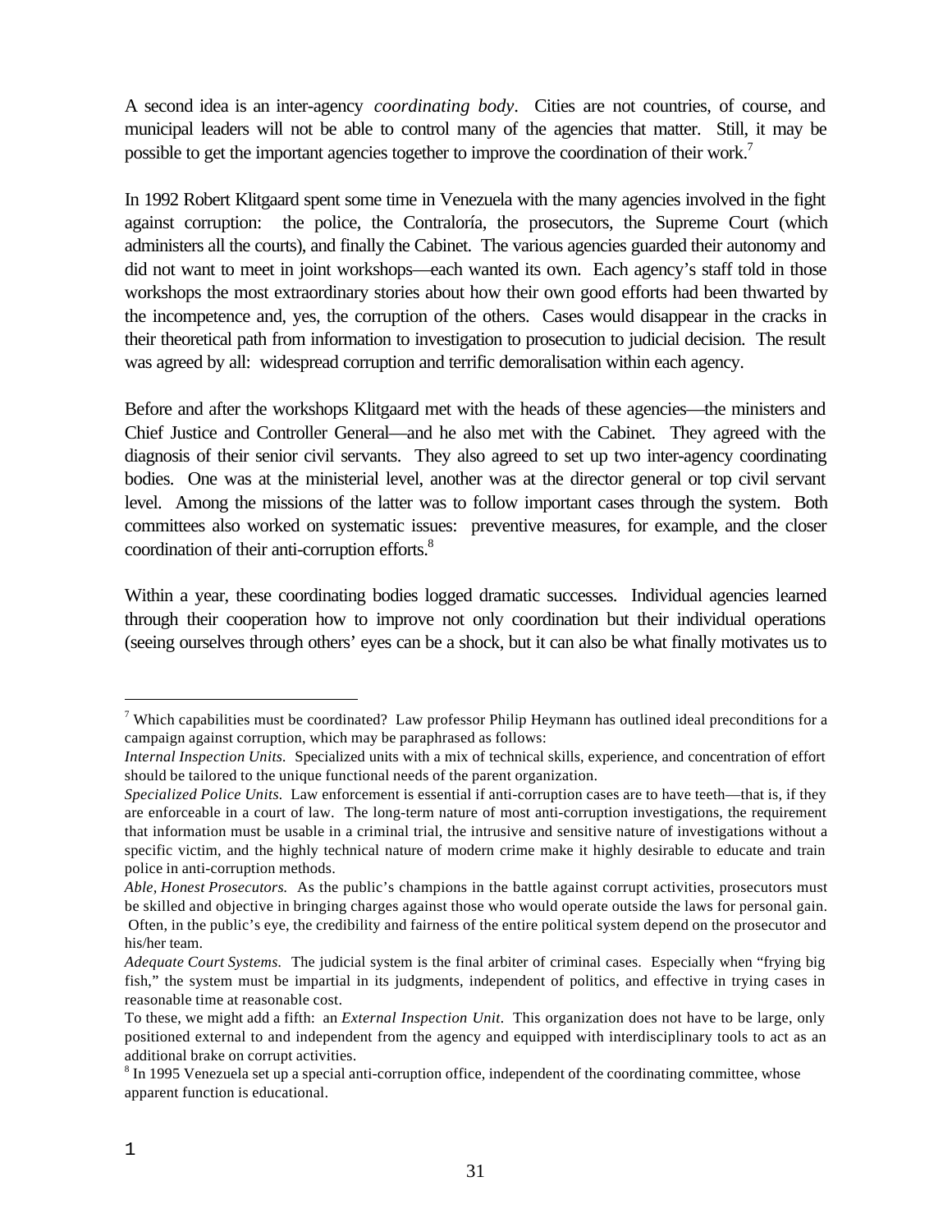A second idea is an inter-agency *coordinating body*. Cities are not countries, of course, and municipal leaders will not be able to control many of the agencies that matter. Still, it may be possible to get the important agencies together to improve the coordination of their work.[7]

In 1992 Robert Klitgaard spent some time in Venezuela with the many agencies involved in the fight against corruption: the police, the Contraloría, the prosecutors, the Supreme Court (which administers all the courts), and finally the Cabinet. The various agencies guarded their autonomy and did not want to meet in joint workshops—each wanted its own. Each agency's staff told in those workshops the most extraordinary stories about how their own good efforts had been thwarted by the incompetence and, yes, the corruption of the others. Cases would disappear in the cracks in their theoretical path from information to investigation to prosecution to judicial decision. The result was agreed by all: widespread corruption and terrific demoralisation within each agency.

Before and after the workshops Klitgaard met with the heads of these agencies—the ministers and Chief Justice and Controller General—and he also met with the Cabinet. They agreed with the diagnosis of their senior civil servants. They also agreed to set up two inter-agency coordinating bodies. One was at the ministerial level, another was at the director general or top civil servant level. Among the missions of the latter was to follow important cases through the system. Both committees also worked on systematic issues: preventive measures, for example, and the closer coordination of their anti-corruption efforts.[8]

Within a year, these coordinating bodies logged dramatic successes. Individual agencies learned through their cooperation how to improve not only coordination but their individual operations (seeing ourselves through others' eyes can be a shock, but it can also be what finally motivates us to

---

[7] Which capabilities must be coordinated? Law professor Philip Heymann has outlined ideal preconditions for a campaign against corruption, which may be paraphrased as follows:

*Internal Inspection Units.* Specialized units with a mix of technical skills, experience, and concentration of effort should be tailored to the unique functional needs of the parent organization.

*Specialized Police Units.* Law enforcement is essential if anti-corruption cases are to have teeth—that is, if they are enforceable in a court of law. The long-term nature of most anti-corruption investigations, the requirement that information must be usable in a criminal trial, the intrusive and sensitive nature of investigations without a specific victim, and the highly technical nature of modern crime make it highly desirable to educate and train police in anti-corruption methods.

*Able, Honest Prosecutors.* As the public's champions in the battle against corrupt activities, prosecutors must be skilled and objective in bringing charges against those who would operate outside the laws for personal gain. Often, in the public's eye, the credibility and fairness of the entire political system depend on the prosecutor and his/her team.

*Adequate Court Systems.* The judicial system is the final arbiter of criminal cases. Especially when "frying big fish," the system must be impartial in its judgments, independent of politics, and effective in trying cases in reasonable time at reasonable cost.

To these, we might add a fifth: an *External Inspection Unit*. This organization does not have to be large, only positioned external to and independent from the agency and equipped with interdisciplinary tools to act as an additional brake on corrupt activities.

[8] In 1995 Venezuela set up a special anti-corruption office, independent of the coordinating committee, whose apparent function is educational.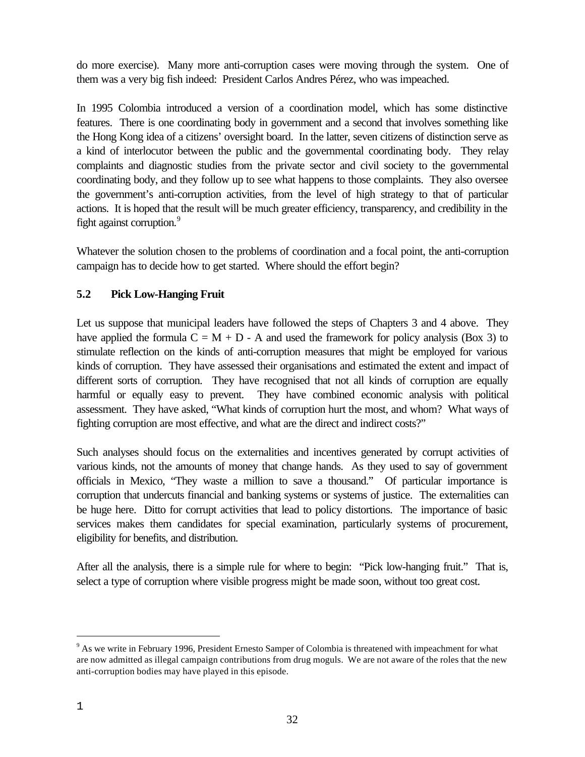do more exercise). Many more anti-corruption cases were moving through the system. One of them was a very big fish indeed: President Carlos Andres Pérez, who was impeached.

In 1995 Colombia introduced a version of a coordination model, which has some distinctive features. There is one coordinating body in government and a second that involves something like the Hong Kong idea of a citizens' oversight board. In the latter, seven citizens of distinction serve as a kind of interlocutor between the public and the governmental coordinating body. They relay complaints and diagnostic studies from the private sector and civil society to the governmental coordinating body, and they follow up to see what happens to those complaints. They also oversee the government's anti-corruption activities, from the level of high strategy to that of particular actions. It is hoped that the result will be much greater efficiency, transparency, and credibility in the fight against corruption.[9]

Whatever the solution chosen to the problems of coordination and a focal point, the anti-corruption campaign has to decide how to get started. Where should the effort begin?

### 5.2 Pick Low-Hanging Fruit

Let us suppose that municipal leaders have followed the steps of Chapters 3 and 4 above. They have applied the formula $C = M + D - A$ and used the framework for policy analysis (Box 3) to stimulate reflection on the kinds of anti-corruption measures that might be employed for various kinds of corruption. They have assessed their organisations and estimated the extent and impact of different sorts of corruption. They have recognised that not all kinds of corruption are equally harmful or equally easy to prevent. They have combined economic analysis with political assessment. They have asked, "What kinds of corruption hurt the most, and whom? What ways of fighting corruption are most effective, and what are the direct and indirect costs?"

Such analyses should focus on the externalities and incentives generated by corrupt activities of various kinds, not the amounts of money that change hands. As they used to say of government officials in Mexico, "They waste a million to save a thousand." Of particular importance is corruption that undercuts financial and banking systems or systems of justice. The externalities can be huge here. Ditto for corrupt activities that lead to policy distortions. The importance of basic services makes them candidates for special examination, particularly systems of procurement, eligibility for benefits, and distribution.

After all the analysis, there is a simple rule for where to begin: "Pick low-hanging fruit." That is, select a type of corruption where visible progress might be made soon, without too great cost.

---

[9] As we write in February 1996, President Ernesto Samper of Colombia is threatened with impeachment for what are now admitted as illegal campaign contributions from drug moguls. We are not aware of the roles that the new anti-corruption bodies may have played in this episode.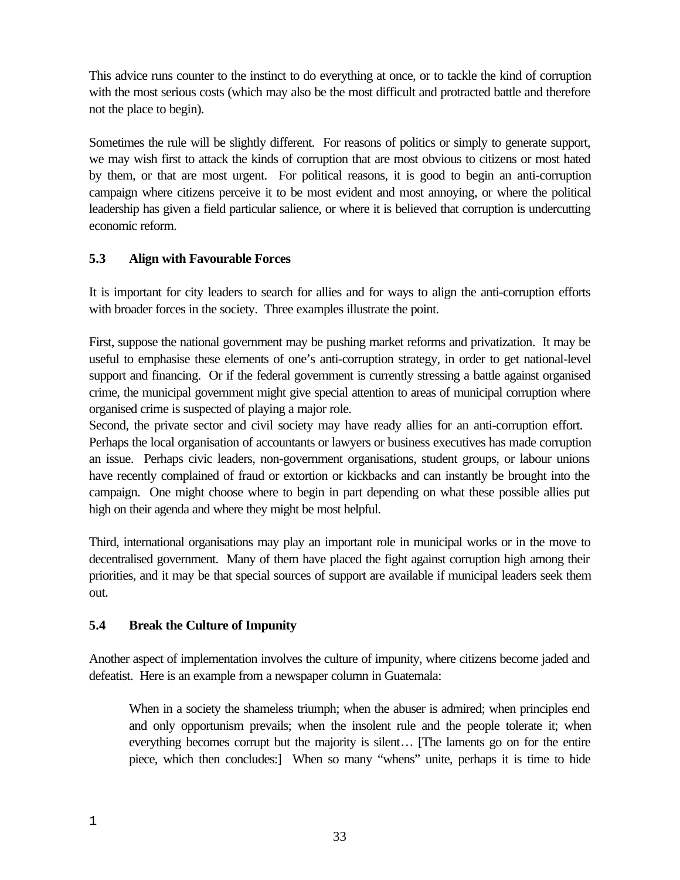This advice runs counter to the instinct to do everything at once, or to tackle the kind of corruption with the most serious costs (which may also be the most difficult and protracted battle and therefore not the place to begin).

Sometimes the rule will be slightly different. For reasons of politics or simply to generate support, we may wish first to attack the kinds of corruption that are most obvious to citizens or most hated by them, or that are most urgent. For political reasons, it is good to begin an anti-corruption campaign where citizens perceive it to be most evident and most annoying, or where the political leadership has given a field particular salience, or where it is believed that corruption is undercutting economic reform.

### 5.3 Align with Favourable Forces

It is important for city leaders to search for allies and for ways to align the anti-corruption efforts with broader forces in the society. Three examples illustrate the point.

First, suppose the national government may be pushing market reforms and privatization. It may be useful to emphasise these elements of one's anti-corruption strategy, in order to get national-level support and financing. Or if the federal government is currently stressing a battle against organised crime, the municipal government might give special attention to areas of municipal corruption where organised crime is suspected of playing a major role.

Second, the private sector and civil society may have ready allies for an anti-corruption effort. Perhaps the local organisation of accountants or lawyers or business executives has made corruption an issue. Perhaps civic leaders, non-government organisations, student groups, or labour unions have recently complained of fraud or extortion or kickbacks and can instantly be brought into the campaign. One might choose where to begin in part depending on what these possible allies put high on their agenda and where they might be most helpful.

Third, international organisations may play an important role in municipal works or in the move to decentralised government. Many of them have placed the fight against corruption high among their priorities, and it may be that special sources of support are available if municipal leaders seek them out.

### 5.4 Break the Culture of Impunity

Another aspect of implementation involves the culture of impunity, where citizens become jaded and defeatist. Here is an example from a newspaper column in Guatemala:

> When in a society the shameless triumph; when the abuser is admired; when principles end and only opportunism prevails; when the insolent rule and the people tolerate it; when everything becomes corrupt but the majority is silent… [The laments go on for the entire piece, which then concludes:] When so many "whens" unite, perhaps it is time to hide

1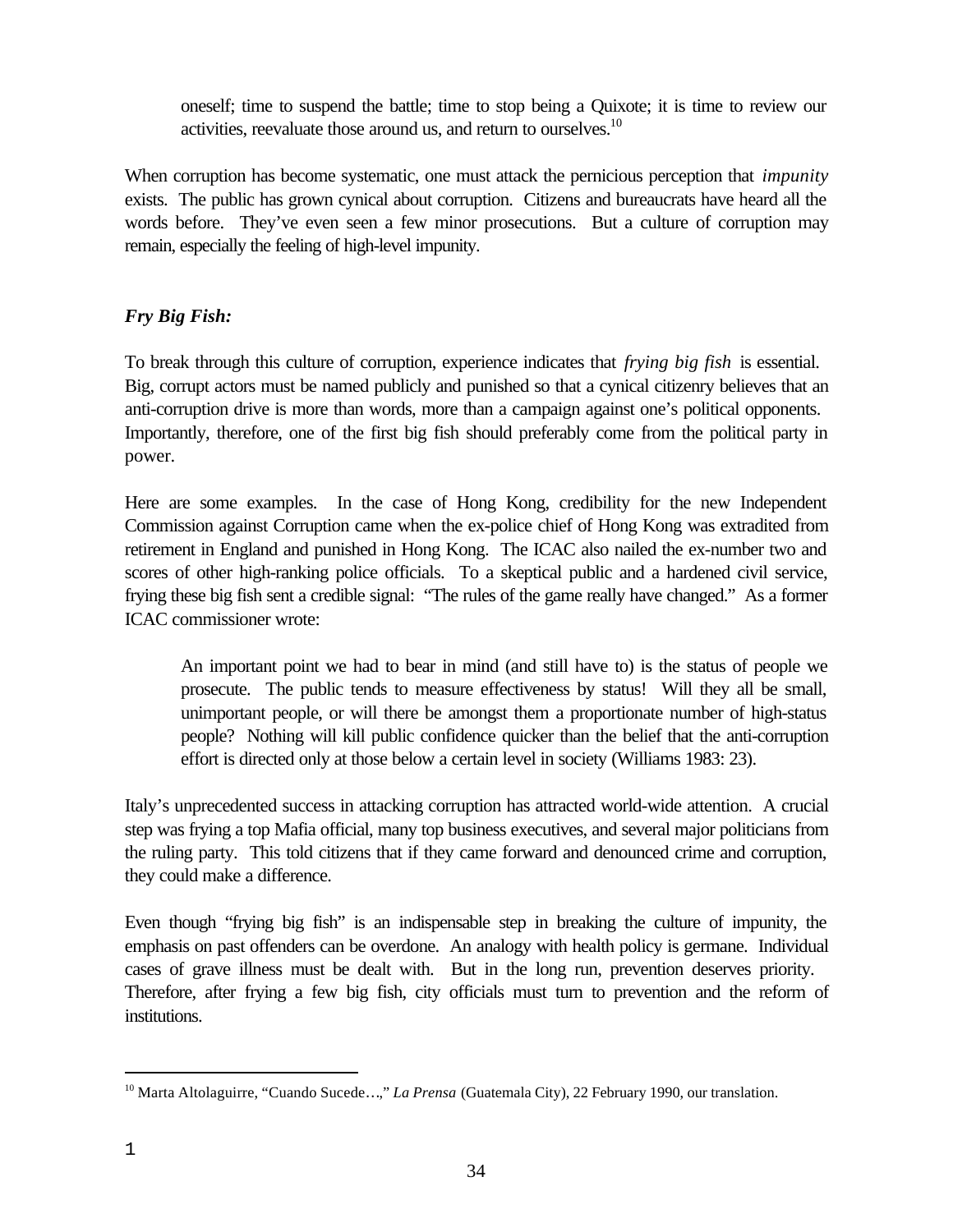oneself; time to suspend the battle; time to stop being a Quixote; it is time to review our activities, reevaluate those around us, and return to ourselves.[10]

When corruption has become systematic, one must attack the pernicious perception that *impunity* exists. The public has grown cynical about corruption. Citizens and bureaucrats have heard all the words before. They've even seen a few minor prosecutions. But a culture of corruption may remain, especially the feeling of high-level impunity.

### ***Fry Big Fish:***

To break through this culture of corruption, experience indicates that *frying big fish* is essential. Big, corrupt actors must be named publicly and punished so that a cynical citizenry believes that an anti-corruption drive is more than words, more than a campaign against one's political opponents. Importantly, therefore, one of the first big fish should preferably come from the political party in power.

Here are some examples. In the case of Hong Kong, credibility for the new Independent Commission against Corruption came when the ex-police chief of Hong Kong was extradited from retirement in England and punished in Hong Kong. The ICAC also nailed the ex-number two and scores of other high-ranking police officials. To a skeptical public and a hardened civil service, frying these big fish sent a credible signal: "The rules of the game really have changed." As a former ICAC commissioner wrote:

> An important point we had to bear in mind (and still have to) is the status of people we prosecute. The public tends to measure effectiveness by status! Will they all be small, unimportant people, or will there be amongst them a proportionate number of high-status people? Nothing will kill public confidence quicker than the belief that the anti-corruption effort is directed only at those below a certain level in society (Williams 1983: 23).

Italy's unprecedented success in attacking corruption has attracted world-wide attention. A crucial step was frying a top Mafia official, many top business executives, and several major politicians from the ruling party. This told citizens that if they came forward and denounced crime and corruption, they could make a difference.

Even though "frying big fish" is an indispensable step in breaking the culture of impunity, the emphasis on past offenders can be overdone. An analogy with health policy is germane. Individual cases of grave illness must be dealt with. But in the long run, prevention deserves priority. Therefore, after frying a few big fish, city officials must turn to prevention and the reform of institutions.

[10] Marta Altolaguirre, "Cuando Sucede…," *La Prensa* (Guatemala City), 22 February 1990, our translation.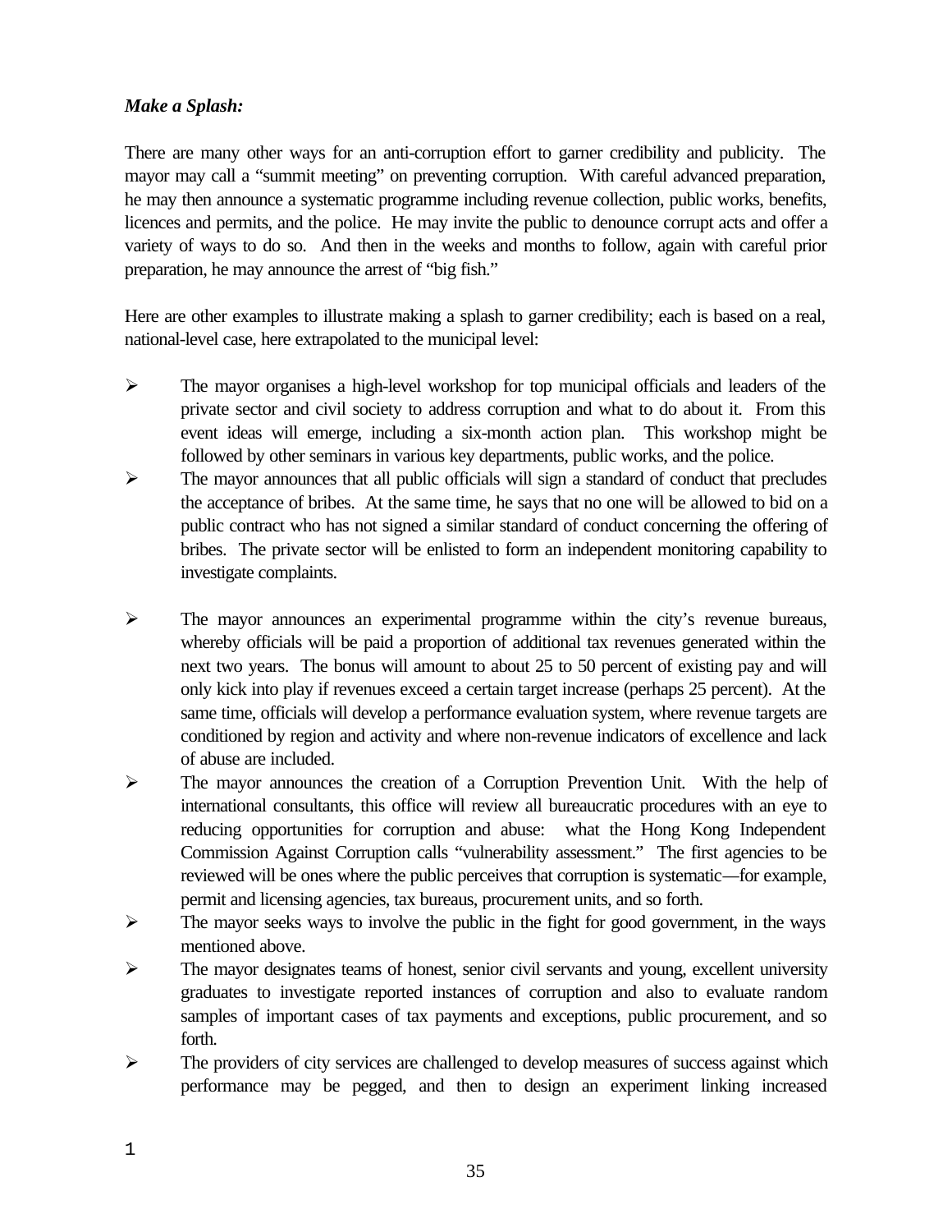***Make a Splash:***

There are many other ways for an anti-corruption effort to garner credibility and publicity. The mayor may call a "summit meeting" on preventing corruption. With careful advanced preparation, he may then announce a systematic programme including revenue collection, public works, benefits, licences and permits, and the police. He may invite the public to denounce corrupt acts and offer a variety of ways to do so. And then in the weeks and months to follow, again with careful prior preparation, he may announce the arrest of "big fish."

Here are other examples to illustrate making a splash to garner credibility; each is based on a real, national-level case, here extrapolated to the municipal level:

- The mayor organises a high-level workshop for top municipal officials and leaders of the private sector and civil society to address corruption and what to do about it. From this event ideas will emerge, including a six-month action plan. This workshop might be followed by other seminars in various key departments, public works, and the police.
- The mayor announces that all public officials will sign a standard of conduct that precludes the acceptance of bribes. At the same time, he says that no one will be allowed to bid on a public contract who has not signed a similar standard of conduct concerning the offering of bribes. The private sector will be enlisted to form an independent monitoring capability to investigate complaints.
- The mayor announces an experimental programme within the city's revenue bureaus, whereby officials will be paid a proportion of additional tax revenues generated within the next two years. The bonus will amount to about 25 to 50 percent of existing pay and will only kick into play if revenues exceed a certain target increase (perhaps 25 percent). At the same time, officials will develop a performance evaluation system, where revenue targets are conditioned by region and activity and where non-revenue indicators of excellence and lack of abuse are included.
- The mayor announces the creation of a Corruption Prevention Unit. With the help of international consultants, this office will review all bureaucratic procedures with an eye to reducing opportunities for corruption and abuse: what the Hong Kong Independent Commission Against Corruption calls "vulnerability assessment." The first agencies to be reviewed will be ones where the public perceives that corruption is systematic—for example, permit and licensing agencies, tax bureaus, procurement units, and so forth.
- The mayor seeks ways to involve the public in the fight for good government, in the ways mentioned above.
- The mayor designates teams of honest, senior civil servants and young, excellent university graduates to investigate reported instances of corruption and also to evaluate random samples of important cases of tax payments and exceptions, public procurement, and so forth.
- The providers of city services are challenged to develop measures of success against which performance may be pegged, and then to design an experiment linking increased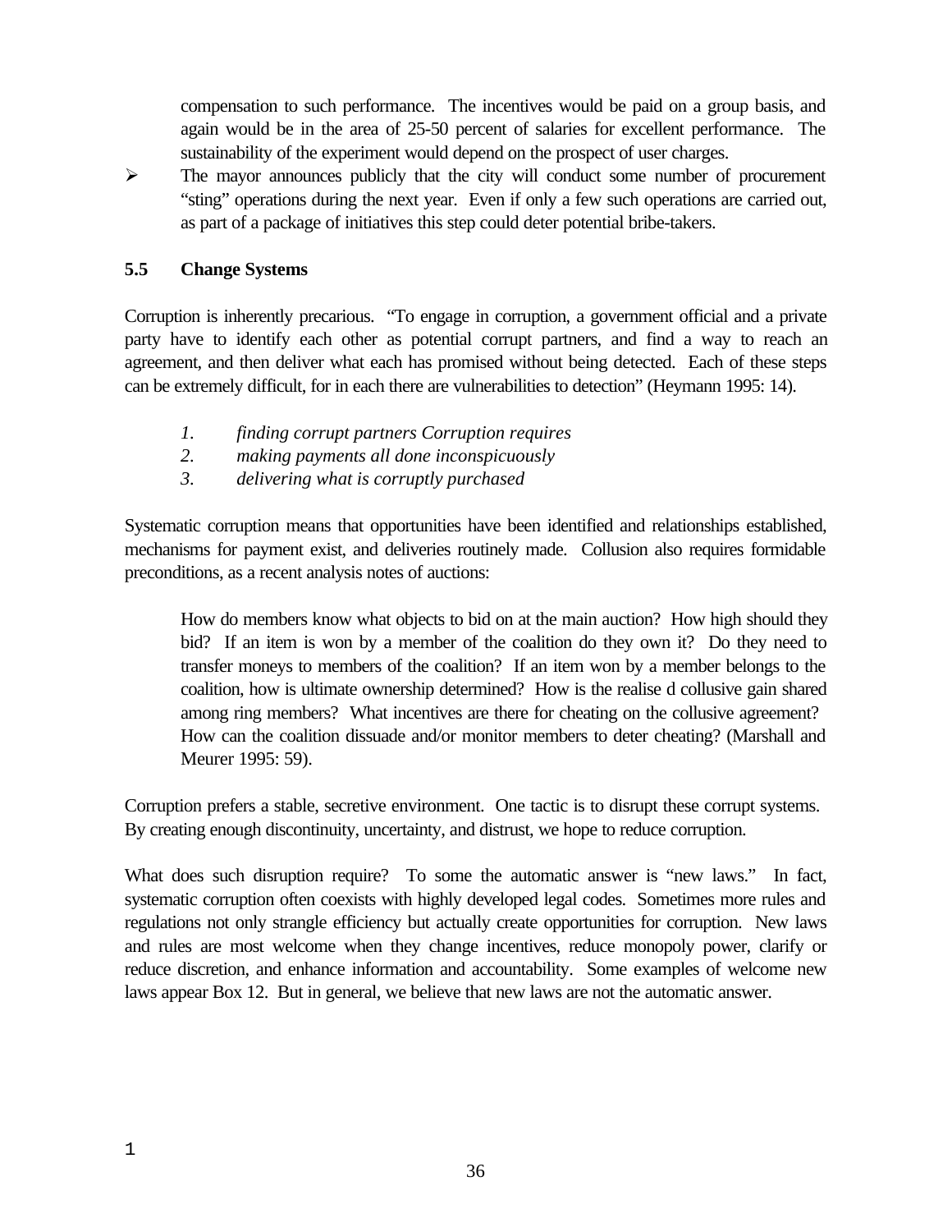compensation to such performance. The incentives would be paid on a group basis, and again would be in the area of 25-50 percent of salaries for excellent performance. The sustainability of the experiment would depend on the prospect of user charges.

- The mayor announces publicly that the city will conduct some number of procurement "sting" operations during the next year. Even if only a few such operations are carried out, as part of a package of initiatives this step could deter potential bribe-takers.

### 5.5 Change Systems

Corruption is inherently precarious. "To engage in corruption, a government official and a private party have to identify each other as potential corrupt partners, and find a way to reach an agreement, and then deliver what each has promised without being detected. Each of these steps can be extremely difficult, for in each there are vulnerabilities to detection" (Heymann 1995: 14).

1. *finding corrupt partners Corruption requires*
2. *making payments all done inconspicuously*
3. *delivering what is corruptly purchased*

Systematic corruption means that opportunities have been identified and relationships established, mechanisms for payment exist, and deliveries routinely made. Collusion also requires formidable preconditions, as a recent analysis notes of auctions:

> How do members know what objects to bid on at the main auction? How high should they bid? If an item is won by a member of the coalition do they own it? Do they need to transfer moneys to members of the coalition? If an item won by a member belongs to the coalition, how is ultimate ownership determined? How is the realise d collusive gain shared among ring members? What incentives are there for cheating on the collusive agreement? How can the coalition dissuade and/or monitor members to deter cheating? (Marshall and Meurer 1995: 59).

Corruption prefers a stable, secretive environment. One tactic is to disrupt these corrupt systems. By creating enough discontinuity, uncertainty, and distrust, we hope to reduce corruption.

What does such disruption require? To some the automatic answer is "new laws." In fact, systematic corruption often coexists with highly developed legal codes. Sometimes more rules and regulations not only strangle efficiency but actually create opportunities for corruption. New laws and rules are most welcome when they change incentives, reduce monopoly power, clarify or reduce discretion, and enhance information and accountability. Some examples of welcome new laws appear Box 12. But in general, we believe that new laws are not the automatic answer.

1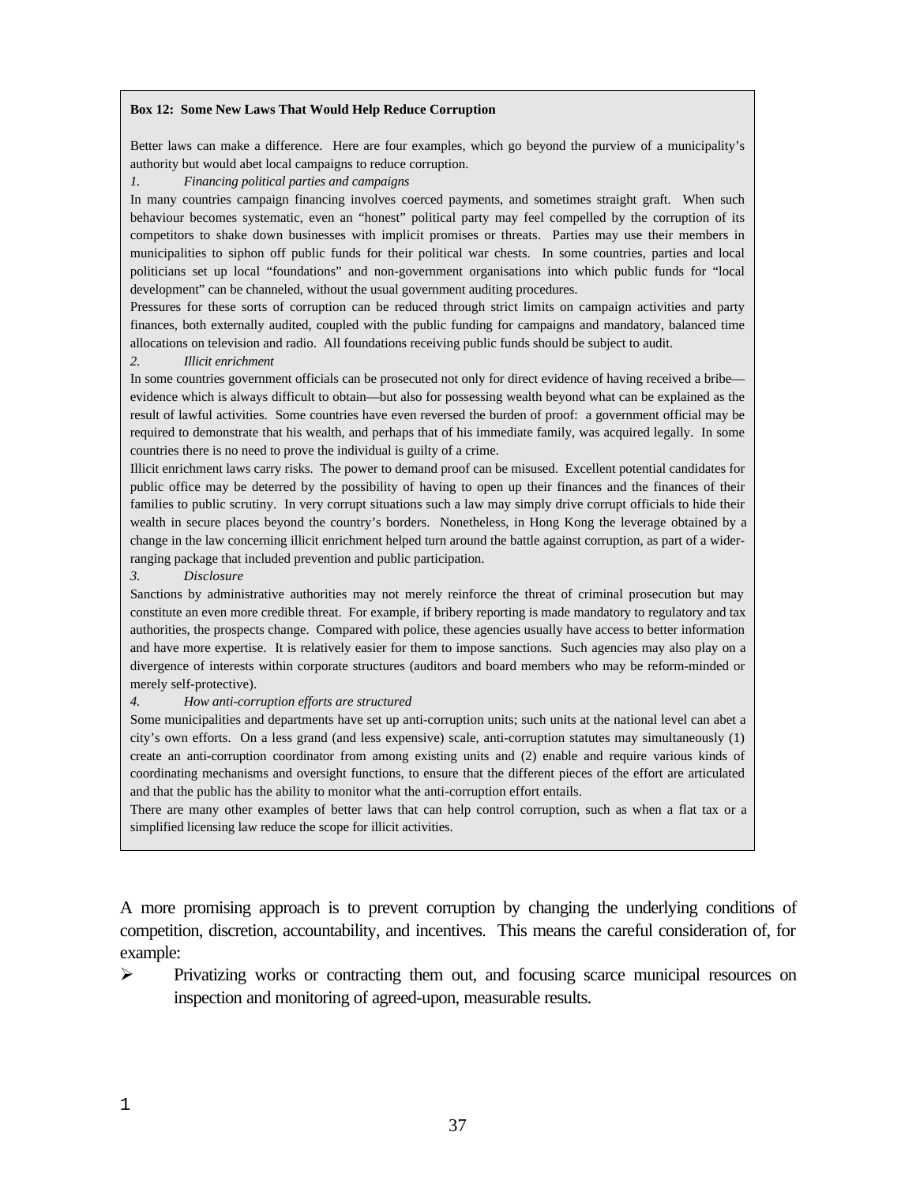**Box 12: Some New Laws That Would Help Reduce Corruption**

Better laws can make a difference. Here are four examples, which go beyond the purview of a municipality's authority but would abet local campaigns to reduce corruption.

*1. Financing political parties and campaigns*

In many countries campaign financing involves coerced payments, and sometimes straight graft. When such behaviour becomes systematic, even an "honest" political party may feel compelled by the corruption of its competitors to shake down businesses with implicit promises or threats. Parties may use their members in municipalities to siphon off public funds for their political war chests. In some countries, parties and local politicians set up local "foundations" and non-government organisations into which public funds for "local development" can be channeled, without the usual government auditing procedures.

Pressures for these sorts of corruption can be reduced through strict limits on campaign activities and party finances, both externally audited, coupled with the public funding for campaigns and mandatory, balanced time allocations on television and radio. All foundations receiving public funds should be subject to audit.

*2. Illicit enrichment*

In some countries government officials can be prosecuted not only for direct evidence of having received a bribe—evidence which is always difficult to obtain—but also for possessing wealth beyond what can be explained as the result of lawful activities. Some countries have even reversed the burden of proof: a government official may be required to demonstrate that his wealth, and perhaps that of his immediate family, was acquired legally. In some countries there is no need to prove the individual is guilty of a crime.

Illicit enrichment laws carry risks. The power to demand proof can be misused. Excellent potential candidates for public office may be deterred by the possibility of having to open up their finances and the finances of their families to public scrutiny. In very corrupt situations such a law may simply drive corrupt officials to hide their wealth in secure places beyond the country's borders. Nonetheless, in Hong Kong the leverage obtained by a change in the law concerning illicit enrichment helped turn around the battle against corruption, as part of a wider-ranging package that included prevention and public participation.

*3. Disclosure*

Sanctions by administrative authorities may not merely reinforce the threat of criminal prosecution but may constitute an even more credible threat. For example, if bribery reporting is made mandatory to regulatory and tax authorities, the prospects change. Compared with police, these agencies usually have access to better information and have more expertise. It is relatively easier for them to impose sanctions. Such agencies may also play on a divergence of interests within corporate structures (auditors and board members who may be reform-minded or merely self-protective).

*4. How anti-corruption efforts are structured*

Some municipalities and departments have set up anti-corruption units; such units at the national level can abet a city's own efforts. On a less grand (and less expensive) scale, anti-corruption statutes may simultaneously (1) create an anti-corruption coordinator from among existing units and (2) enable and require various kinds of coordinating mechanisms and oversight functions, to ensure that the different pieces of the effort are articulated and that the public has the ability to monitor what the anti-corruption effort entails.

There are many other examples of better laws that can help control corruption, such as when a flat tax or a simplified licensing law reduce the scope for illicit activities.

A more promising approach is to prevent corruption by changing the underlying conditions of competition, discretion, accountability, and incentives. This means the careful consideration of, for example:

- Privatizing works or contracting them out, and focusing scarce municipal resources on inspection and monitoring of agreed-upon, measurable results.

1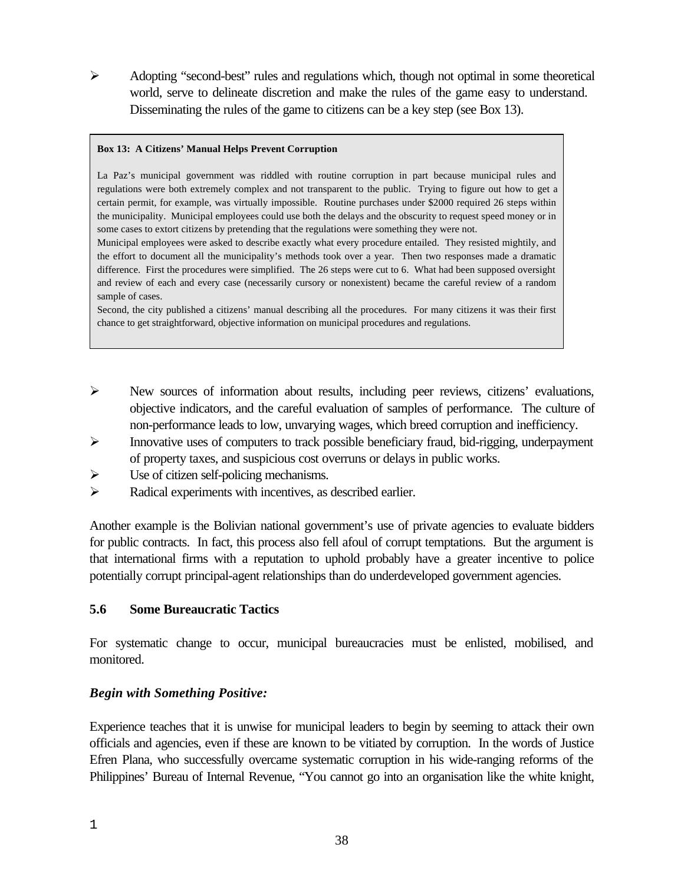- Adopting "second-best" rules and regulations which, though not optimal in some theoretical world, serve to delineate discretion and make the rules of the game easy to understand. Disseminating the rules of the game to citizens can be a key step (see Box 13).

> **Box 13: A Citizens' Manual Helps Prevent Corruption**
>
> La Paz's municipal government was riddled with routine corruption in part because municipal rules and regulations were both extremely complex and not transparent to the public. Trying to figure out how to get a certain permit, for example, was virtually impossible. Routine purchases under $2000 required 26 steps within the municipality. Municipal employees could use both the delays and the obscurity to request speed money or in some cases to extort citizens by pretending that the regulations were something they were not.
>
> Municipal employees were asked to describe exactly what every procedure entailed. They resisted mightily, and the effort to document all the municipality's methods took over a year. Then two responses made a dramatic difference. First the procedures were simplified. The 26 steps were cut to 6. What had been supposed oversight and review of each and every case (necessarily cursory or nonexistent) became the careful review of a random sample of cases.
>
> Second, the city published a citizens' manual describing all the procedures. For many citizens it was their first chance to get straightforward, objective information on municipal procedures and regulations.

- New sources of information about results, including peer reviews, citizens' evaluations, objective indicators, and the careful evaluation of samples of performance. The culture of non-performance leads to low, unvarying wages, which breed corruption and inefficiency.
- Innovative uses of computers to track possible beneficiary fraud, bid-rigging, underpayment of property taxes, and suspicious cost overruns or delays in public works.
- Use of citizen self-policing mechanisms.
- Radical experiments with incentives, as described earlier.

Another example is the Bolivian national government's use of private agencies to evaluate bidders for public contracts. In fact, this process also fell afoul of corrupt temptations. But the argument is that international firms with a reputation to uphold probably have a greater incentive to police potentially corrupt principal-agent relationships than do underdeveloped government agencies.

### 5.6 Some Bureaucratic Tactics

For systematic change to occur, municipal bureaucracies must be enlisted, mobilised, and monitored.

***Begin with Something Positive:***

Experience teaches that it is unwise for municipal leaders to begin by seeming to attack their own officials and agencies, even if these are known to be vitiated by corruption. In the words of Justice Efren Plana, who successfully overcame systematic corruption in his wide-ranging reforms of the Philippines' Bureau of Internal Revenue, "You cannot go into an organisation like the white knight,

1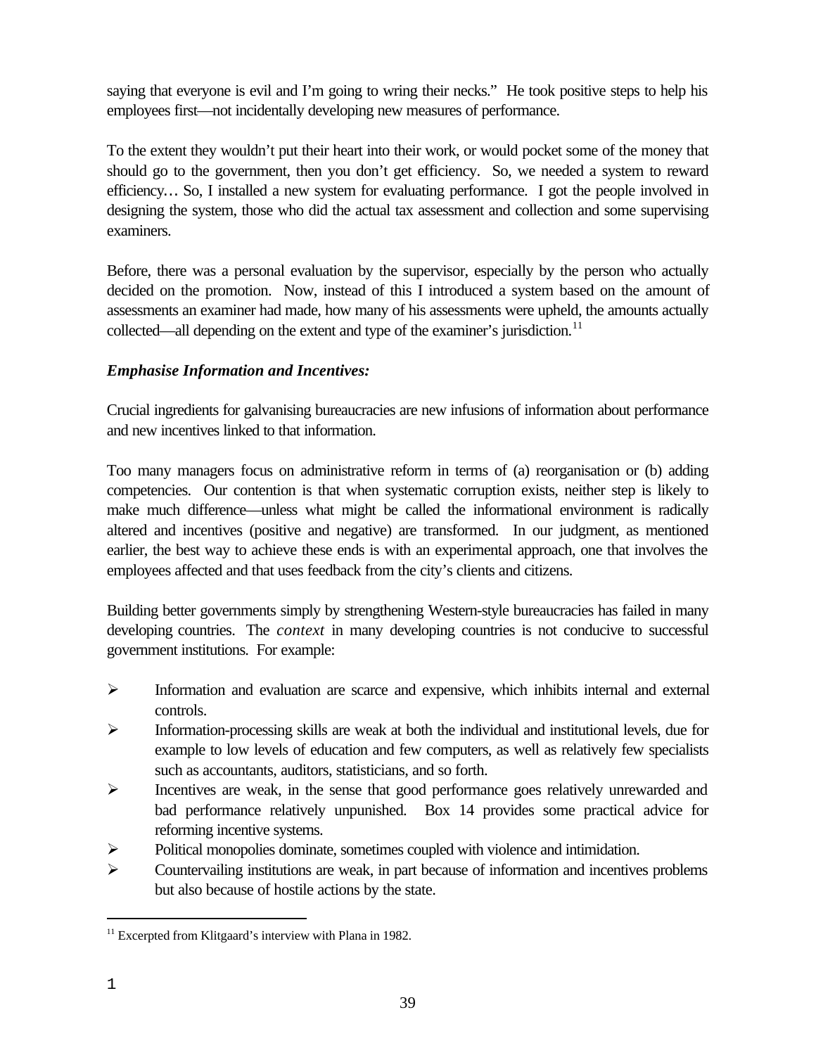saying that everyone is evil and I'm going to wring their necks." He took positive steps to help his employees first—not incidentally developing new measures of performance.

To the extent they wouldn't put their heart into their work, or would pocket some of the money that should go to the government, then you don't get efficiency. So, we needed a system to reward efficiency… So, I installed a new system for evaluating performance. I got the people involved in designing the system, those who did the actual tax assessment and collection and some supervising examiners.

Before, there was a personal evaluation by the supervisor, especially by the person who actually decided on the promotion. Now, instead of this I introduced a system based on the amount of assessments an examiner had made, how many of his assessments were upheld, the amounts actually collected—all depending on the extent and type of the examiner's jurisdiction.[11]

***Emphasise Information and Incentives:***

Crucial ingredients for galvanising bureaucracies are new infusions of information about performance and new incentives linked to that information.

Too many managers focus on administrative reform in terms of (a) reorganisation or (b) adding competencies. Our contention is that when systematic corruption exists, neither step is likely to make much difference—unless what might be called the informational environment is radically altered and incentives (positive and negative) are transformed. In our judgment, as mentioned earlier, the best way to achieve these ends is with an experimental approach, one that involves the employees affected and that uses feedback from the city's clients and citizens.

Building better governments simply by strengthening Western-style bureaucracies has failed in many developing countries. The *context* in many developing countries is not conducive to successful government institutions. For example:

- Information and evaluation are scarce and expensive, which inhibits internal and external controls.
- Information-processing skills are weak at both the individual and institutional levels, due for example to low levels of education and few computers, as well as relatively few specialists such as accountants, auditors, statisticians, and so forth.
- Incentives are weak, in the sense that good performance goes relatively unrewarded and bad performance relatively unpunished. Box 14 provides some practical advice for reforming incentive systems.
- Political monopolies dominate, sometimes coupled with violence and intimidation.
- Countervailing institutions are weak, in part because of information and incentives problems but also because of hostile actions by the state.

[11] Excerpted from Klitgaard's interview with Plana in 1982.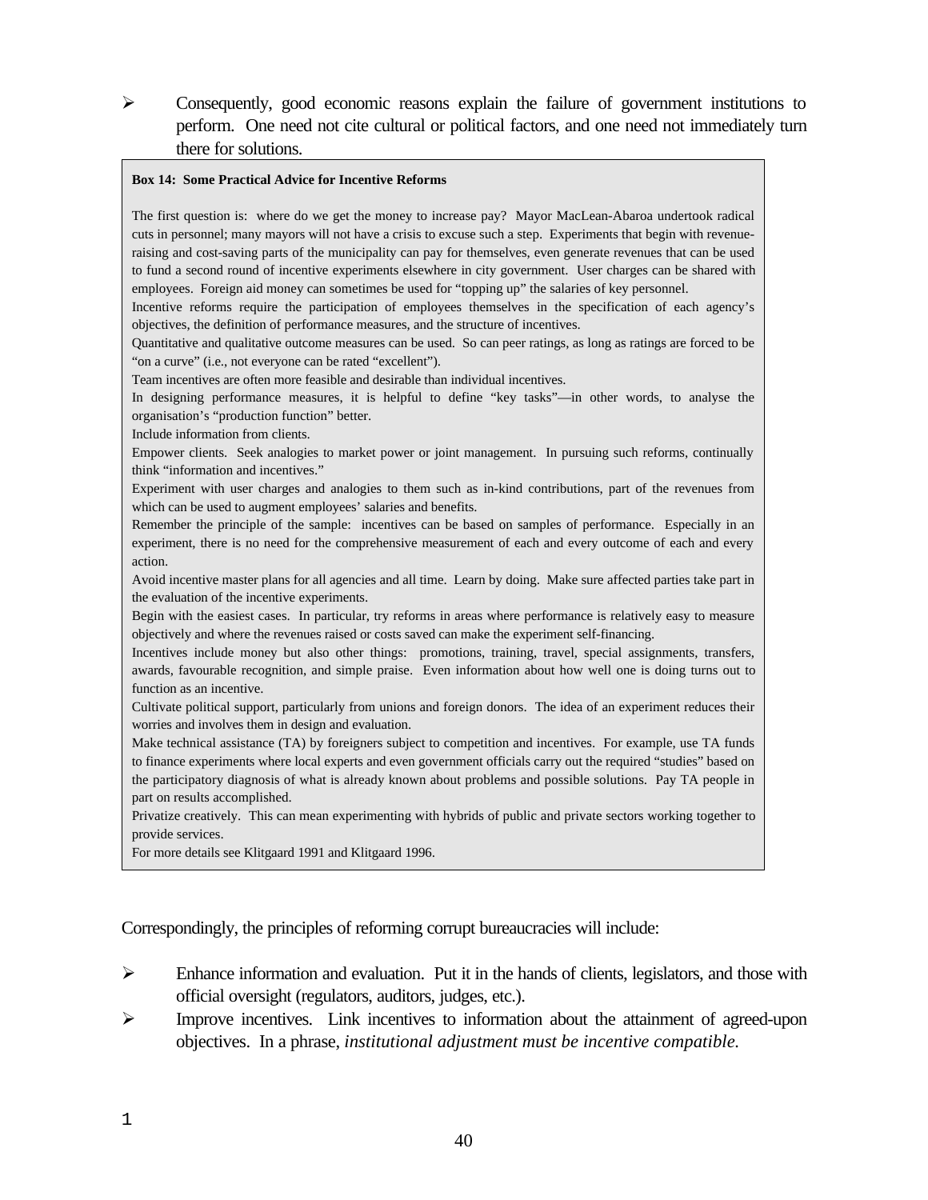- Consequently, good economic reasons explain the failure of government institutions to perform. One need not cite cultural or political factors, and one need not immediately turn there for solutions.

> **Box 14: Some Practical Advice for Incentive Reforms**
>
> The first question is: where do we get the money to increase pay? Mayor MacLean-Abaroa undertook radical cuts in personnel; many mayors will not have a crisis to excuse such a step. Experiments that begin with revenue-raising and cost-saving parts of the municipality can pay for themselves, even generate revenues that can be used to fund a second round of incentive experiments elsewhere in city government. User charges can be shared with employees. Foreign aid money can sometimes be used for "topping up" the salaries of key personnel.
>
> Incentive reforms require the participation of employees themselves in the specification of each agency's objectives, the definition of performance measures, and the structure of incentives.
>
> Quantitative and qualitative outcome measures can be used. So can peer ratings, as long as ratings are forced to be "on a curve" (i.e., not everyone can be rated "excellent").
>
> Team incentives are often more feasible and desirable than individual incentives.
>
> In designing performance measures, it is helpful to define "key tasks"—in other words, to analyse the organisation's "production function" better.
>
> Include information from clients.
>
> Empower clients. Seek analogies to market power or joint management. In pursuing such reforms, continually think "information and incentives."
>
> Experiment with user charges and analogies to them such as in-kind contributions, part of the revenues from which can be used to augment employees' salaries and benefits.
>
> Remember the principle of the sample: incentives can be based on samples of performance. Especially in an experiment, there is no need for the comprehensive measurement of each and every outcome of each and every action.
>
> Avoid incentive master plans for all agencies and all time. Learn by doing. Make sure affected parties take part in the evaluation of the incentive experiments.
>
> Begin with the easiest cases. In particular, try reforms in areas where performance is relatively easy to measure objectively and where the revenues raised or costs saved can make the experiment self-financing.
>
> Incentives include money but also other things: promotions, training, travel, special assignments, transfers, awards, favourable recognition, and simple praise. Even information about how well one is doing turns out to function as an incentive.
>
> Cultivate political support, particularly from unions and foreign donors. The idea of an experiment reduces their worries and involves them in design and evaluation.
>
> Make technical assistance (TA) by foreigners subject to competition and incentives. For example, use TA funds to finance experiments where local experts and even government officials carry out the required "studies" based on the participatory diagnosis of what is already known about problems and possible solutions. Pay TA people in part on results accomplished.
>
> Privatize creatively. This can mean experimenting with hybrids of public and private sectors working together to provide services.
>
> For more details see Klitgaard 1991 and Klitgaard 1996.

Correspondingly, the principles of reforming corrupt bureaucracies will include:

- Enhance information and evaluation. Put it in the hands of clients, legislators, and those with official oversight (regulators, auditors, judges, etc.).
- Improve incentives. Link incentives to information about the attainment of agreed-upon objectives. In a phrase, *institutional adjustment must be incentive compatible.*

1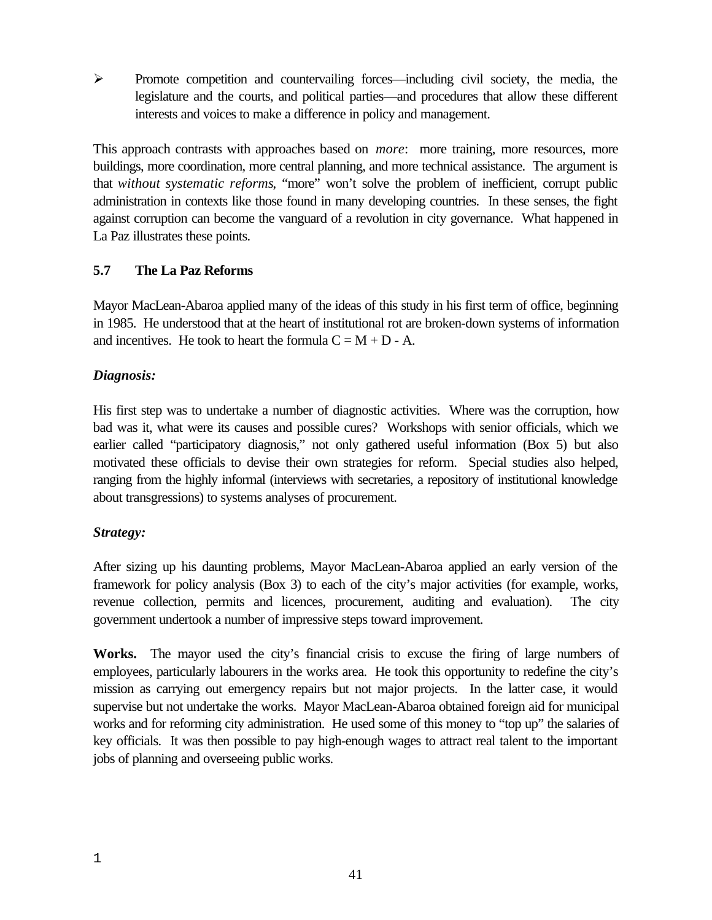- Promote competition and countervailing forces—including civil society, the media, the legislature and the courts, and political parties—and procedures that allow these different interests and voices to make a difference in policy and management.

This approach contrasts with approaches based on *more*: more training, more resources, more buildings, more coordination, more central planning, and more technical assistance. The argument is that *without systematic reforms*, "more" won't solve the problem of inefficient, corrupt public administration in contexts like those found in many developing countries. In these senses, the fight against corruption can become the vanguard of a revolution in city governance. What happened in La Paz illustrates these points.

### 5.7 The La Paz Reforms

Mayor MacLean-Abaroa applied many of the ideas of this study in his first term of office, beginning in 1985. He understood that at the heart of institutional rot are broken-down systems of information and incentives. He took to heart the formula $C = M + D - A$.

***Diagnosis:***

His first step was to undertake a number of diagnostic activities. Where was the corruption, how bad was it, what were its causes and possible cures? Workshops with senior officials, which we earlier called "participatory diagnosis," not only gathered useful information (Box 5) but also motivated these officials to devise their own strategies for reform. Special studies also helped, ranging from the highly informal (interviews with secretaries, a repository of institutional knowledge about transgressions) to systems analyses of procurement.

***Strategy:***

After sizing up his daunting problems, Mayor MacLean-Abaroa applied an early version of the framework for policy analysis (Box 3) to each of the city's major activities (for example, works, revenue collection, permits and licences, procurement, auditing and evaluation). The city government undertook a number of impressive steps toward improvement.

**Works.** The mayor used the city's financial crisis to excuse the firing of large numbers of employees, particularly labourers in the works area. He took this opportunity to redefine the city's mission as carrying out emergency repairs but not major projects. In the latter case, it would supervise but not undertake the works. Mayor MacLean-Abaroa obtained foreign aid for municipal works and for reforming city administration. He used some of this money to "top up" the salaries of key officials. It was then possible to pay high-enough wages to attract real talent to the important jobs of planning and overseeing public works.

1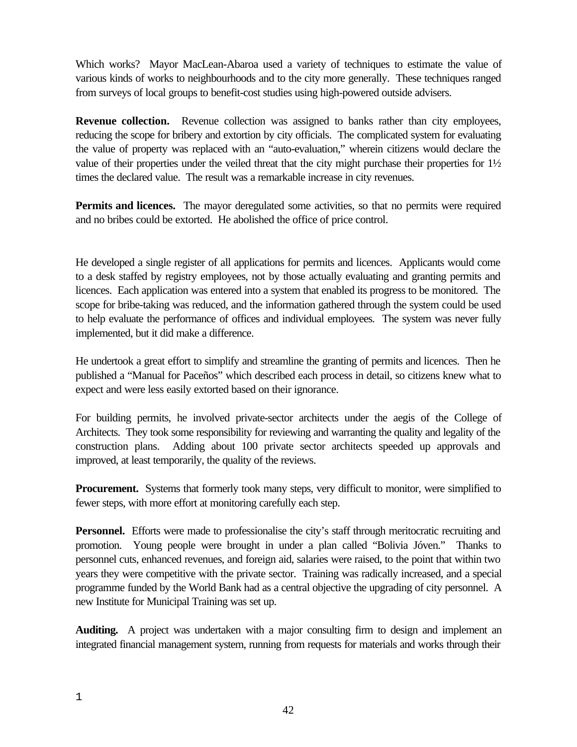Which works? Mayor MacLean-Abaroa used a variety of techniques to estimate the value of various kinds of works to neighbourhoods and to the city more generally. These techniques ranged from surveys of local groups to benefit-cost studies using high-powered outside advisers.

**Revenue collection.** Revenue collection was assigned to banks rather than city employees, reducing the scope for bribery and extortion by city officials. The complicated system for evaluating the value of property was replaced with an "auto-evaluation," wherein citizens would declare the value of their properties under the veiled threat that the city might purchase their properties for 1½ times the declared value. The result was a remarkable increase in city revenues.

**Permits and licences.** The mayor deregulated some activities, so that no permits were required and no bribes could be extorted. He abolished the office of price control.

He developed a single register of all applications for permits and licences. Applicants would come to a desk staffed by registry employees, not by those actually evaluating and granting permits and licences. Each application was entered into a system that enabled its progress to be monitored. The scope for bribe-taking was reduced, and the information gathered through the system could be used to help evaluate the performance of offices and individual employees. The system was never fully implemented, but it did make a difference.

He undertook a great effort to simplify and streamline the granting of permits and licences. Then he published a "Manual for Paceños" which described each process in detail, so citizens knew what to expect and were less easily extorted based on their ignorance.

For building permits, he involved private-sector architects under the aegis of the College of Architects. They took some responsibility for reviewing and warranting the quality and legality of the construction plans. Adding about 100 private sector architects speeded up approvals and improved, at least temporarily, the quality of the reviews.

**Procurement.** Systems that formerly took many steps, very difficult to monitor, were simplified to fewer steps, with more effort at monitoring carefully each step.

**Personnel.** Efforts were made to professionalise the city's staff through meritocratic recruiting and promotion. Young people were brought in under a plan called "Bolivia Jóven." Thanks to personnel cuts, enhanced revenues, and foreign aid, salaries were raised, to the point that within two years they were competitive with the private sector. Training was radically increased, and a special programme funded by the World Bank had as a central objective the upgrading of city personnel. A new Institute for Municipal Training was set up.

**Auditing.** A project was undertaken with a major consulting firm to design and implement an integrated financial management system, running from requests for materials and works through their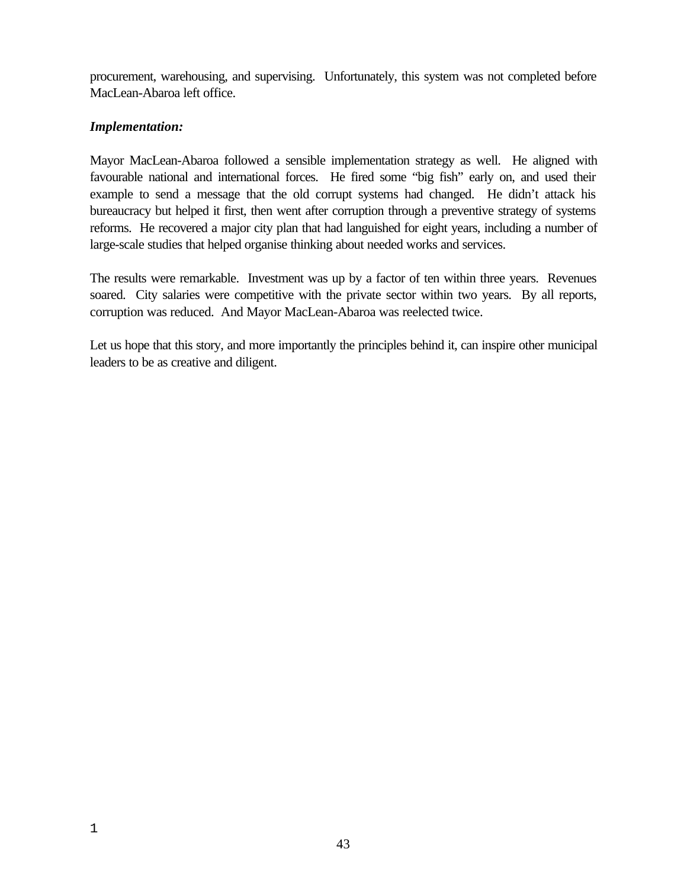procurement, warehousing, and supervising. Unfortunately, this system was not completed before MacLean-Abaroa left office.

***Implementation:***

Mayor MacLean-Abaroa followed a sensible implementation strategy as well. He aligned with favourable national and international forces. He fired some "big fish" early on, and used their example to send a message that the old corrupt systems had changed. He didn't attack his bureaucracy but helped it first, then went after corruption through a preventive strategy of systems reforms. He recovered a major city plan that had languished for eight years, including a number of large-scale studies that helped organise thinking about needed works and services.

The results were remarkable. Investment was up by a factor of ten within three years. Revenues soared. City salaries were competitive with the private sector within two years. By all reports, corruption was reduced. And Mayor MacLean-Abaroa was reelected twice.

Let us hope that this story, and more importantly the principles behind it, can inspire other municipal leaders to be as creative and diligent.

1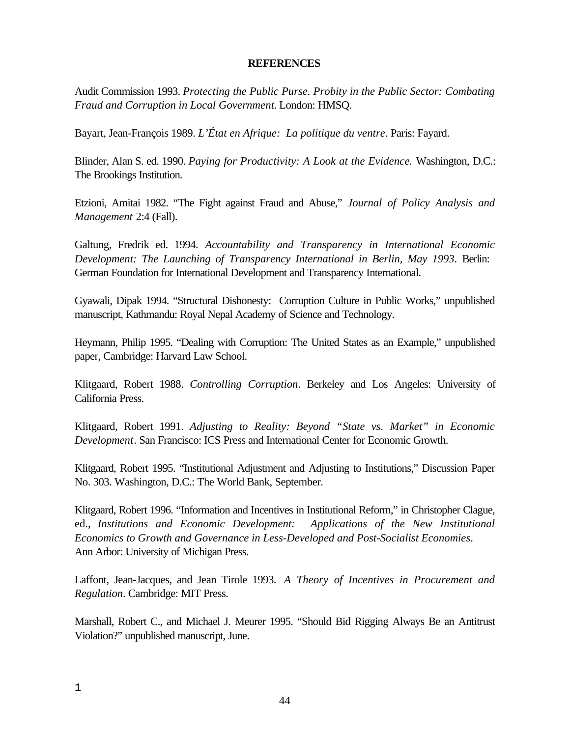**REFERENCES**

Audit Commission 1993. *Protecting the Public Purse. Probity in the Public Sector: Combating Fraud and Corruption in Local Government.* London: HMSQ.

Bayart, Jean-François 1989. *L'État en Afrique: La politique du ventre*. Paris: Fayard.

Blinder, Alan S. ed. 1990. *Paying for Productivity: A Look at the Evidence.* Washington, D.C.: The Brookings Institution.

Etzioni, Amitai 1982. "The Fight against Fraud and Abuse," *Journal of Policy Analysis and Management* 2:4 (Fall).

Galtung, Fredrik ed. 1994. *Accountability and Transparency in International Economic Development: The Launching of Transparency International in Berlin, May 1993*. Berlin: German Foundation for International Development and Transparency International.

Gyawali, Dipak 1994. "Structural Dishonesty: Corruption Culture in Public Works," unpublished manuscript, Kathmandu: Royal Nepal Academy of Science and Technology.

Heymann, Philip 1995. "Dealing with Corruption: The United States as an Example," unpublished paper, Cambridge: Harvard Law School.

Klitgaard, Robert 1988. *Controlling Corruption*. Berkeley and Los Angeles: University of California Press.

Klitgaard, Robert 1991. *Adjusting to Reality: Beyond "State vs. Market" in Economic Development*. San Francisco: ICS Press and International Center for Economic Growth.

Klitgaard, Robert 1995. "Institutional Adjustment and Adjusting to Institutions," Discussion Paper No. 303. Washington, D.C.: The World Bank, September.

Klitgaard, Robert 1996. "Information and Incentives in Institutional Reform," in Christopher Clague, ed., *Institutions and Economic Development: Applications of the New Institutional Economics to Growth and Governance in Less-Developed and Post-Socialist Economies*. Ann Arbor: University of Michigan Press.

Laffont, Jean-Jacques, and Jean Tirole 1993. *A Theory of Incentives in Procurement and Regulation*. Cambridge: MIT Press.

Marshall, Robert C., and Michael J. Meurer 1995. "Should Bid Rigging Always Be an Antitrust Violation?" unpublished manuscript, June.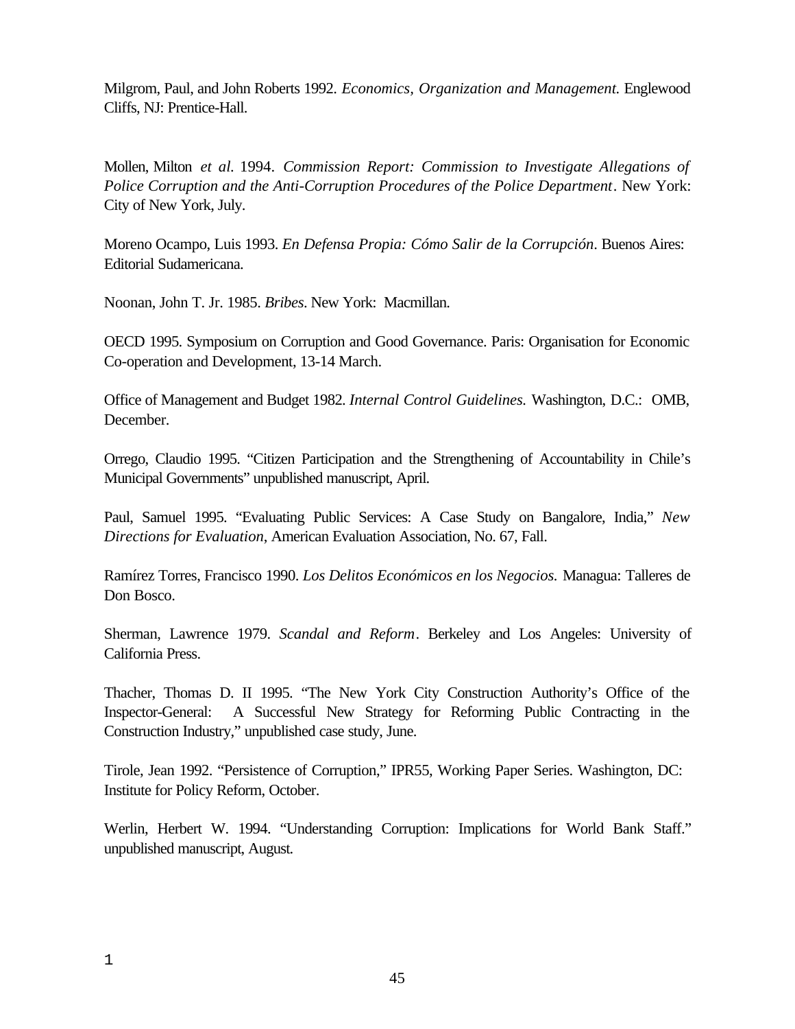Milgrom, Paul, and John Roberts 1992. *Economics, Organization and Management.* Englewood Cliffs, NJ: Prentice-Hall.

Mollen, Milton *et al.* 1994. *Commission Report: Commission to Investigate Allegations of Police Corruption and the Anti-Corruption Procedures of the Police Department*. New York: City of New York, July.

Moreno Ocampo, Luis 1993. *En Defensa Propia: Cómo Salir de la Corrupción*. Buenos Aires: Editorial Sudamericana.

Noonan, John T. Jr. 1985. *Bribes*. New York: Macmillan.

OECD 1995. Symposium on Corruption and Good Governance. Paris: Organisation for Economic Co-operation and Development, 13-14 March.

Office of Management and Budget 1982. *Internal Control Guidelines.* Washington, D.C.: OMB, December.

Orrego, Claudio 1995. "Citizen Participation and the Strengthening of Accountability in Chile's Municipal Governments" unpublished manuscript, April.

Paul, Samuel 1995. "Evaluating Public Services: A Case Study on Bangalore, India," *New Directions for Evaluation*, American Evaluation Association, No. 67, Fall.

Ramírez Torres, Francisco 1990. *Los Delitos Económicos en los Negocios.* Managua: Talleres de Don Bosco.

Sherman, Lawrence 1979. *Scandal and Reform*. Berkeley and Los Angeles: University of California Press.

Thacher, Thomas D. II 1995. "The New York City Construction Authority's Office of the Inspector-General: A Successful New Strategy for Reforming Public Contracting in the Construction Industry," unpublished case study, June.

Tirole, Jean 1992. "Persistence of Corruption," IPR55, Working Paper Series. Washington, DC: Institute for Policy Reform, October.

Werlin, Herbert W. 1994. "Understanding Corruption: Implications for World Bank Staff." unpublished manuscript, August.

1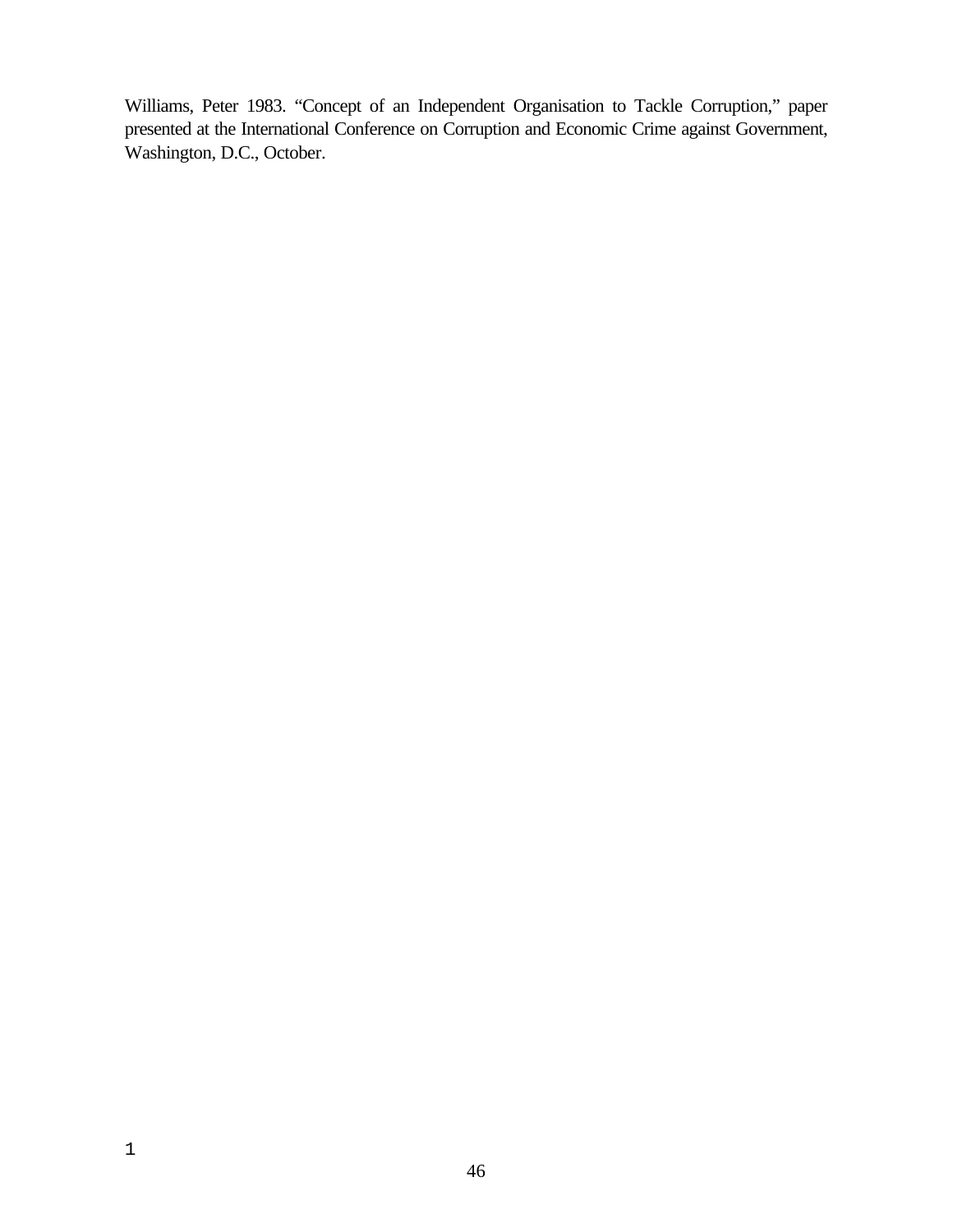Williams, Peter 1983. "Concept of an Independent Organisation to Tackle Corruption," paper presented at the International Conference on Corruption and Economic Crime against Government, Washington, D.C., October.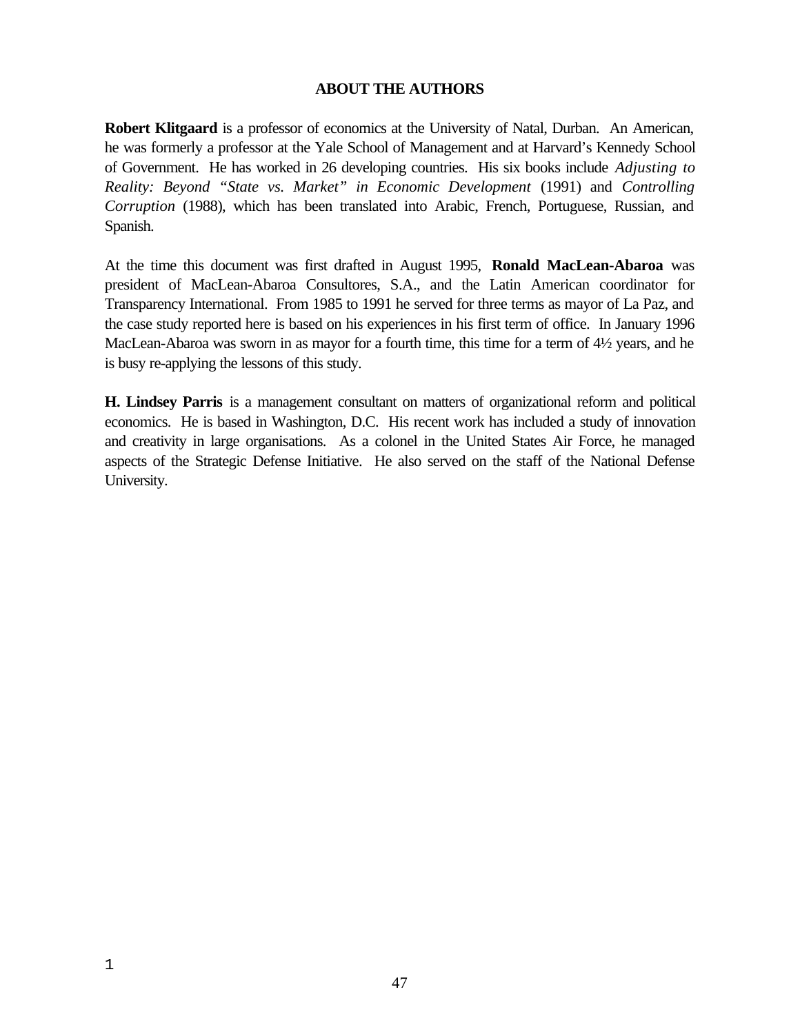## ABOUT THE AUTHORS

**Robert Klitgaard** is a professor of economics at the University of Natal, Durban. An American, he was formerly a professor at the Yale School of Management and at Harvard's Kennedy School of Government. He has worked in 26 developing countries. His six books include *Adjusting to Reality: Beyond "State vs. Market" in Economic Development* (1991) and *Controlling Corruption* (1988), which has been translated into Arabic, French, Portuguese, Russian, and Spanish.

At the time this document was first drafted in August 1995, **Ronald MacLean-Abaroa** was president of MacLean-Abaroa Consultores, S.A., and the Latin American coordinator for Transparency International. From 1985 to 1991 he served for three terms as mayor of La Paz, and the case study reported here is based on his experiences in his first term of office. In January 1996 MacLean-Abaroa was sworn in as mayor for a fourth time, this time for a term of 4½ years, and he is busy re-applying the lessons of this study.

**H. Lindsey Parris** is a management consultant on matters of organizational reform and political economics. He is based in Washington, D.C. His recent work has included a study of innovation and creativity in large organisations. As a colonel in the United States Air Force, he managed aspects of the Strategic Defense Initiative. He also served on the staff of the National Defense University.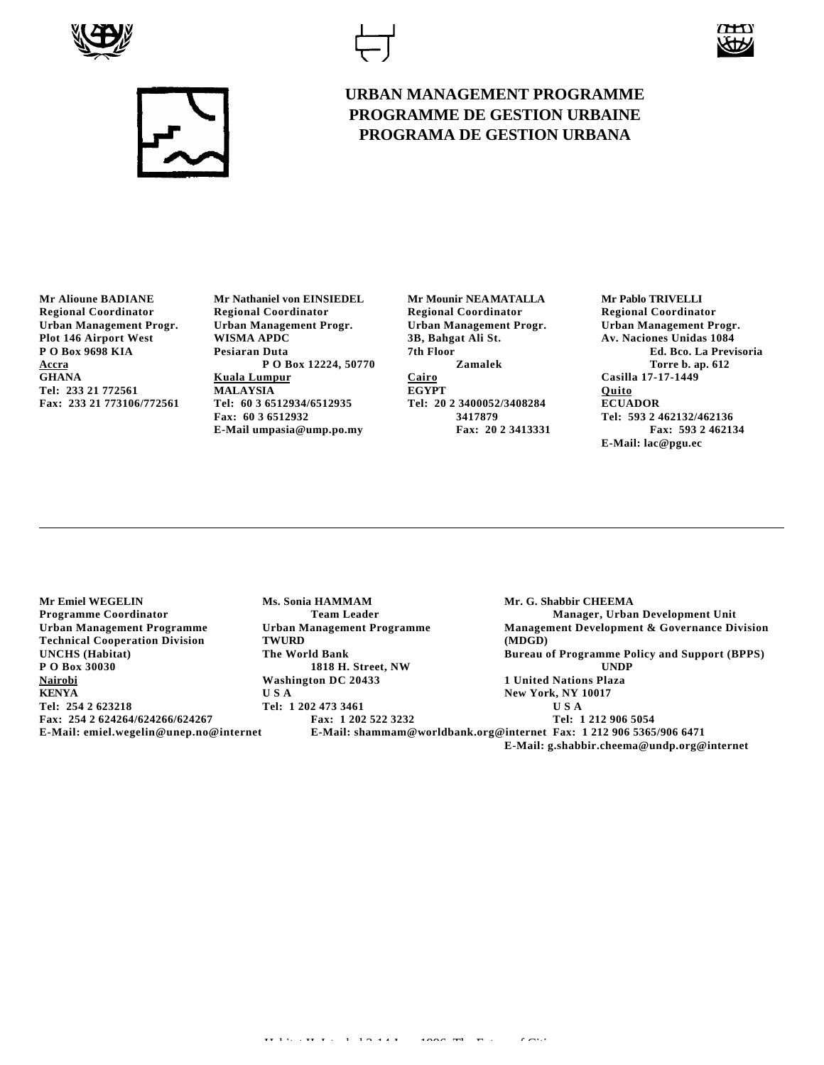# URBAN MANAGEMENT PROGRAMME
# PROGRAMME DE GESTION URBAINE
# PROGRAMA DE GESTION URBANA

**Mr Alioune BADIANE**
**Regional Coordinator**
**Urban Management Progr.**
**Plot 146 Airport West**
**P O Box 9698 KIA**
**Accra**
**GHANA**
**Tel: 233 21 772561**
**Fax: 233 21 773106/772561**

**Mr Nathaniel von EINSIEDEL**
**Regional Coordinator**
**Urban Management Progr.**
**WISMA APDC**
**Pesiaran Duta**
**P O Box 12224, 50770**
**Kuala Lumpur**
**MALAYSIA**
**Tel: 60 3 6512934/6512935**
**Fax: 60 3 6512932**
**E-Mail umpasia@ump.po.my**

**Mr Mounir NEAMATALLA**
**Regional Coordinator**
**Urban Management Progr.**
**3B, Bahgat Ali St.**
**7th Floor**
**Zamalek**
**Cairo**
**EGYPT**
**Tel: 20 2 3400052/3408284**
**3417879**
**Fax: 20 2 3413331**

**Mr Pablo TRIVELLI**
**Regional Coordinator**
**Urban Management Progr.**
**Av. Naciones Unidas 1084**
**Ed. Bco. La Previsoria**
**Torre b. ap. 612**
**Casilla 17-17-1449**
**Quito**
**ECUADOR**
**Tel: 593 2 462132/462136**
**Fax: 593 2 462134**
**E-Mail: lac@pgu.ec**

---

**Mr Emiel WEGELIN**
**Programme Coordinator**
**Urban Management Programme**
**Technical Cooperation Division**
**UNCHS (Habitat)**
**P O Box 30030**
**Nairobi**
**KENYA**
**Tel: 254 2 623218**
**Fax: 254 2 624264/624266/624267**
**E-Mail: emiel.wegelin@unep.no@internet**

**Ms. Sonia HAMMAM**
**Team Leader**
**Urban Management Programme**
**TWURD**
**The World Bank**
**1818 H. Street, NW**
**Washington DC 20433**
**U S A**
**Tel: 1 202 473 3461**
**Fax: 1 202 522 3232**
**E-Mail: shammam@worldbank.org@internet**

**Mr. G. Shabbir CHEEMA**
**Manager, Urban Development Unit**
**Management Development & Governance Division (MDGD)**
**Bureau of Programme Policy and Support (BPPS)**
**UNDP**
**1 United Nations Plaza**
**New York, NY 10017**
**U S A**
**Tel: 1 212 906 5054**
**Fax: 1 212 906 5365/906 6471**
**E-Mail: g.shabbir.cheema@undp.org@internet**